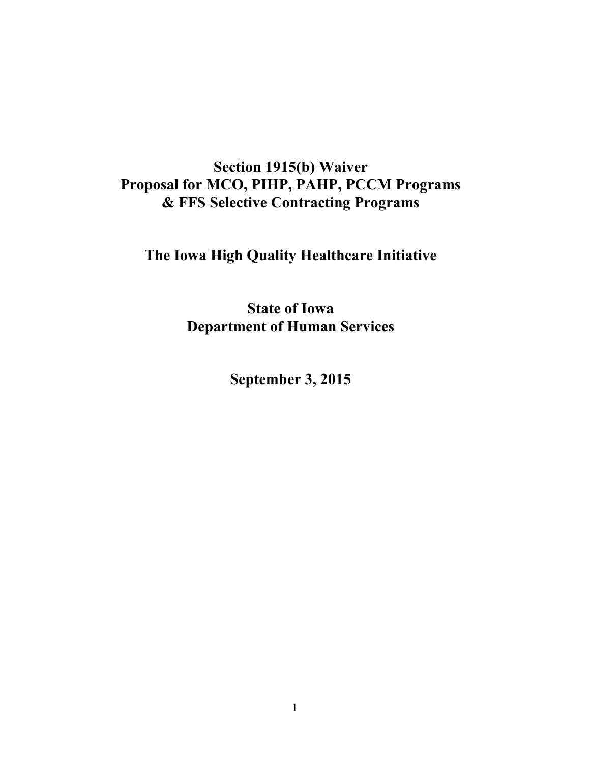# Section 1915(b) Waiver
# Proposal for MCO, PIHP, PAHP, PCCM Programs
# & FFS Selective Contracting Programs

## The Iowa High Quality Healthcare Initiative

## State of Iowa
## Department of Human Services

## September 3, 2015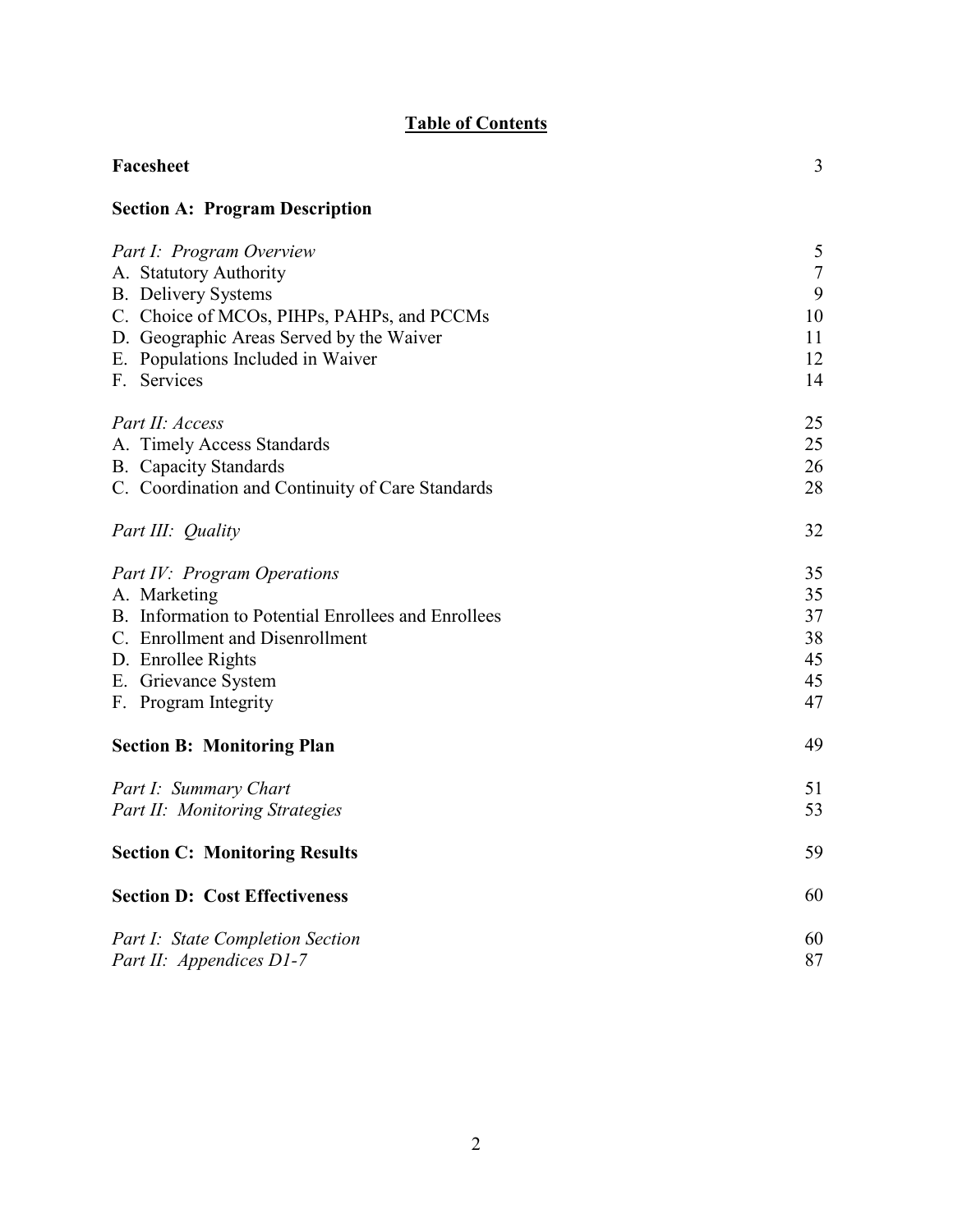# **Table of Contents**

| | |
|---|---|
| **Facesheet** | 3 |
| **Section A: Program Description** | |
| *Part I: Program Overview* | 5 |
| A. Statutory Authority | 7 |
| B. Delivery Systems | 9 |
| C. Choice of MCOs, PIHPs, PAHPs, and PCCMs | 10 |
| D. Geographic Areas Served by the Waiver | 11 |
| E. Populations Included in Waiver | 12 |
| F. Services | 14 |
| *Part II: Access* | 25 |
| A. Timely Access Standards | 25 |
| B. Capacity Standards | 26 |
| C. Coordination and Continuity of Care Standards | 28 |
| *Part III: Quality* | 32 |
| *Part IV: Program Operations* | 35 |
| A. Marketing | 35 |
| B. Information to Potential Enrollees and Enrollees | 37 |
| C. Enrollment and Disenrollment | 38 |
| D. Enrollee Rights | 45 |
| E. Grievance System | 45 |
| F. Program Integrity | 47 |
| **Section B: Monitoring Plan** | 49 |
| *Part I: Summary Chart* | 51 |
| *Part II: Monitoring Strategies* | 53 |
| **Section C: Monitoring Results** | 59 |
| **Section D: Cost Effectiveness** | 60 |
| *Part I: State Completion Section* | 60 |
| *Part II: Appendices D1-7* | 87 |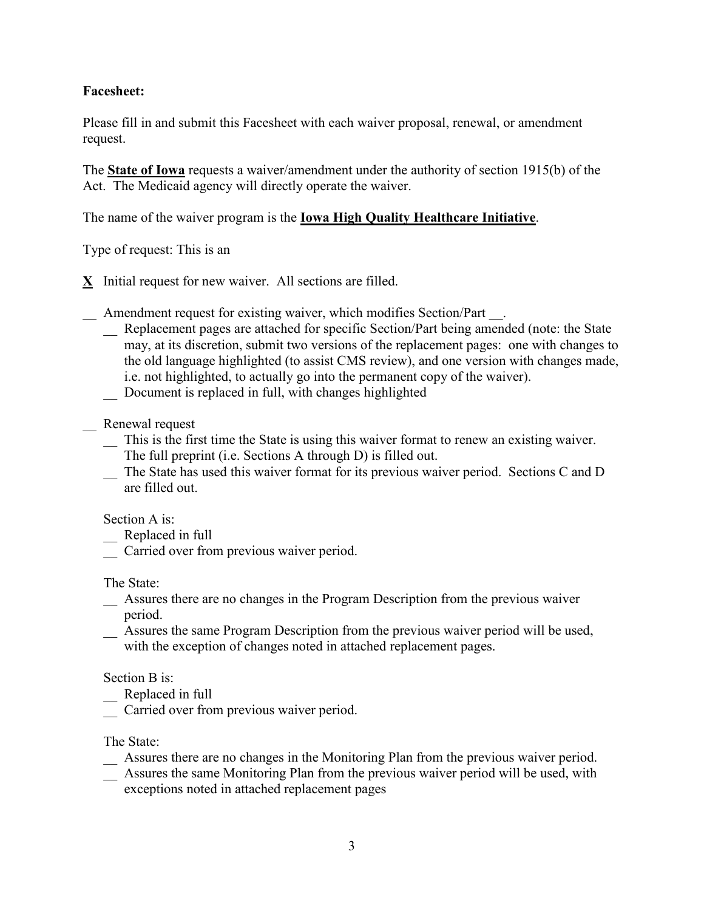**Facesheet:**

Please fill in and submit this Facesheet with each waiver proposal, renewal, or amendment request.

The **State of Iowa** requests a waiver/amendment under the authority of section 1915(b) of the Act. The Medicaid agency will directly operate the waiver.

The name of the waiver program is the **Iowa High Quality Healthcare Initiative**.

Type of request: This is an

**X** Initial request for new waiver. All sections are filled.

__ Amendment request for existing waiver, which modifies Section/Part __.

- __ Replacement pages are attached for specific Section/Part being amended (note: the State may, at its discretion, submit two versions of the replacement pages: one with changes to the old language highlighted (to assist CMS review), and one version with changes made, i.e. not highlighted, to actually go into the permanent copy of the waiver).
- __ Document is replaced in full, with changes highlighted

__ Renewal request

- __ This is the first time the State is using this waiver format to renew an existing waiver. The full preprint (i.e. Sections A through D) is filled out.
- __ The State has used this waiver format for its previous waiver period. Sections C and D are filled out.

Section A is:

- __ Replaced in full
- __ Carried over from previous waiver period.

The State:

- __ Assures there are no changes in the Program Description from the previous waiver period.
- __ Assures the same Program Description from the previous waiver period will be used, with the exception of changes noted in attached replacement pages.

Section B is:

- __ Replaced in full
- __ Carried over from previous waiver period.

The State:

- __ Assures there are no changes in the Monitoring Plan from the previous waiver period.
- __ Assures the same Monitoring Plan from the previous waiver period will be used, with exceptions noted in attached replacement pages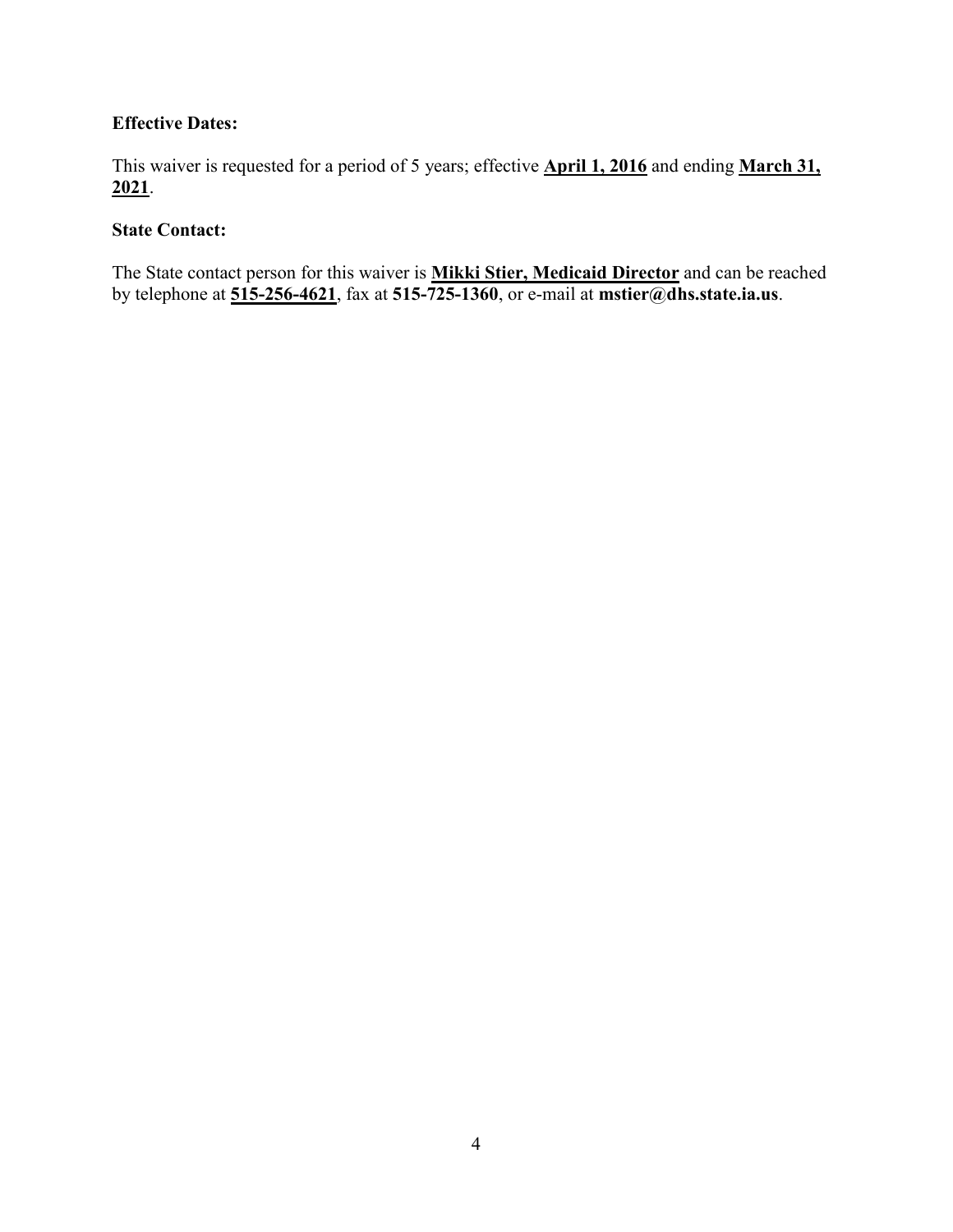**Effective Dates:**

This waiver is requested for a period of 5 years; effective **April 1, 2016** and ending **March 31, 2021**.

**State Contact:**

The State contact person for this waiver is **Mikki Stier, Medicaid Director** and can be reached by telephone at **515-256-4621**, fax at **515-725-1360**, or e-mail at **mstier@dhs.state.ia.us**.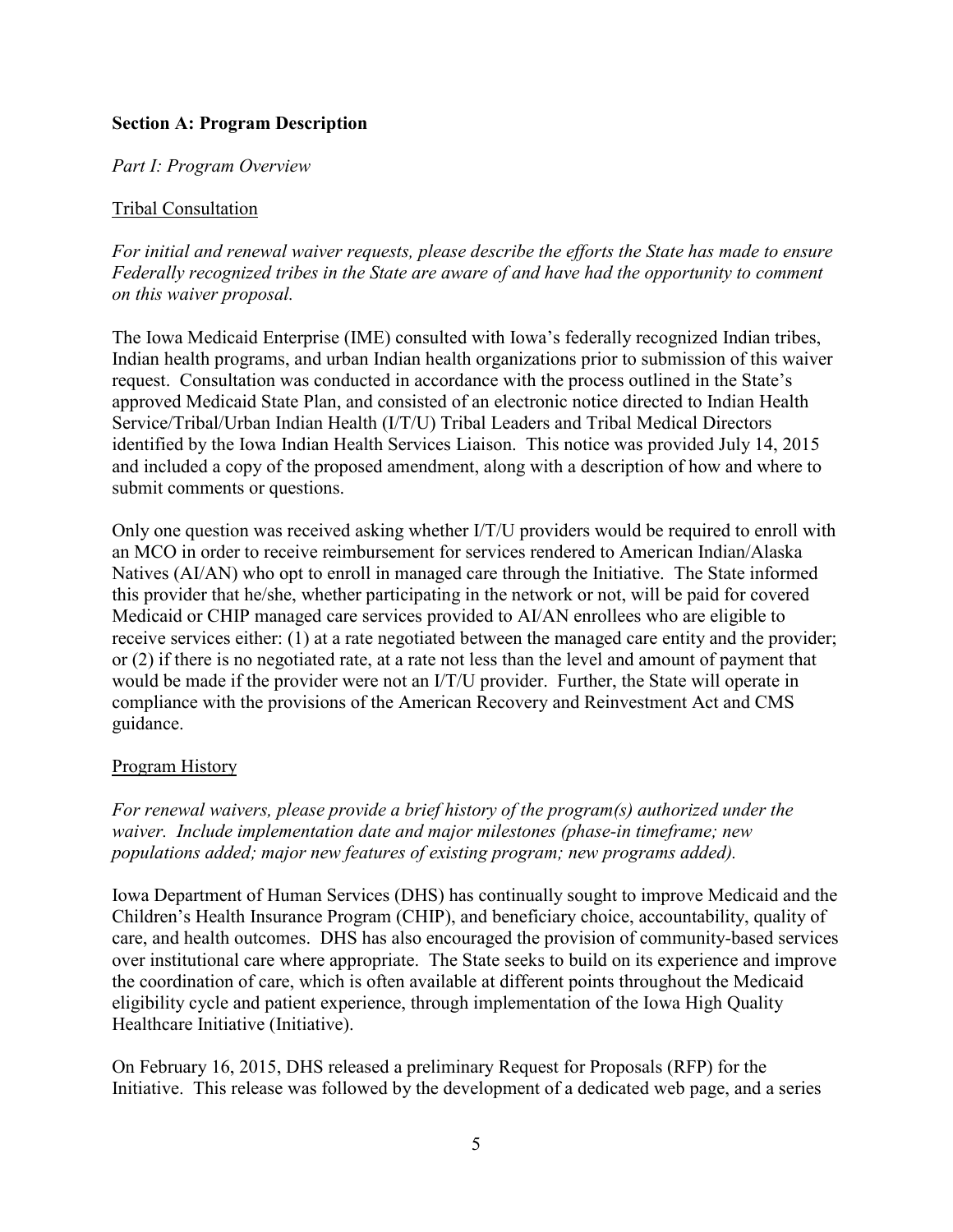## Section A: Program Description

*Part I: Program Overview*

### Tribal Consultation

*For initial and renewal waiver requests, please describe the efforts the State has made to ensure Federally recognized tribes in the State are aware of and have had the opportunity to comment on this waiver proposal.*

The Iowa Medicaid Enterprise (IME) consulted with Iowa's federally recognized Indian tribes, Indian health programs, and urban Indian health organizations prior to submission of this waiver request. Consultation was conducted in accordance with the process outlined in the State's approved Medicaid State Plan, and consisted of an electronic notice directed to Indian Health Service/Tribal/Urban Indian Health (I/T/U) Tribal Leaders and Tribal Medical Directors identified by the Iowa Indian Health Services Liaison. This notice was provided July 14, 2015 and included a copy of the proposed amendment, along with a description of how and where to submit comments or questions.

Only one question was received asking whether I/T/U providers would be required to enroll with an MCO in order to receive reimbursement for services rendered to American Indian/Alaska Natives (AI/AN) who opt to enroll in managed care through the Initiative. The State informed this provider that he/she, whether participating in the network or not, will be paid for covered Medicaid or CHIP managed care services provided to AI/AN enrollees who are eligible to receive services either: (1) at a rate negotiated between the managed care entity and the provider; or (2) if there is no negotiated rate, at a rate not less than the level and amount of payment that would be made if the provider were not an I/T/U provider. Further, the State will operate in compliance with the provisions of the American Recovery and Reinvestment Act and CMS guidance.

### Program History

*For renewal waivers, please provide a brief history of the program(s) authorized under the waiver. Include implementation date and major milestones (phase-in timeframe; new populations added; major new features of existing program; new programs added).*

Iowa Department of Human Services (DHS) has continually sought to improve Medicaid and the Children's Health Insurance Program (CHIP), and beneficiary choice, accountability, quality of care, and health outcomes. DHS has also encouraged the provision of community-based services over institutional care where appropriate. The State seeks to build on its experience and improve the coordination of care, which is often available at different points throughout the Medicaid eligibility cycle and patient experience, through implementation of the Iowa High Quality Healthcare Initiative (Initiative).

On February 16, 2015, DHS released a preliminary Request for Proposals (RFP) for the Initiative. This release was followed by the development of a dedicated web page, and a series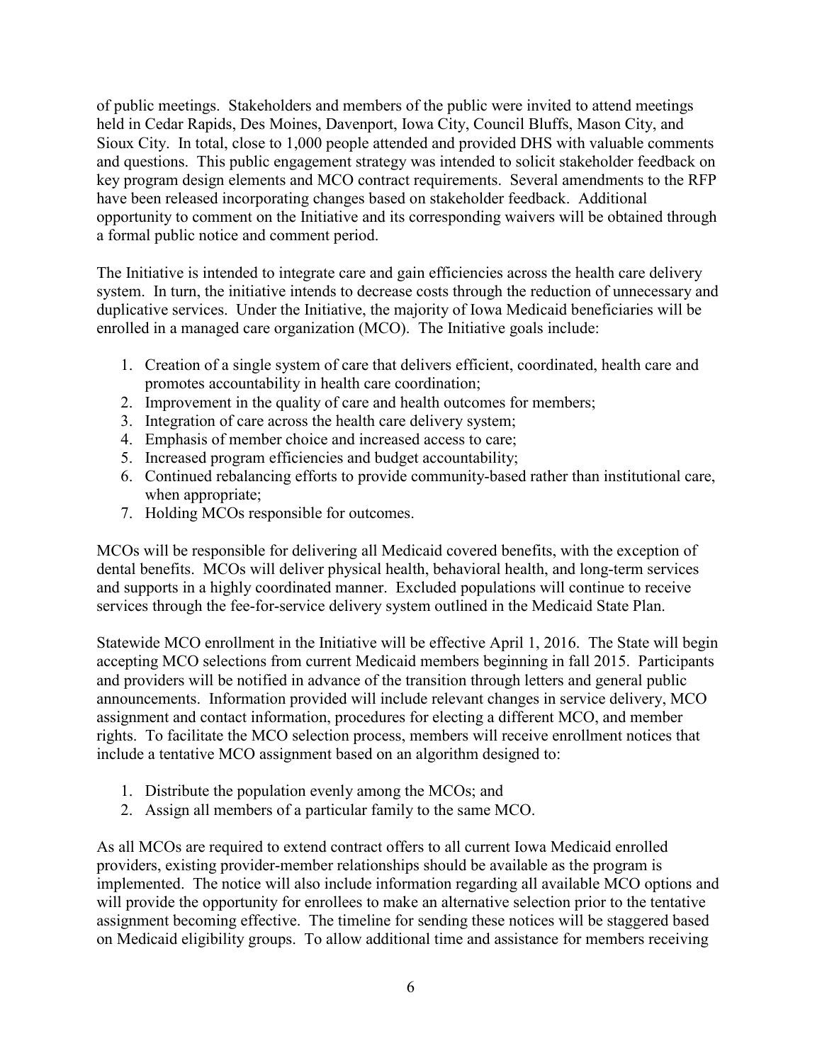of public meetings. Stakeholders and members of the public were invited to attend meetings held in Cedar Rapids, Des Moines, Davenport, Iowa City, Council Bluffs, Mason City, and Sioux City. In total, close to 1,000 people attended and provided DHS with valuable comments and questions. This public engagement strategy was intended to solicit stakeholder feedback on key program design elements and MCO contract requirements. Several amendments to the RFP have been released incorporating changes based on stakeholder feedback. Additional opportunity to comment on the Initiative and its corresponding waivers will be obtained through a formal public notice and comment period.

The Initiative is intended to integrate care and gain efficiencies across the health care delivery system. In turn, the initiative intends to decrease costs through the reduction of unnecessary and duplicative services. Under the Initiative, the majority of Iowa Medicaid beneficiaries will be enrolled in a managed care organization (MCO). The Initiative goals include:

1. Creation of a single system of care that delivers efficient, coordinated, health care and promotes accountability in health care coordination;
2. Improvement in the quality of care and health outcomes for members;
3. Integration of care across the health care delivery system;
4. Emphasis of member choice and increased access to care;
5. Increased program efficiencies and budget accountability;
6. Continued rebalancing efforts to provide community-based rather than institutional care, when appropriate;
7. Holding MCOs responsible for outcomes.

MCOs will be responsible for delivering all Medicaid covered benefits, with the exception of dental benefits. MCOs will deliver physical health, behavioral health, and long-term services and supports in a highly coordinated manner. Excluded populations will continue to receive services through the fee-for-service delivery system outlined in the Medicaid State Plan.

Statewide MCO enrollment in the Initiative will be effective April 1, 2016. The State will begin accepting MCO selections from current Medicaid members beginning in fall 2015. Participants and providers will be notified in advance of the transition through letters and general public announcements. Information provided will include relevant changes in service delivery, MCO assignment and contact information, procedures for electing a different MCO, and member rights. To facilitate the MCO selection process, members will receive enrollment notices that include a tentative MCO assignment based on an algorithm designed to:

1. Distribute the population evenly among the MCOs; and
2. Assign all members of a particular family to the same MCO.

As all MCOs are required to extend contract offers to all current Iowa Medicaid enrolled providers, existing provider-member relationships should be available as the program is implemented. The notice will also include information regarding all available MCO options and will provide the opportunity for enrollees to make an alternative selection prior to the tentative assignment becoming effective. The timeline for sending these notices will be staggered based on Medicaid eligibility groups. To allow additional time and assistance for members receiving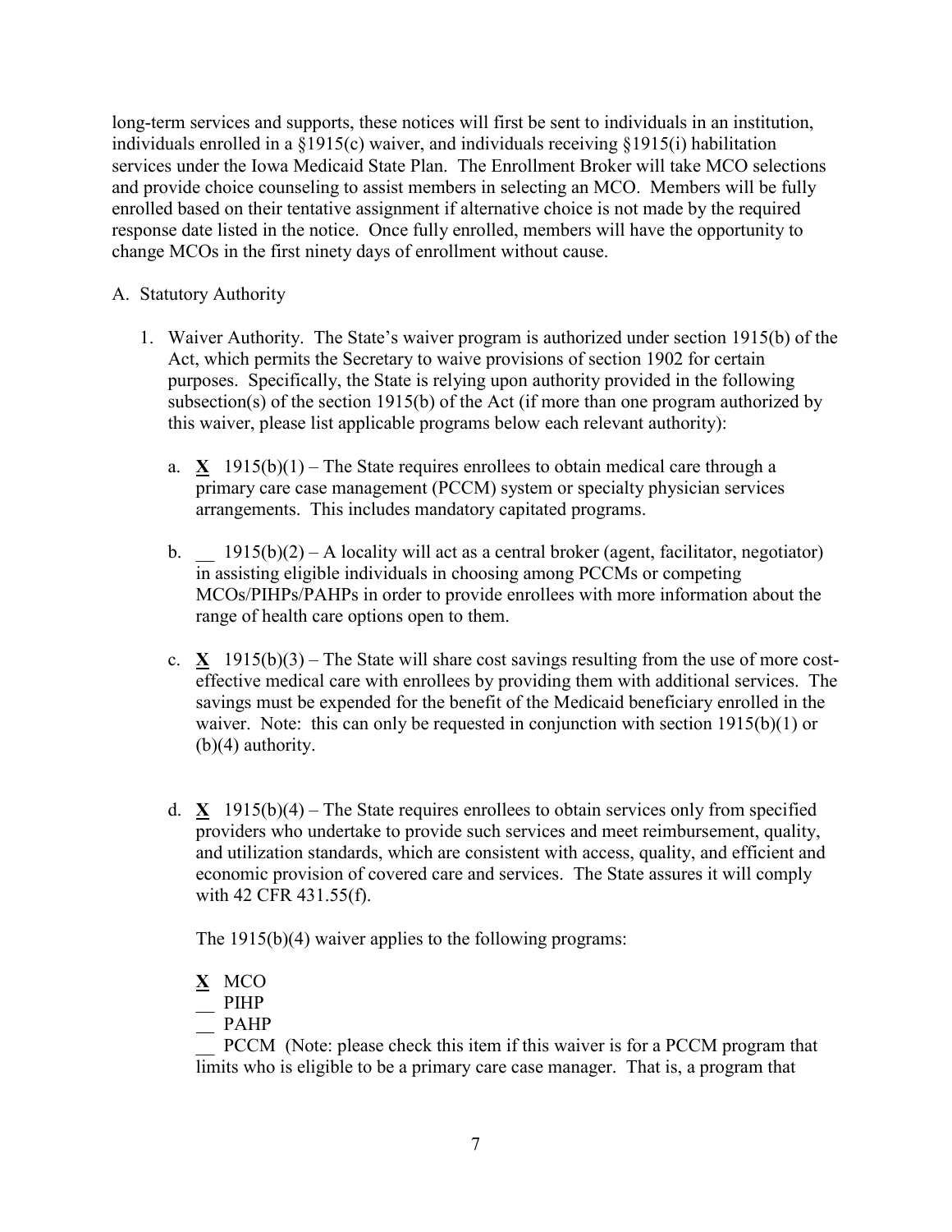long-term services and supports, these notices will first be sent to individuals in an institution, individuals enrolled in a §1915(c) waiver, and individuals receiving §1915(i) habilitation services under the Iowa Medicaid State Plan. The Enrollment Broker will take MCO selections and provide choice counseling to assist members in selecting an MCO. Members will be fully enrolled based on their tentative assignment if alternative choice is not made by the required response date listed in the notice. Once fully enrolled, members will have the opportunity to change MCOs in the first ninety days of enrollment without cause.

A. Statutory Authority

1. Waiver Authority. The State's waiver program is authorized under section 1915(b) of the Act, which permits the Secretary to waive provisions of section 1902 for certain purposes. Specifically, the State is relying upon authority provided in the following subsection(s) of the section 1915(b) of the Act (if more than one program authorized by this waiver, please list applicable programs below each relevant authority):

   a. **X** 1915(b)(1) – The State requires enrollees to obtain medical care through a primary care case management (PCCM) system or specialty physician services arrangements. This includes mandatory capitated programs.

   b. __ 1915(b)(2) – A locality will act as a central broker (agent, facilitator, negotiator) in assisting eligible individuals in choosing among PCCMs or competing MCOs/PIHPs/PAHPs in order to provide enrollees with more information about the range of health care options open to them.

   c. **X** 1915(b)(3) – The State will share cost savings resulting from the use of more cost-effective medical care with enrollees by providing them with additional services. The savings must be expended for the benefit of the Medicaid beneficiary enrolled in the waiver. Note: this can only be requested in conjunction with section 1915(b)(1) or (b)(4) authority.

   d. **X** 1915(b)(4) – The State requires enrollees to obtain services only from specified providers who undertake to provide such services and meet reimbursement, quality, and utilization standards, which are consistent with access, quality, and efficient and economic provision of covered care and services. The State assures it will comply with 42 CFR 431.55(f).

      The 1915(b)(4) waiver applies to the following programs:

      **X** MCO
      __ PIHP
      __ PAHP
      __ PCCM (Note: please check this item if this waiver is for a PCCM program that limits who is eligible to be a primary care case manager. That is, a program that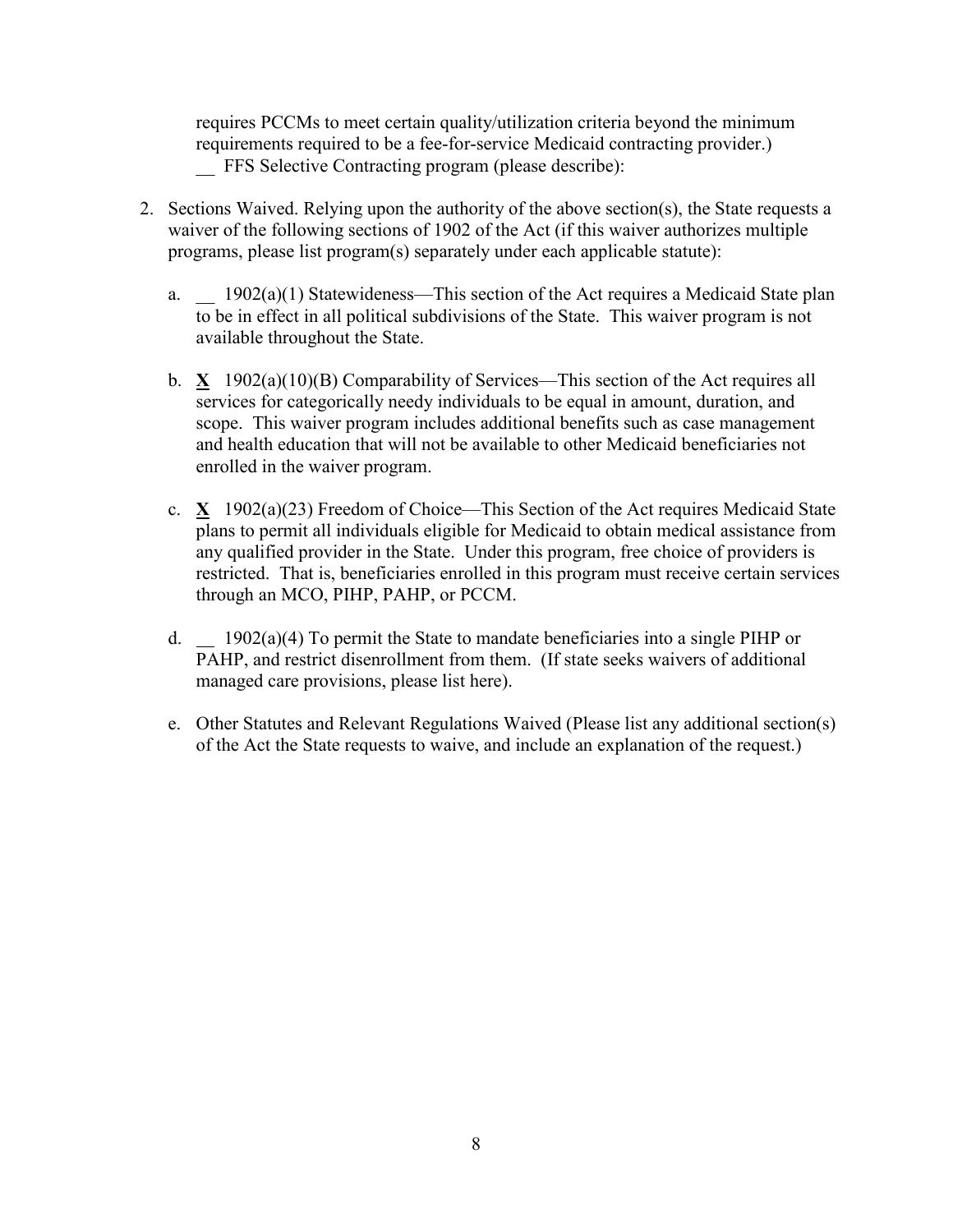requires PCCMs to meet certain quality/utilization criteria beyond the minimum requirements required to be a fee-for-service Medicaid contracting provider.)
__ FFS Selective Contracting program (please describe):

2. Sections Waived. Relying upon the authority of the above section(s), the State requests a waiver of the following sections of 1902 of the Act (if this waiver authorizes multiple programs, please list program(s) separately under each applicable statute):

   a. __ 1902(a)(1) Statewideness—This section of the Act requires a Medicaid State plan to be in effect in all political subdivisions of the State. This waiver program is not available throughout the State.

   b. **X** 1902(a)(10)(B) Comparability of Services—This section of the Act requires all services for categorically needy individuals to be equal in amount, duration, and scope. This waiver program includes additional benefits such as case management and health education that will not be available to other Medicaid beneficiaries not enrolled in the waiver program.

   c. **X** 1902(a)(23) Freedom of Choice—This Section of the Act requires Medicaid State plans to permit all individuals eligible for Medicaid to obtain medical assistance from any qualified provider in the State. Under this program, free choice of providers is restricted. That is, beneficiaries enrolled in this program must receive certain services through an MCO, PIHP, PAHP, or PCCM.

   d. __ 1902(a)(4) To permit the State to mandate beneficiaries into a single PIHP or PAHP, and restrict disenrollment from them. (If state seeks waivers of additional managed care provisions, please list here).

   e. Other Statutes and Relevant Regulations Waived (Please list any additional section(s) of the Act the State requests to waive, and include an explanation of the request.)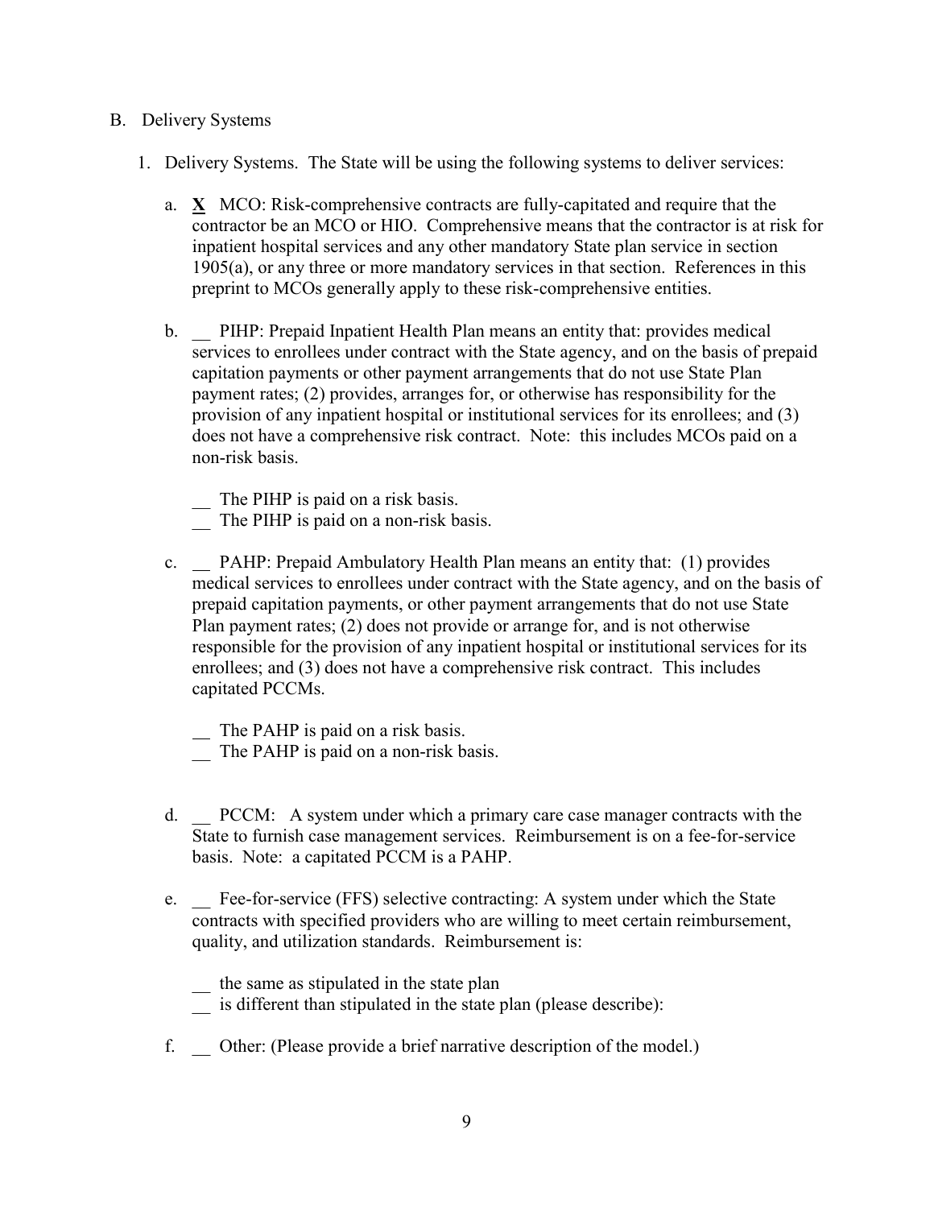B. Delivery Systems

1. Delivery Systems. The State will be using the following systems to deliver services:

   a. **X** MCO: Risk-comprehensive contracts are fully-capitated and require that the contractor be an MCO or HIO. Comprehensive means that the contractor is at risk for inpatient hospital services and any other mandatory State plan service in section 1905(a), or any three or more mandatory services in that section. References in this preprint to MCOs generally apply to these risk-comprehensive entities.

   b. __ PIHP: Prepaid Inpatient Health Plan means an entity that: provides medical services to enrollees under contract with the State agency, and on the basis of prepaid capitation payments or other payment arrangements that do not use State Plan payment rates; (2) provides, arranges for, or otherwise has responsibility for the provision of any inpatient hospital or institutional services for its enrollees; and (3) does not have a comprehensive risk contract. Note: this includes MCOs paid on a non-risk basis.

      __ The PIHP is paid on a risk basis.
      __ The PIHP is paid on a non-risk basis.

   c. __ PAHP: Prepaid Ambulatory Health Plan means an entity that: (1) provides medical services to enrollees under contract with the State agency, and on the basis of prepaid capitation payments, or other payment arrangements that do not use State Plan payment rates; (2) does not provide or arrange for, and is not otherwise responsible for the provision of any inpatient hospital or institutional services for its enrollees; and (3) does not have a comprehensive risk contract. This includes capitated PCCMs.

      __ The PAHP is paid on a risk basis.
      __ The PAHP is paid on a non-risk basis.

   d. __ PCCM: A system under which a primary care case manager contracts with the State to furnish case management services. Reimbursement is on a fee-for-service basis. Note: a capitated PCCM is a PAHP.

   e. __ Fee-for-service (FFS) selective contracting: A system under which the State contracts with specified providers who are willing to meet certain reimbursement, quality, and utilization standards. Reimbursement is:

      __ the same as stipulated in the state plan
      __ is different than stipulated in the state plan (please describe):

   f. __ Other: (Please provide a brief narrative description of the model.)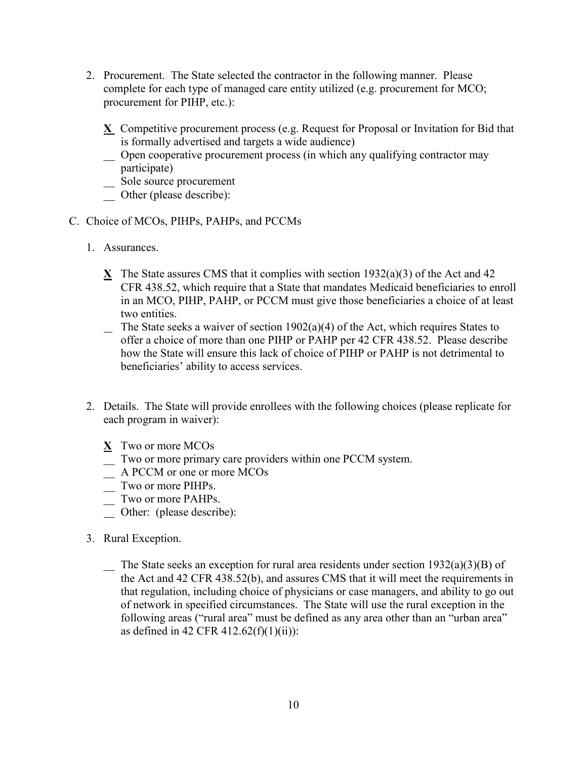2. Procurement. The State selected the contractor in the following manner. Please complete for each type of managed care entity utilized (e.g. procurement for MCO; procurement for PIHP, etc.):

   **X** Competitive procurement process (e.g. Request for Proposal or Invitation for Bid that is formally advertised and targets a wide audience)
   __ Open cooperative procurement process (in which any qualifying contractor may participate)
   __ Sole source procurement
   __ Other (please describe):

C. Choice of MCOs, PIHPs, PAHPs, and PCCMs

1. Assurances.

   **X** The State assures CMS that it complies with section 1932(a)(3) of the Act and 42 CFR 438.52, which require that a State that mandates Medicaid beneficiaries to enroll in an MCO, PIHP, PAHP, or PCCM must give those beneficiaries a choice of at least two entities.
   __ The State seeks a waiver of section 1902(a)(4) of the Act, which requires States to offer a choice of more than one PIHP or PAHP per 42 CFR 438.52. Please describe how the State will ensure this lack of choice of PIHP or PAHP is not detrimental to beneficiaries' ability to access services.

2. Details. The State will provide enrollees with the following choices (please replicate for each program in waiver):

   **X** Two or more MCOs
   __ Two or more primary care providers within one PCCM system.
   __ A PCCM or one or more MCOs
   __ Two or more PIHPs.
   __ Two or more PAHPs.
   __ Other: (please describe):

3. Rural Exception.

   __ The State seeks an exception for rural area residents under section 1932(a)(3)(B) of the Act and 42 CFR 438.52(b), and assures CMS that it will meet the requirements in that regulation, including choice of physicians or case managers, and ability to go out of network in specified circumstances. The State will use the rural exception in the following areas ("rural area" must be defined as any area other than an "urban area" as defined in 42 CFR 412.62(f)(1)(ii)):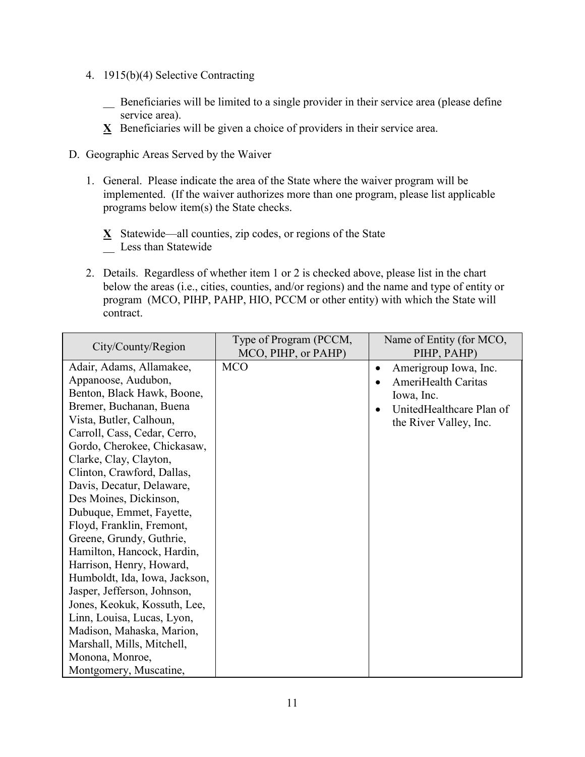4. 1915(b)(4) Selective Contracting

   __ Beneficiaries will be limited to a single provider in their service area (please define service area).

   **X** Beneficiaries will be given a choice of providers in their service area.

D. Geographic Areas Served by the Waiver

1. General. Please indicate the area of the State where the waiver program will be implemented. (If the waiver authorizes more than one program, please list applicable programs below item(s) the State checks.

   **X** Statewide—all counties, zip codes, or regions of the State

   __ Less than Statewide

2. Details. Regardless of whether item 1 or 2 is checked above, please list in the chart below the areas (i.e., cities, counties, and/or regions) and the name and type of entity or program (MCO, PIHP, PAHP, HIO, PCCM or other entity) with which the State will contract.

| City/County/Region | Type of Program (PCCM, MCO, PIHP, or PAHP) | Name of Entity (for MCO, PIHP, PAHP) |
|---|---|---|
| Adair, Adams, Allamakee, Appanoose, Audubon, Benton, Black Hawk, Boone, Bremer, Buchanan, Buena Vista, Butler, Calhoun, Carroll, Cass, Cedar, Cerro, Gordo, Cherokee, Chickasaw, Clarke, Clay, Clayton, Clinton, Crawford, Dallas, Davis, Decatur, Delaware, Des Moines, Dickinson, Dubuque, Emmet, Fayette, Floyd, Franklin, Fremont, Greene, Grundy, Guthrie, Hamilton, Hancock, Hardin, Harrison, Henry, Howard, Humboldt, Ida, Iowa, Jackson, Jasper, Jefferson, Johnson, Jones, Keokuk, Kossuth, Lee, Linn, Louisa, Lucas, Lyon, Madison, Mahaska, Marion, Marshall, Mills, Mitchell, Monona, Monroe, Montgomery, Muscatine, | MCO | • Amerigroup Iowa, Inc.<br>• AmeriHealth Caritas Iowa, Inc.<br>• UnitedHealthcare Plan of the River Valley, Inc. |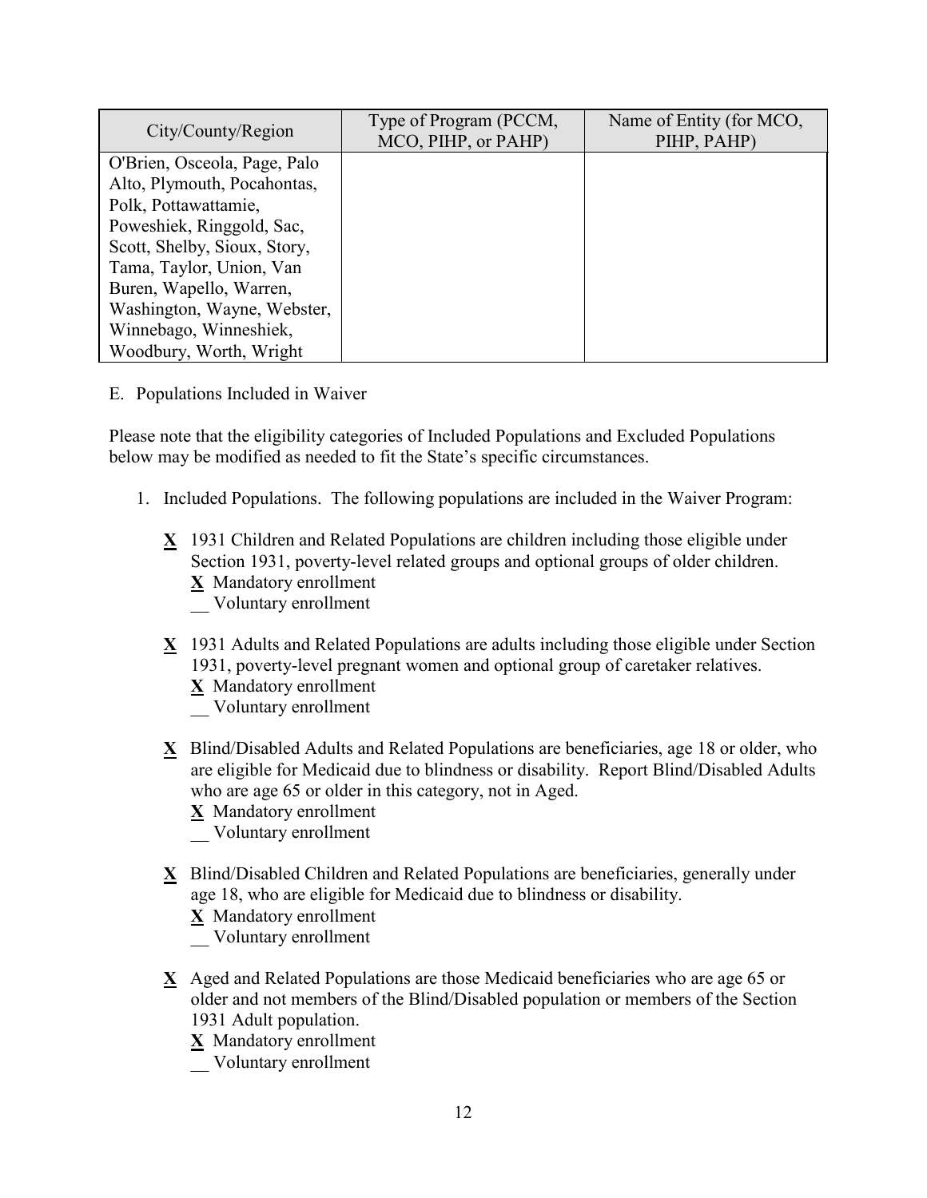| City/County/Region | Type of Program (PCCM, MCO, PIHP, or PAHP) | Name of Entity (for MCO, PIHP, PAHP) |
|---|---|---|
| O'Brien, Osceola, Page, Palo Alto, Plymouth, Pocahontas, Polk, Pottawattamie, Poweshiek, Ringgold, Sac, Scott, Shelby, Sioux, Story, Tama, Taylor, Union, Van Buren, Wapello, Warren, Washington, Wayne, Webster, Winnebago, Winneshiek, Woodbury, Worth, Wright | | |

E. Populations Included in Waiver

Please note that the eligibility categories of Included Populations and Excluded Populations below may be modified as needed to fit the State's specific circumstances.

1. Included Populations. The following populations are included in the Waiver Program:

   **X** 1931 Children and Related Populations are children including those eligible under Section 1931, poverty-level related groups and optional groups of older children.
   **X** Mandatory enrollment
   __ Voluntary enrollment

   **X** 1931 Adults and Related Populations are adults including those eligible under Section 1931, poverty-level pregnant women and optional group of caretaker relatives.
   **X** Mandatory enrollment
   __ Voluntary enrollment

   **X** Blind/Disabled Adults and Related Populations are beneficiaries, age 18 or older, who are eligible for Medicaid due to blindness or disability. Report Blind/Disabled Adults who are age 65 or older in this category, not in Aged.
   **X** Mandatory enrollment
   __ Voluntary enrollment

   **X** Blind/Disabled Children and Related Populations are beneficiaries, generally under age 18, who are eligible for Medicaid due to blindness or disability.
   **X** Mandatory enrollment
   __ Voluntary enrollment

   **X** Aged and Related Populations are those Medicaid beneficiaries who are age 65 or older and not members of the Blind/Disabled population or members of the Section 1931 Adult population.
   **X** Mandatory enrollment
   __ Voluntary enrollment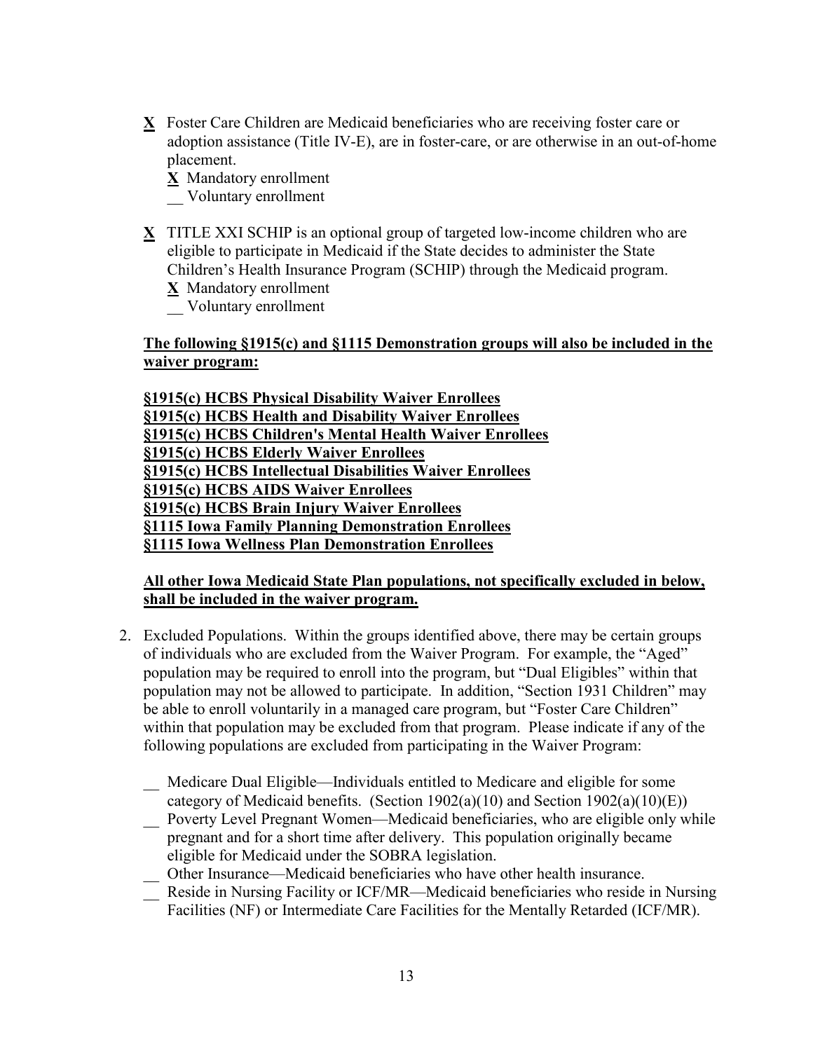**X** Foster Care Children are Medicaid beneficiaries who are receiving foster care or adoption assistance (Title IV-E), are in foster-care, or are otherwise in an out-of-home placement.

**X** Mandatory enrollment

__ Voluntary enrollment

**X** TITLE XXI SCHIP is an optional group of targeted low-income children who are eligible to participate in Medicaid if the State decides to administer the State Children's Health Insurance Program (SCHIP) through the Medicaid program.

**X** Mandatory enrollment

__ Voluntary enrollment

**The following §1915(c) and §1115 Demonstration groups will also be included in the waiver program:**

**§1915(c) HCBS Physical Disability Waiver Enrollees**
**§1915(c) HCBS Health and Disability Waiver Enrollees**
**§1915(c) HCBS Children's Mental Health Waiver Enrollees**
**§1915(c) HCBS Elderly Waiver Enrollees**
**§1915(c) HCBS Intellectual Disabilities Waiver Enrollees**
**§1915(c) HCBS AIDS Waiver Enrollees**
**§1915(c) HCBS Brain Injury Waiver Enrollees**
**§1115 Iowa Family Planning Demonstration Enrollees**
**§1115 Iowa Wellness Plan Demonstration Enrollees**

**All other Iowa Medicaid State Plan populations, not specifically excluded in below, shall be included in the waiver program.**

2. Excluded Populations. Within the groups identified above, there may be certain groups of individuals who are excluded from the Waiver Program. For example, the "Aged" population may be required to enroll into the program, but "Dual Eligibles" within that population may not be allowed to participate. In addition, "Section 1931 Children" may be able to enroll voluntarily in a managed care program, but "Foster Care Children" within that population may be excluded from that program. Please indicate if any of the following populations are excluded from participating in the Waiver Program:

   __ Medicare Dual Eligible—Individuals entitled to Medicare and eligible for some category of Medicaid benefits. (Section 1902(a)(10) and Section 1902(a)(10)(E))

   __ Poverty Level Pregnant Women—Medicaid beneficiaries, who are eligible only while pregnant and for a short time after delivery. This population originally became eligible for Medicaid under the SOBRA legislation.

   __ Other Insurance—Medicaid beneficiaries who have other health insurance.

   __ Reside in Nursing Facility or ICF/MR—Medicaid beneficiaries who reside in Nursing Facilities (NF) or Intermediate Care Facilities for the Mentally Retarded (ICF/MR).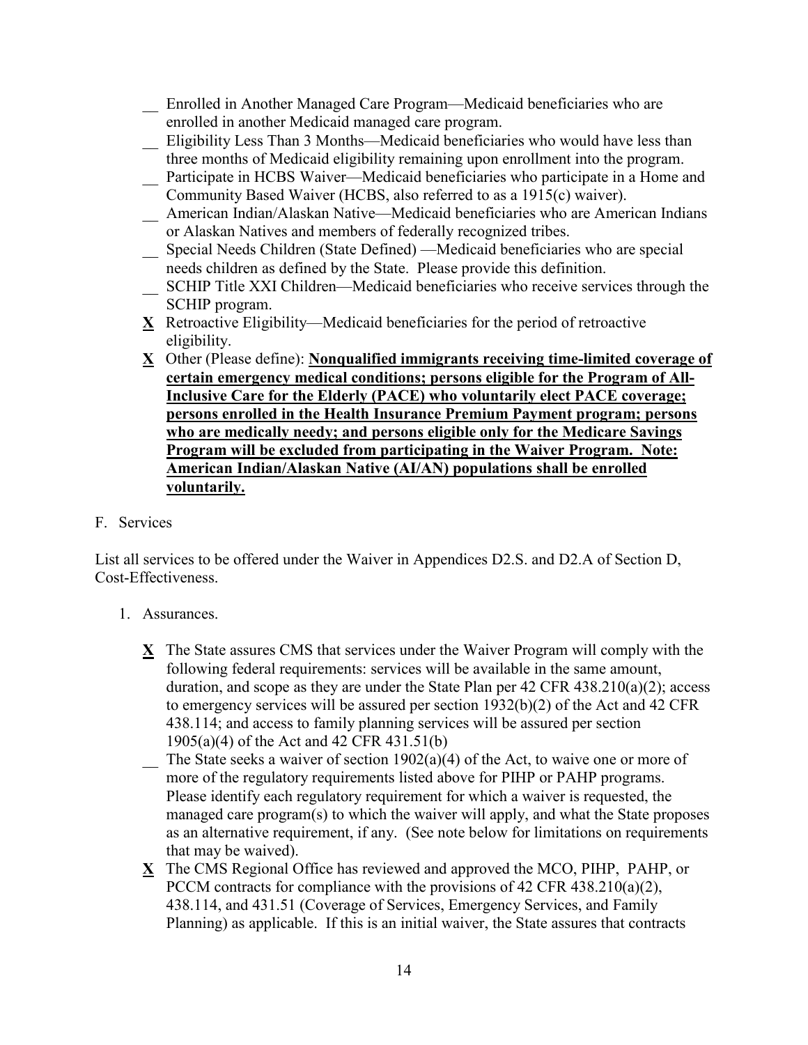- __ Enrolled in Another Managed Care Program—Medicaid beneficiaries who are enrolled in another Medicaid managed care program.
- __ Eligibility Less Than 3 Months—Medicaid beneficiaries who would have less than three months of Medicaid eligibility remaining upon enrollment into the program.
- __ Participate in HCBS Waiver—Medicaid beneficiaries who participate in a Home and Community Based Waiver (HCBS, also referred to as a 1915(c) waiver).
- __ American Indian/Alaskan Native—Medicaid beneficiaries who are American Indians or Alaskan Natives and members of federally recognized tribes.
- __ Special Needs Children (State Defined) —Medicaid beneficiaries who are special needs children as defined by the State. Please provide this definition.
- __ SCHIP Title XXI Children—Medicaid beneficiaries who receive services through the SCHIP program.
- **X** Retroactive Eligibility—Medicaid beneficiaries for the period of retroactive eligibility.
- **X** Other (Please define): **Nonqualified immigrants receiving time-limited coverage of certain emergency medical conditions; persons eligible for the Program of All-Inclusive Care for the Elderly (PACE) who voluntarily elect PACE coverage; persons enrolled in the Health Insurance Premium Payment program; persons who are medically needy; and persons eligible only for the Medicare Savings Program will be excluded from participating in the Waiver Program. Note: American Indian/Alaskan Native (AI/AN) populations shall be enrolled voluntarily.**

F. Services

List all services to be offered under the Waiver in Appendices D2.S. and D2.A of Section D, Cost-Effectiveness.

1. Assurances.

   - **X** The State assures CMS that services under the Waiver Program will comply with the following federal requirements: services will be available in the same amount, duration, and scope as they are under the State Plan per 42 CFR 438.210(a)(2); access to emergency services will be assured per section 1932(b)(2) of the Act and 42 CFR 438.114; and access to family planning services will be assured per section 1905(a)(4) of the Act and 42 CFR 431.51(b)
   - __ The State seeks a waiver of section 1902(a)(4) of the Act, to waive one or more of more of the regulatory requirements listed above for PIHP or PAHP programs. Please identify each regulatory requirement for which a waiver is requested, the managed care program(s) to which the waiver will apply, and what the State proposes as an alternative requirement, if any. (See note below for limitations on requirements that may be waived).
   - **X** The CMS Regional Office has reviewed and approved the MCO, PIHP, PAHP, or PCCM contracts for compliance with the provisions of 42 CFR 438.210(a)(2), 438.114, and 431.51 (Coverage of Services, Emergency Services, and Family Planning) as applicable. If this is an initial waiver, the State assures that contracts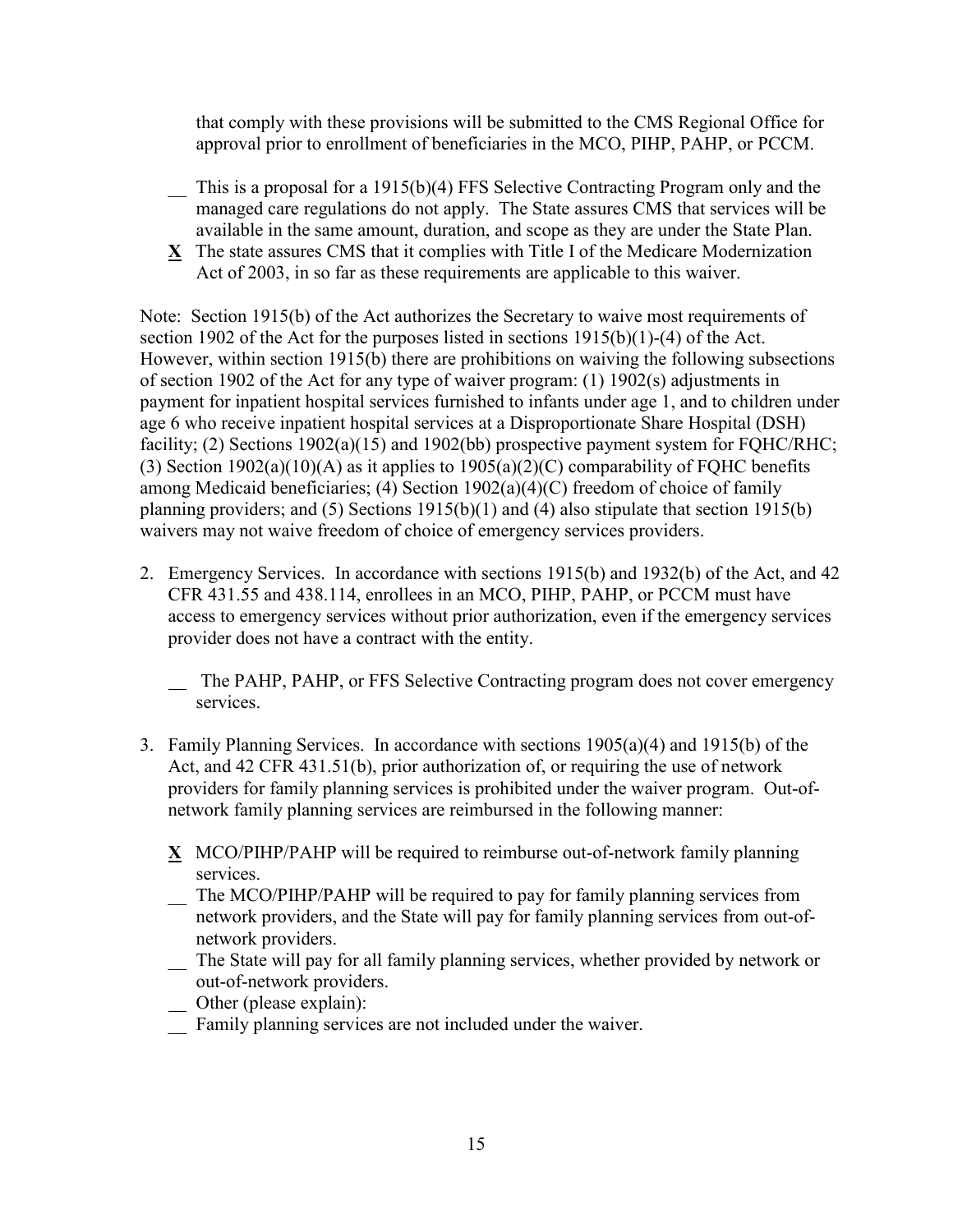that comply with these provisions will be submitted to the CMS Regional Office for approval prior to enrollment of beneficiaries in the MCO, PIHP, PAHP, or PCCM.

__ This is a proposal for a 1915(b)(4) FFS Selective Contracting Program only and the managed care regulations do not apply. The State assures CMS that services will be available in the same amount, duration, and scope as they are under the State Plan.

**X** The state assures CMS that it complies with Title I of the Medicare Modernization Act of 2003, in so far as these requirements are applicable to this waiver.

Note: Section 1915(b) of the Act authorizes the Secretary to waive most requirements of section 1902 of the Act for the purposes listed in sections 1915(b)(1)-(4) of the Act. However, within section 1915(b) there are prohibitions on waiving the following subsections of section 1902 of the Act for any type of waiver program: (1) 1902(s) adjustments in payment for inpatient hospital services furnished to infants under age 1, and to children under age 6 who receive inpatient hospital services at a Disproportionate Share Hospital (DSH) facility; (2) Sections 1902(a)(15) and 1902(bb) prospective payment system for FQHC/RHC; (3) Section 1902(a)(10)(A) as it applies to 1905(a)(2)(C) comparability of FQHC benefits among Medicaid beneficiaries; (4) Section 1902(a)(4)(C) freedom of choice of family planning providers; and (5) Sections 1915(b)(1) and (4) also stipulate that section 1915(b) waivers may not waive freedom of choice of emergency services providers.

2. Emergency Services. In accordance with sections 1915(b) and 1932(b) of the Act, and 42 CFR 431.55 and 438.114, enrollees in an MCO, PIHP, PAHP, or PCCM must have access to emergency services without prior authorization, even if the emergency services provider does not have a contract with the entity.

   __ The PAHP, PAHP, or FFS Selective Contracting program does not cover emergency services.

3. Family Planning Services. In accordance with sections 1905(a)(4) and 1915(b) of the Act, and 42 CFR 431.51(b), prior authorization of, or requiring the use of network providers for family planning services is prohibited under the waiver program. Out-of-network family planning services are reimbursed in the following manner:

   **X** MCO/PIHP/PAHP will be required to reimburse out-of-network family planning services.
   
   __ The MCO/PIHP/PAHP will be required to pay for family planning services from network providers, and the State will pay for family planning services from out-of-network providers.
   
   __ The State will pay for all family planning services, whether provided by network or out-of-network providers.
   
   __ Other (please explain):
   
   __ Family planning services are not included under the waiver.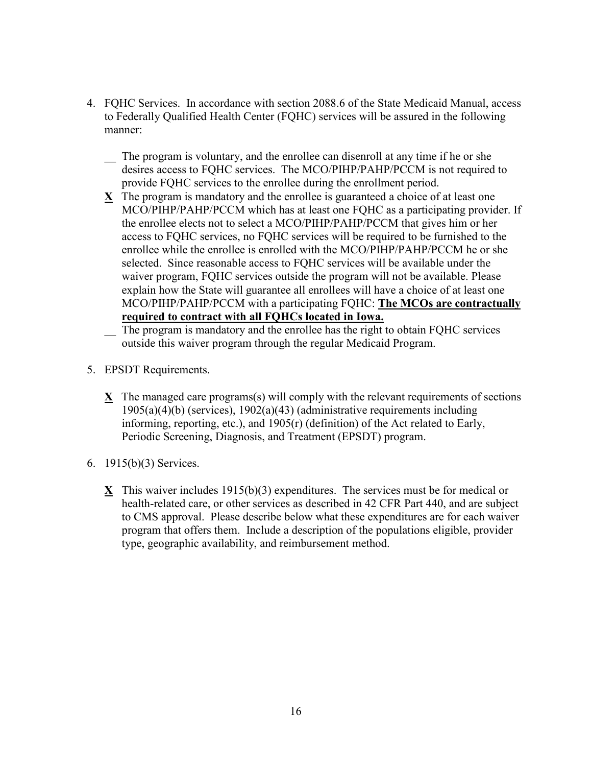4. FQHC Services. In accordance with section 2088.6 of the State Medicaid Manual, access to Federally Qualified Health Center (FQHC) services will be assured in the following manner:

   __ The program is voluntary, and the enrollee can disenroll at any time if he or she desires access to FQHC services. The MCO/PIHP/PAHP/PCCM is not required to provide FQHC services to the enrollee during the enrollment period.

   **X** The program is mandatory and the enrollee is guaranteed a choice of at least one MCO/PIHP/PAHP/PCCM which has at least one FQHC as a participating provider. If the enrollee elects not to select a MCO/PIHP/PAHP/PCCM that gives him or her access to FQHC services, no FQHC services will be required to be furnished to the enrollee while the enrollee is enrolled with the MCO/PIHP/PAHP/PCCM he or she selected. Since reasonable access to FQHC services will be available under the waiver program, FQHC services outside the program will not be available. Please explain how the State will guarantee all enrollees will have a choice of at least one MCO/PIHP/PAHP/PCCM with a participating FQHC: **The MCOs are contractually required to contract with all FQHCs located in Iowa.**

   __ The program is mandatory and the enrollee has the right to obtain FQHC services outside this waiver program through the regular Medicaid Program.

5. EPSDT Requirements.

   **X** The managed care programs(s) will comply with the relevant requirements of sections 1905(a)(4)(b) (services), 1902(a)(43) (administrative requirements including informing, reporting, etc.), and 1905(r) (definition) of the Act related to Early, Periodic Screening, Diagnosis, and Treatment (EPSDT) program.

6. 1915(b)(3) Services.

   **X** This waiver includes 1915(b)(3) expenditures. The services must be for medical or health-related care, or other services as described in 42 CFR Part 440, and are subject to CMS approval. Please describe below what these expenditures are for each waiver program that offers them. Include a description of the populations eligible, provider type, geographic availability, and reimbursement method.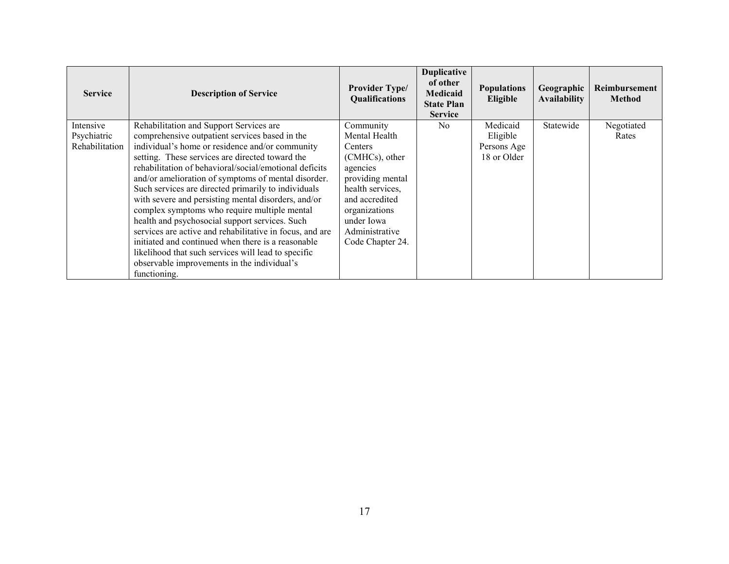| Service | Description of Service | Provider Type/ Qualifications | Duplicative of other Medicaid State Plan Service | Populations Eligible | Geographic Availability | Reimbursement Method |
|---|---|---|---|---|---|---|
| Intensive Psychiatric Rehabilitation | Rehabilitation and Support Services are comprehensive outpatient services based in the individual's home or residence and/or community setting. These services are directed toward the rehabilitation of behavioral/social/emotional deficits and/or amelioration of symptoms of mental disorder. Such services are directed primarily to individuals with severe and persisting mental disorders, and/or complex symptoms who require multiple mental health and psychosocial support services. Such services are active and rehabilitative in focus, and are initiated and continued when there is a reasonable likelihood that such services will lead to specific observable improvements in the individual's functioning. | Community Mental Health Centers (CMHCs), other agencies providing mental health services, and accredited organizations under Iowa Administrative Code Chapter 24. | No | Medicaid Eligible Persons Age 18 or Older | Statewide | Negotiated Rates |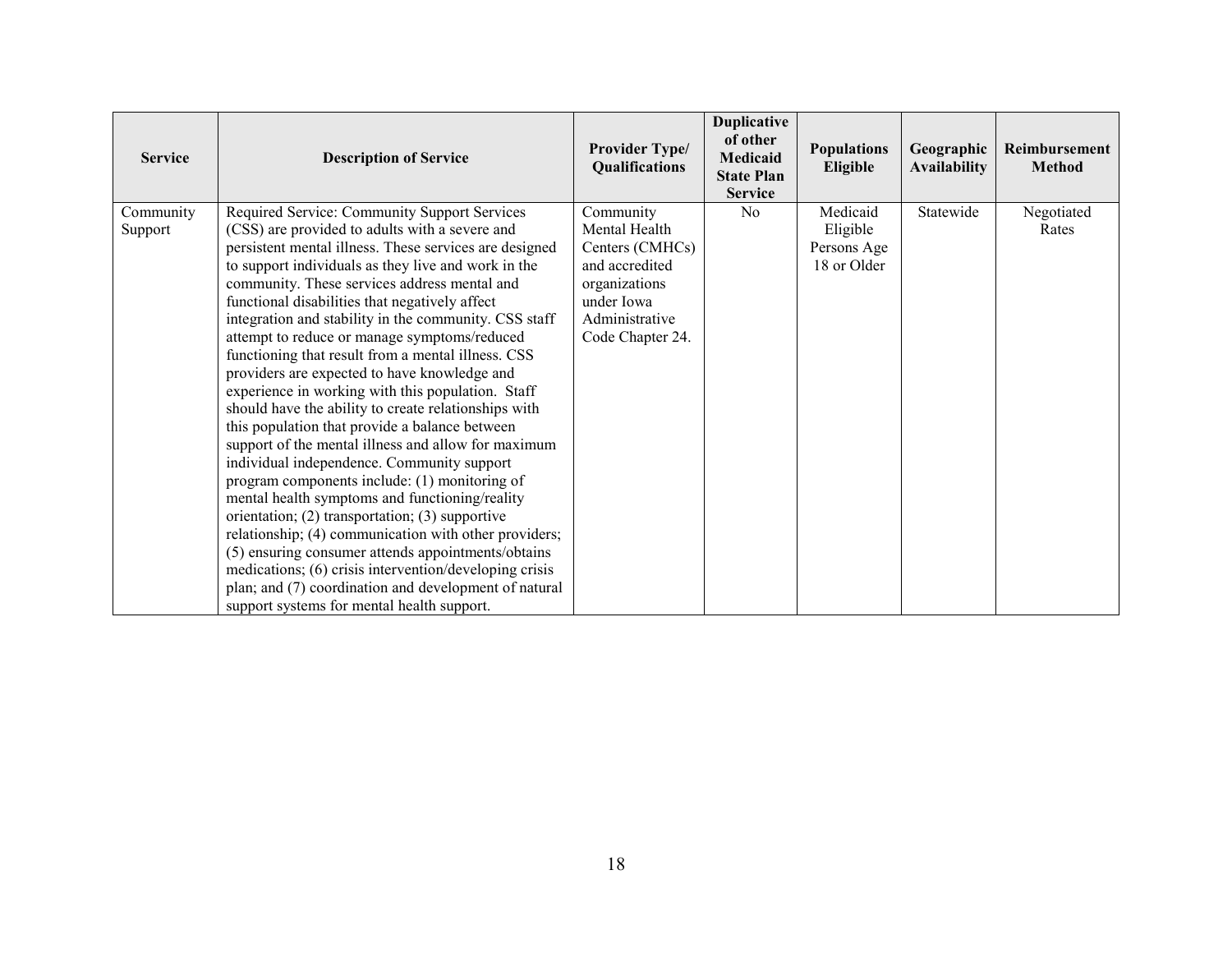| Service | Description of Service | Provider Type/ Qualifications | Duplicative of other Medicaid State Plan Service | Populations Eligible | Geographic Availability | Reimbursement Method |
|---|---|---|---|---|---|---|
| Community Support | Required Service: Community Support Services (CSS) are provided to adults with a severe and persistent mental illness. These services are designed to support individuals as they live and work in the community. These services address mental and functional disabilities that negatively affect integration and stability in the community. CSS staff attempt to reduce or manage symptoms/reduced functioning that result from a mental illness. CSS providers are expected to have knowledge and experience in working with this population. Staff should have the ability to create relationships with this population that provide a balance between support of the mental illness and allow for maximum individual independence. Community support program components include: (1) monitoring of mental health symptoms and functioning/reality orientation; (2) transportation; (3) supportive relationship; (4) communication with other providers; (5) ensuring consumer attends appointments/obtains medications; (6) crisis intervention/developing crisis plan; and (7) coordination and development of natural support systems for mental health support. | Community Mental Health Centers (CMHCs) and accredited organizations under Iowa Administrative Code Chapter 24. | No | Medicaid Eligible Persons Age 18 or Older | Statewide | Negotiated Rates |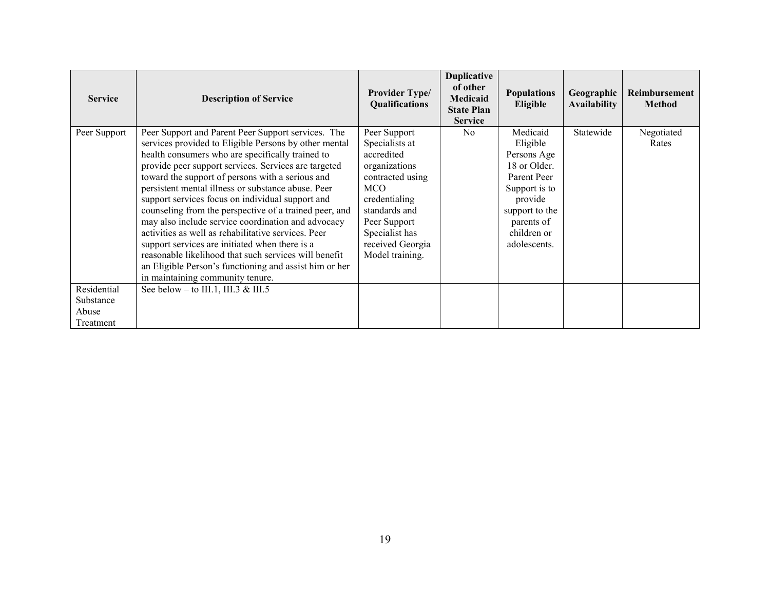| Service | Description of Service | Provider Type/ Qualifications | Duplicative of other Medicaid State Plan Service | Populations Eligible | Geographic Availability | Reimbursement Method |
|---|---|---|---|---|---|---|
| Peer Support | Peer Support and Parent Peer Support services. The services provided to Eligible Persons by other mental health consumers who are specifically trained to provide peer support services. Services are targeted toward the support of persons with a serious and persistent mental illness or substance abuse. Peer support services focus on individual support and counseling from the perspective of a trained peer, and may also include service coordination and advocacy activities as well as rehabilitative services. Peer support services are initiated when there is a reasonable likelihood that such services will benefit an Eligible Person's functioning and assist him or her in maintaining community tenure. | Peer Support Specialists at accredited organizations contracted using MCO credentialing standards and Peer Support Specialist has received Georgia Model training. | No | Medicaid Eligible Persons Age 18 or Older. Parent Peer Support is to provide support to the parents of children or adolescents. | Statewide | Negotiated Rates |
| Residential Substance Abuse Treatment | See below – to III.1, III.3 & III.5 | | | | | |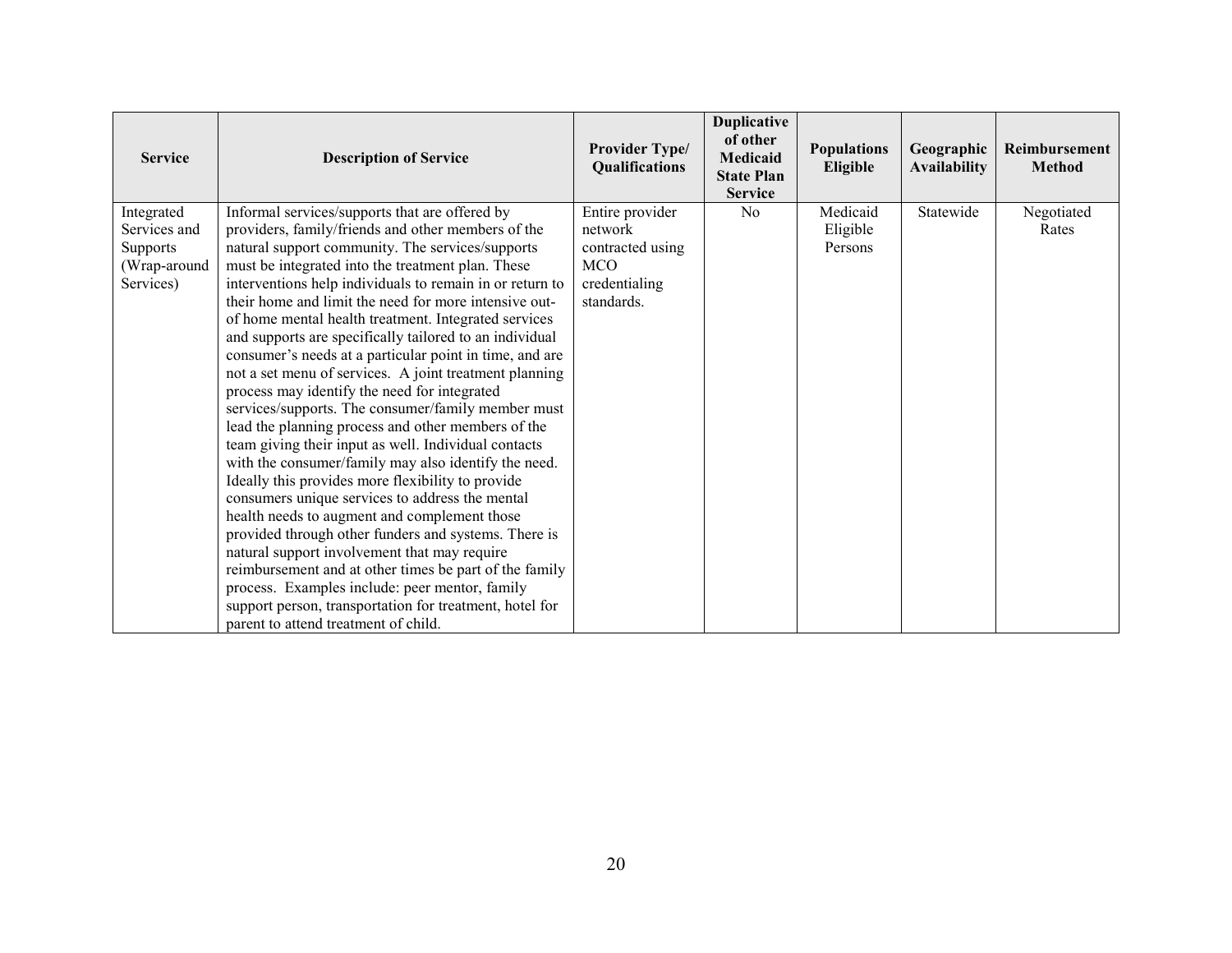| Service | Description of Service | Provider Type/ Qualifications | Duplicative of other Medicaid State Plan Service | Populations Eligible | Geographic Availability | Reimbursement Method |
|---|---|---|---|---|---|---|
| Integrated Services and Supports (Wrap-around Services) | Informal services/supports that are offered by providers, family/friends and other members of the natural support community. The services/supports must be integrated into the treatment plan. These interventions help individuals to remain in or return to their home and limit the need for more intensive out-of home mental health treatment. Integrated services and supports are specifically tailored to an individual consumer's needs at a particular point in time, and are not a set menu of services. A joint treatment planning process may identify the need for integrated services/supports. The consumer/family member must lead the planning process and other members of the team giving their input as well. Individual contacts with the consumer/family may also identify the need. Ideally this provides more flexibility to provide consumers unique services to address the mental health needs to augment and complement those provided through other funders and systems. There is natural support involvement that may require reimbursement and at other times be part of the family process. Examples include: peer mentor, family support person, transportation for treatment, hotel for parent to attend treatment of child. | Entire provider network contracted using MCO credentialing standards. | No | Medicaid Eligible Persons | Statewide | Negotiated Rates |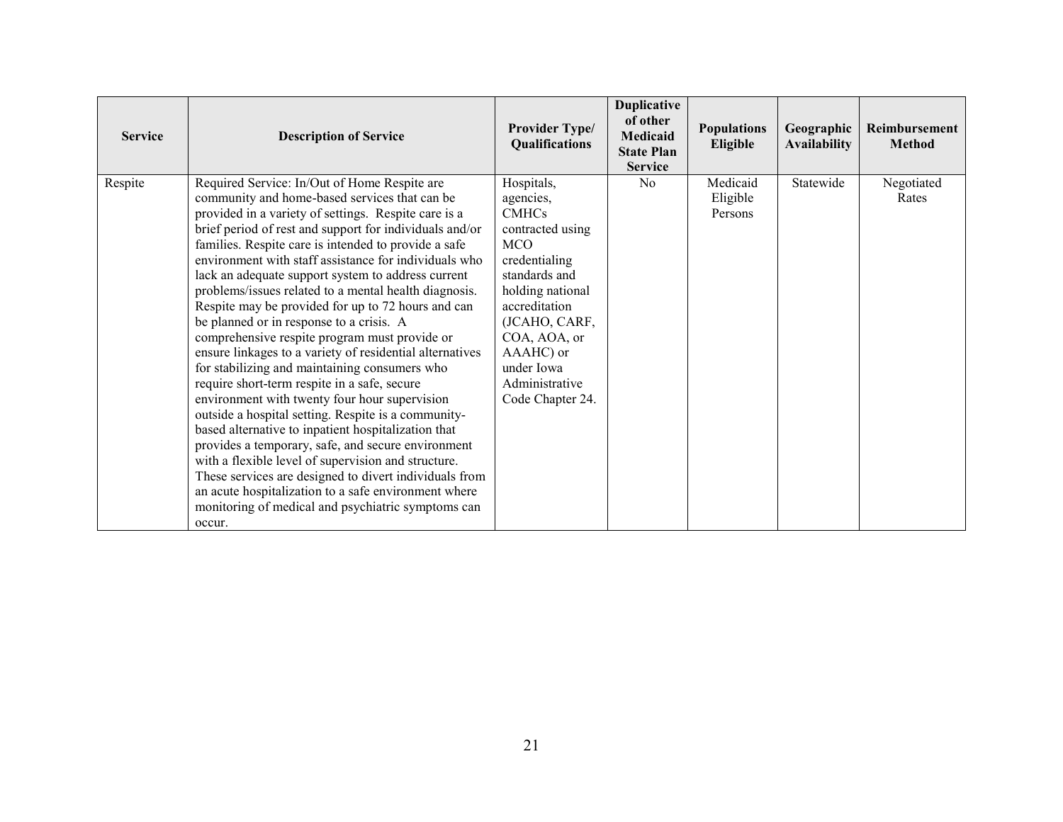| Service | Description of Service | Provider Type/ Qualifications | Duplicative of other Medicaid State Plan Service | Populations Eligible | Geographic Availability | Reimbursement Method |
|---|---|---|---|---|---|---|
| Respite | Required Service: In/Out of Home Respite are community and home-based services that can be provided in a variety of settings. Respite care is a brief period of rest and support for individuals and/or families. Respite care is intended to provide a safe environment with staff assistance for individuals who lack an adequate support system to address current problems/issues related to a mental health diagnosis. Respite may be provided for up to 72 hours and can be planned or in response to a crisis. A comprehensive respite program must provide or ensure linkages to a variety of residential alternatives for stabilizing and maintaining consumers who require short-term respite in a safe, secure environment with twenty four hour supervision outside a hospital setting. Respite is a community-based alternative to inpatient hospitalization that provides a temporary, safe, and secure environment with a flexible level of supervision and structure. These services are designed to divert individuals from an acute hospitalization to a safe environment where monitoring of medical and psychiatric symptoms can occur. | Hospitals, agencies, CMHCs contracted using MCO credentialing standards and holding national accreditation (JCAHO, CARF, COA, AOA, or AAAHC) or under Iowa Administrative Code Chapter 24. | No | Medicaid Eligible Persons | Statewide | Negotiated Rates |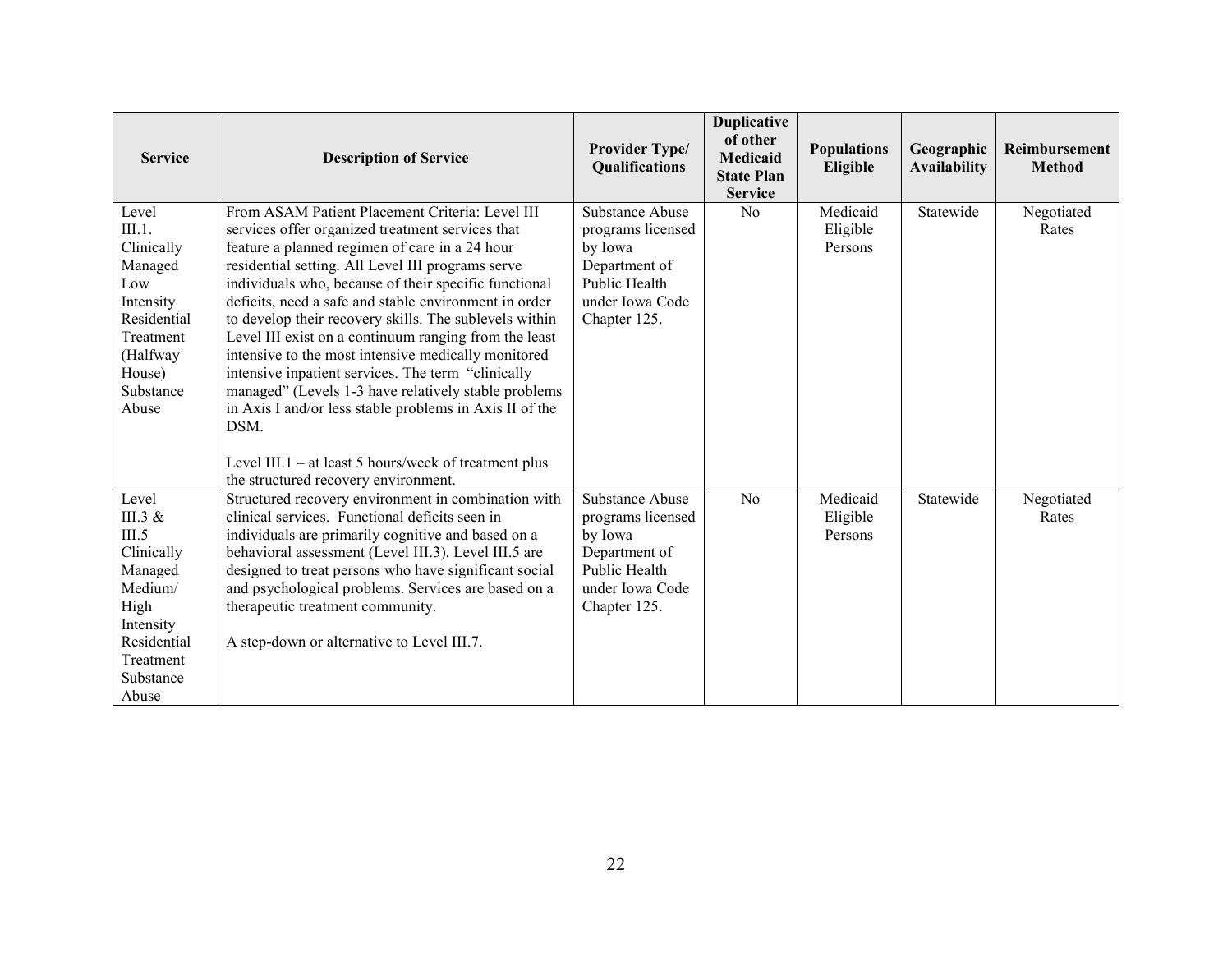| Service | Description of Service | Provider Type/ Qualifications | Duplicative of other Medicaid State Plan Service | Populations Eligible | Geographic Availability | Reimbursement Method |
|---|---|---|---|---|---|---|
| Level III.1. Clinically Managed Low Intensity Residential Treatment (Halfway House) Substance Abuse | From ASAM Patient Placement Criteria: Level III services offer organized treatment services that feature a planned regimen of care in a 24 hour residential setting. All Level III programs serve individuals who, because of their specific functional deficits, need a safe and stable environment in order to develop their recovery skills. The sublevels within Level III exist on a continuum ranging from the least intensive to the most intensive medically monitored intensive inpatient services. The term "clinically managed" (Levels 1-3 have relatively stable problems in Axis I and/or less stable problems in Axis II of the DSM.<br><br>Level III.1 – at least 5 hours/week of treatment plus the structured recovery environment. | Substance Abuse programs licensed by Iowa Department of Public Health under Iowa Code Chapter 125. | No | Medicaid Eligible Persons | Statewide | Negotiated Rates |
| Level III.3 & III.5 Clinically Managed Medium/ High Intensity Residential Treatment Substance Abuse | Structured recovery environment in combination with clinical services. Functional deficits seen in individuals are primarily cognitive and based on a behavioral assessment (Level III.3). Level III.5 are designed to treat persons who have significant social and psychological problems. Services are based on a therapeutic treatment community.<br><br>A step-down or alternative to Level III.7. | Substance Abuse programs licensed by Iowa Department of Public Health under Iowa Code Chapter 125. | No | Medicaid Eligible Persons | Statewide | Negotiated Rates |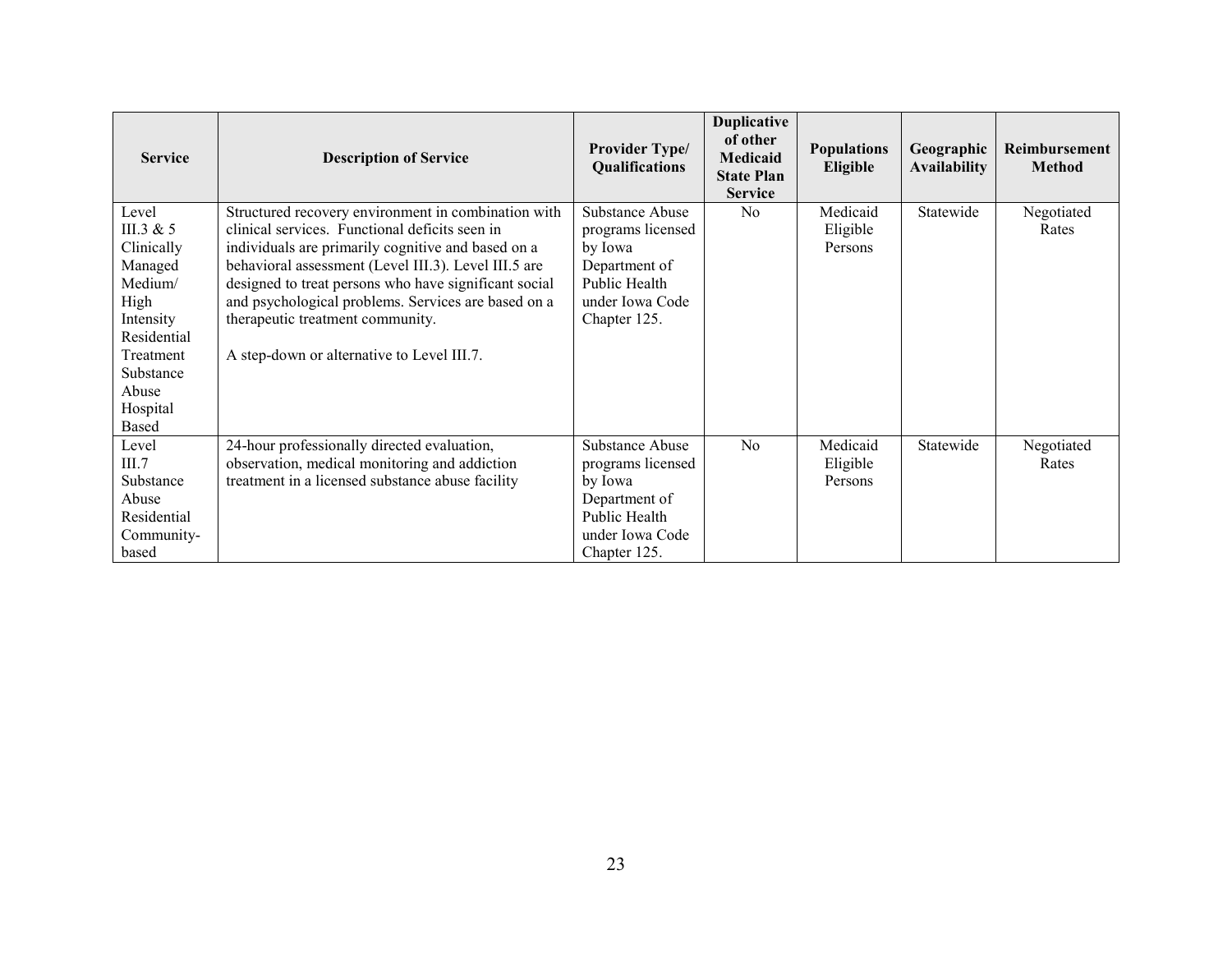| Service | Description of Service | Provider Type/ Qualifications | Duplicative of other Medicaid State Plan Service | Populations Eligible | Geographic Availability | Reimbursement Method |
|---|---|---|---|---|---|---|
| Level III.3 & 5 Clinically Managed Medium/ High Intensity Residential Treatment Substance Abuse Hospital Based | Structured recovery environment in combination with clinical services. Functional deficits seen in individuals are primarily cognitive and based on a behavioral assessment (Level III.3). Level III.5 are designed to treat persons who have significant social and psychological problems. Services are based on a therapeutic treatment community.<br><br>A step-down or alternative to Level III.7. | Substance Abuse programs licensed by Iowa Department of Public Health under Iowa Code Chapter 125. | No | Medicaid Eligible Persons | Statewide | Negotiated Rates |
| Level III.7 Substance Abuse Residential Community-based | 24-hour professionally directed evaluation, observation, medical monitoring and addiction treatment in a licensed substance abuse facility | Substance Abuse programs licensed by Iowa Department of Public Health under Iowa Code Chapter 125. | No | Medicaid Eligible Persons | Statewide | Negotiated Rates |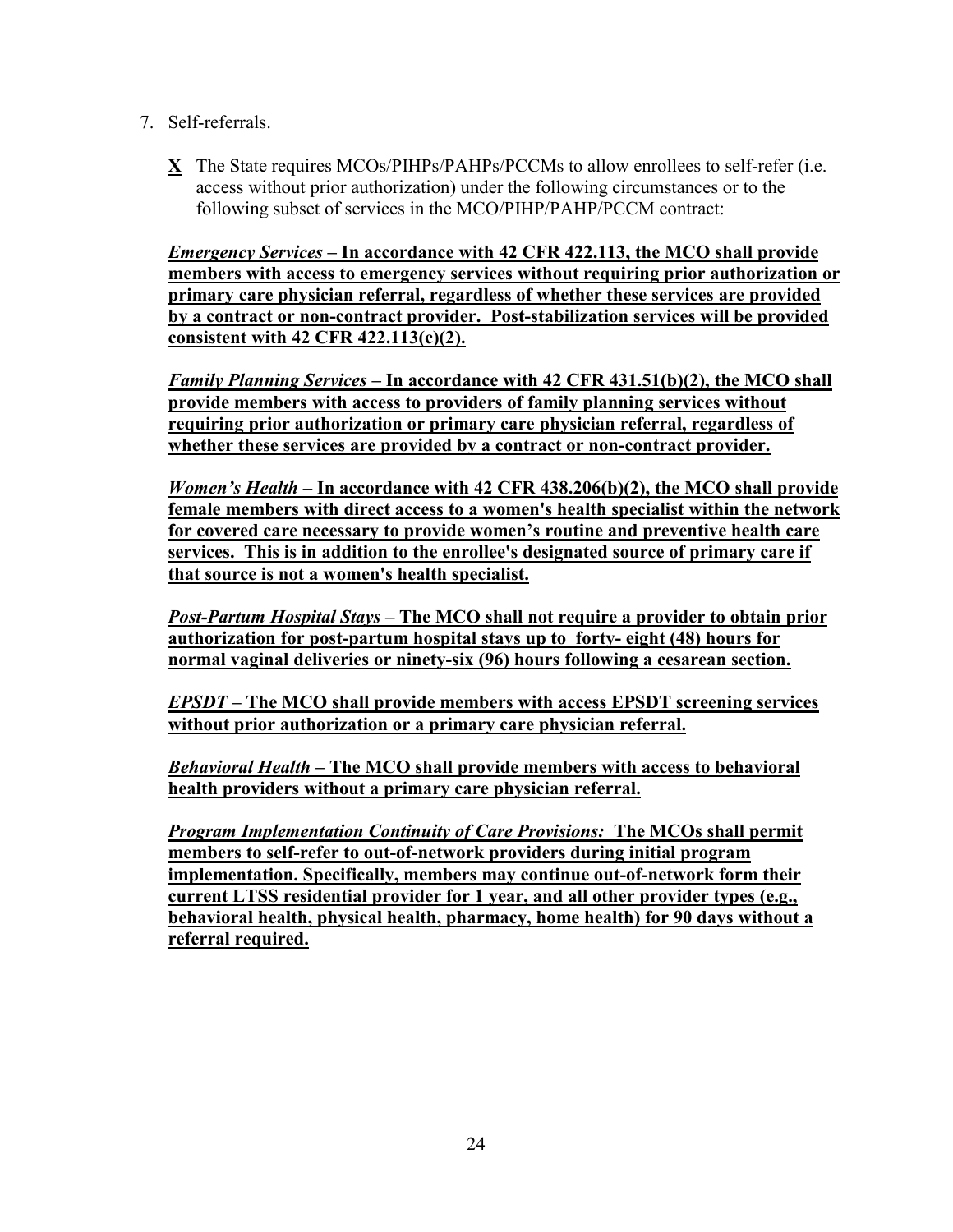7. Self-referrals.

   **X** The State requires MCOs/PIHPs/PAHPs/PCCMs to allow enrollees to self-refer (i.e. access without prior authorization) under the following circumstances or to the following subset of services in the MCO/PIHP/PAHP/PCCM contract:

   ***Emergency Services*** **– In accordance with 42 CFR 422.113, the MCO shall provide members with access to emergency services without requiring prior authorization or primary care physician referral, regardless of whether these services are provided by a contract or non-contract provider. Post-stabilization services will be provided consistent with 42 CFR 422.113(c)(2).**

   ***Family Planning Services*** **– In accordance with 42 CFR 431.51(b)(2), the MCO shall provide members with access to providers of family planning services without requiring prior authorization or primary care physician referral, regardless of whether these services are provided by a contract or non-contract provider.**

   ***Women's Health*** **– In accordance with 42 CFR 438.206(b)(2), the MCO shall provide female members with direct access to a women's health specialist within the network for covered care necessary to provide women's routine and preventive health care services. This is in addition to the enrollee's designated source of primary care if that source is not a women's health specialist.**

   ***Post-Partum Hospital Stays*** **– The MCO shall not require a provider to obtain prior authorization for post-partum hospital stays up to forty- eight (48) hours for normal vaginal deliveries or ninety-six (96) hours following a cesarean section.**

   ***EPSDT*** **– The MCO shall provide members with access EPSDT screening services without prior authorization or a primary care physician referral.**

   ***Behavioral Health*** **– The MCO shall provide members with access to behavioral health providers without a primary care physician referral.**

   ***Program Implementation Continuity of Care Provisions:*** **The MCOs shall permit members to self-refer to out-of-network providers during initial program implementation. Specifically, members may continue out-of-network form their current LTSS residential provider for 1 year, and all other provider types (e.g., behavioral health, physical health, pharmacy, home health) for 90 days without a referral required.**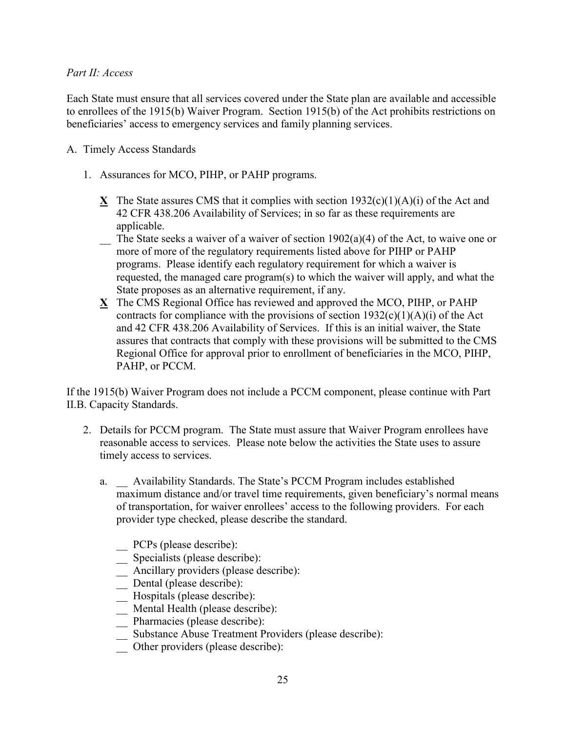*Part II: Access*

Each State must ensure that all services covered under the State plan are available and accessible to enrollees of the 1915(b) Waiver Program. Section 1915(b) of the Act prohibits restrictions on beneficiaries' access to emergency services and family planning services.

A. Timely Access Standards

1. Assurances for MCO, PIHP, or PAHP programs.

   **X** The State assures CMS that it complies with section 1932(c)(1)(A)(i) of the Act and 42 CFR 438.206 Availability of Services; in so far as these requirements are applicable.

   __ The State seeks a waiver of a waiver of section 1902(a)(4) of the Act, to waive one or more of more of the regulatory requirements listed above for PIHP or PAHP programs. Please identify each regulatory requirement for which a waiver is requested, the managed care program(s) to which the waiver will apply, and what the State proposes as an alternative requirement, if any.

   **X** The CMS Regional Office has reviewed and approved the MCO, PIHP, or PAHP contracts for compliance with the provisions of section 1932(c)(1)(A)(i) of the Act and 42 CFR 438.206 Availability of Services. If this is an initial waiver, the State assures that contracts that comply with these provisions will be submitted to the CMS Regional Office for approval prior to enrollment of beneficiaries in the MCO, PIHP, PAHP, or PCCM.

If the 1915(b) Waiver Program does not include a PCCM component, please continue with Part II.B. Capacity Standards.

2. Details for PCCM program. The State must assure that Waiver Program enrollees have reasonable access to services. Please note below the activities the State uses to assure timely access to services.

   a. __ Availability Standards. The State's PCCM Program includes established maximum distance and/or travel time requirements, given beneficiary's normal means of transportation, for waiver enrollees' access to the following providers. For each provider type checked, please describe the standard.

      __ PCPs (please describe):
      __ Specialists (please describe):
      __ Ancillary providers (please describe):
      __ Dental (please describe):
      __ Hospitals (please describe):
      __ Mental Health (please describe):
      __ Pharmacies (please describe):
      __ Substance Abuse Treatment Providers (please describe):
      __ Other providers (please describe):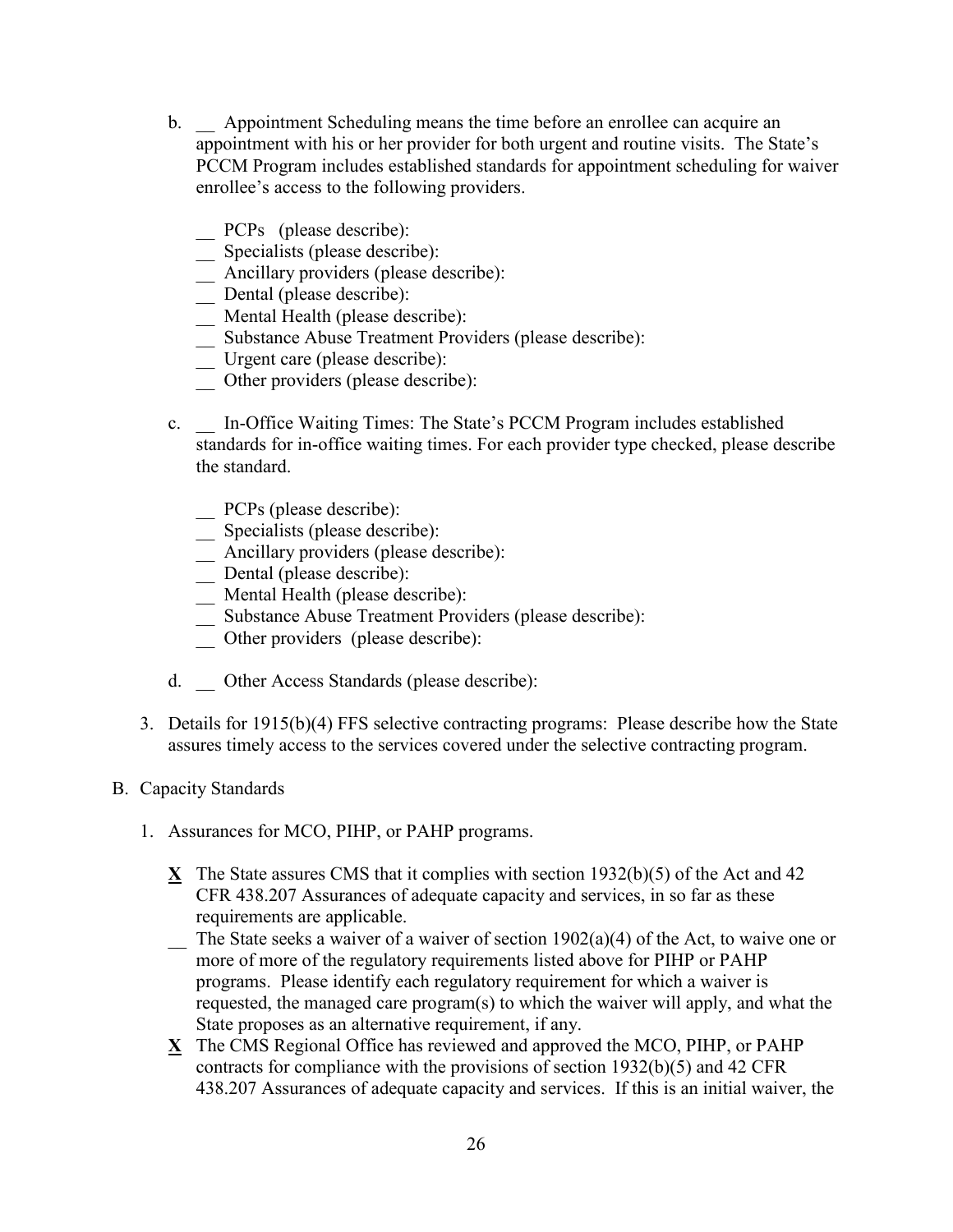b. __ Appointment Scheduling means the time before an enrollee can acquire an appointment with his or her provider for both urgent and routine visits. The State's PCCM Program includes established standards for appointment scheduling for waiver enrollee's access to the following providers.

   __ PCPs (please describe):
   __ Specialists (please describe):
   __ Ancillary providers (please describe):
   __ Dental (please describe):
   __ Mental Health (please describe):
   __ Substance Abuse Treatment Providers (please describe):
   __ Urgent care (please describe):
   __ Other providers (please describe):

c. __ In-Office Waiting Times: The State's PCCM Program includes established standards for in-office waiting times. For each provider type checked, please describe the standard.

   __ PCPs (please describe):
   __ Specialists (please describe):
   __ Ancillary providers (please describe):
   __ Dental (please describe):
   __ Mental Health (please describe):
   __ Substance Abuse Treatment Providers (please describe):
   __ Other providers (please describe):

d. __ Other Access Standards (please describe):

3. Details for 1915(b)(4) FFS selective contracting programs: Please describe how the State assures timely access to the services covered under the selective contracting program.

B. Capacity Standards

1. Assurances for MCO, PIHP, or PAHP programs.

   **X** The State assures CMS that it complies with section 1932(b)(5) of the Act and 42 CFR 438.207 Assurances of adequate capacity and services, in so far as these requirements are applicable.

   __ The State seeks a waiver of a waiver of section 1902(a)(4) of the Act, to waive one or more of more of the regulatory requirements listed above for PIHP or PAHP programs. Please identify each regulatory requirement for which a waiver is requested, the managed care program(s) to which the waiver will apply, and what the State proposes as an alternative requirement, if any.

   **X** The CMS Regional Office has reviewed and approved the MCO, PIHP, or PAHP contracts for compliance with the provisions of section 1932(b)(5) and 42 CFR 438.207 Assurances of adequate capacity and services. If this is an initial waiver, the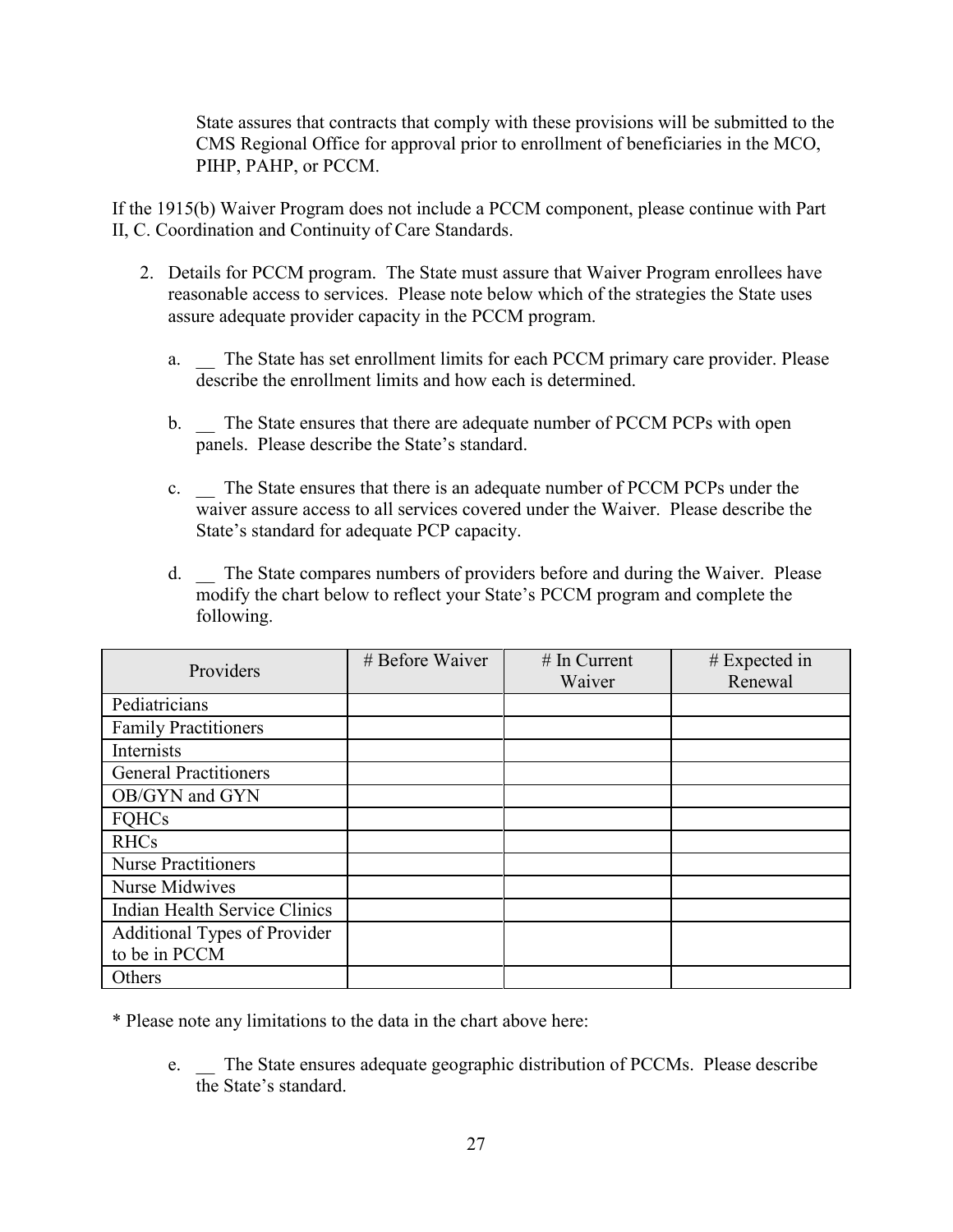State assures that contracts that comply with these provisions will be submitted to the CMS Regional Office for approval prior to enrollment of beneficiaries in the MCO, PIHP, PAHP, or PCCM.

If the 1915(b) Waiver Program does not include a PCCM component, please continue with Part II, C. Coordination and Continuity of Care Standards.

2. Details for PCCM program. The State must assure that Waiver Program enrollees have reasonable access to services. Please note below which of the strategies the State uses assure adequate provider capacity in the PCCM program.

   a. __ The State has set enrollment limits for each PCCM primary care provider. Please describe the enrollment limits and how each is determined.

   b. __ The State ensures that there are adequate number of PCCM PCPs with open panels. Please describe the State's standard.

   c. __ The State ensures that there is an adequate number of PCCM PCPs under the waiver assure access to all services covered under the Waiver. Please describe the State's standard for adequate PCP capacity.

   d. __ The State compares numbers of providers before and during the Waiver. Please modify the chart below to reflect your State's PCCM program and complete the following.

| Providers | # Before Waiver | # In Current Waiver | # Expected in Renewal |
|---|---|---|---|
| Pediatricians | | | |
| Family Practitioners | | | |
| Internists | | | |
| General Practitioners | | | |
| OB/GYN and GYN | | | |
| FQHCs | | | |
| RHCs | | | |
| Nurse Practitioners | | | |
| Nurse Midwives | | | |
| Indian Health Service Clinics | | | |
| Additional Types of Provider to be in PCCM | | | |
| Others | | | |

* Please note any limitations to the data in the chart above here:

   e. __ The State ensures adequate geographic distribution of PCCMs. Please describe the State's standard.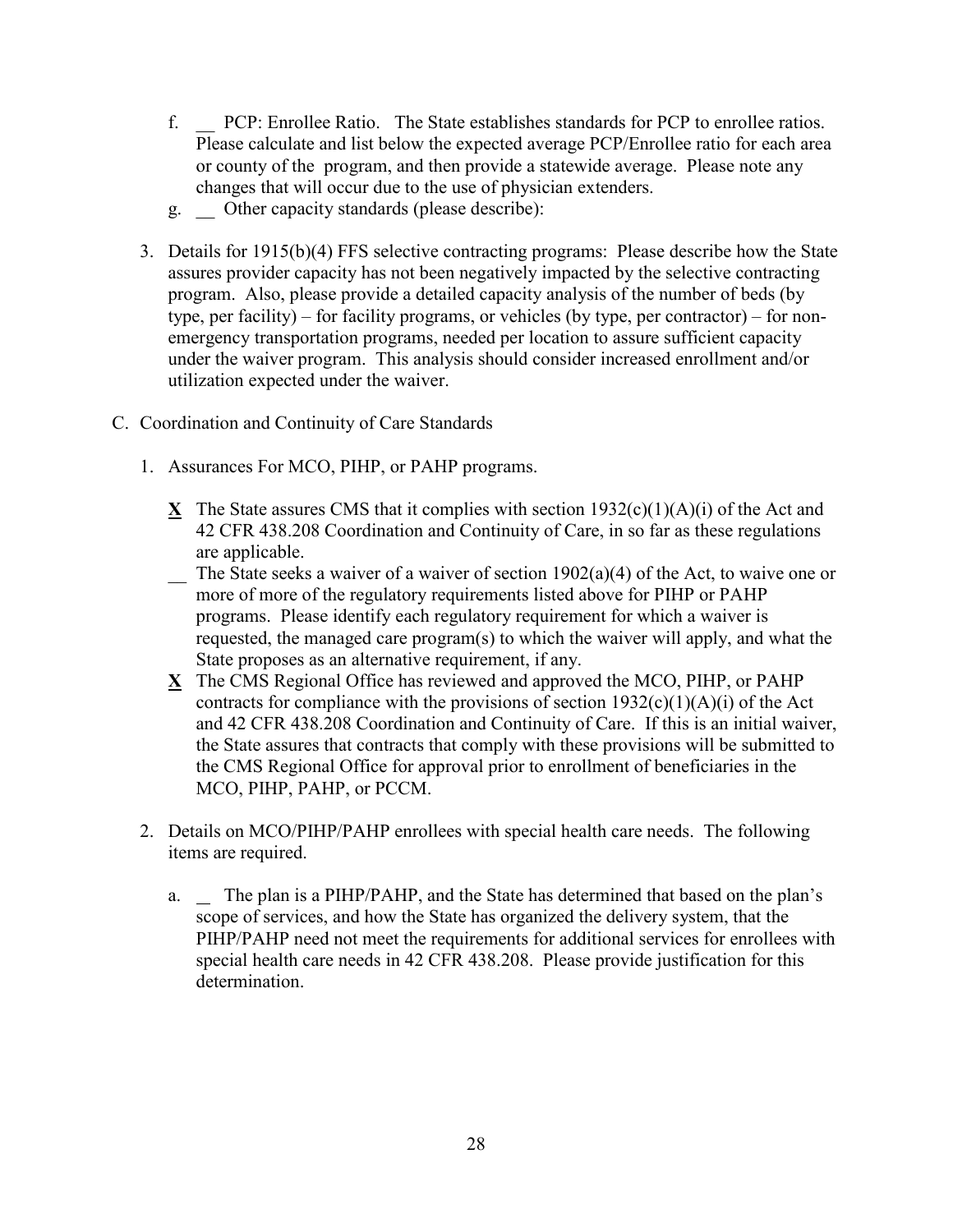f. __ PCP: Enrollee Ratio. The State establishes standards for PCP to enrollee ratios. Please calculate and list below the expected average PCP/Enrollee ratio for each area or county of the program, and then provide a statewide average. Please note any changes that will occur due to the use of physician extenders.

g. __ Other capacity standards (please describe):

3. Details for 1915(b)(4) FFS selective contracting programs: Please describe how the State assures provider capacity has not been negatively impacted by the selective contracting program. Also, please provide a detailed capacity analysis of the number of beds (by type, per facility) – for facility programs, or vehicles (by type, per contractor) – for non-emergency transportation programs, needed per location to assure sufficient capacity under the waiver program. This analysis should consider increased enrollment and/or utilization expected under the waiver.

C. Coordination and Continuity of Care Standards

1. Assurances For MCO, PIHP, or PAHP programs.

**X** The State assures CMS that it complies with section 1932(c)(1)(A)(i) of the Act and 42 CFR 438.208 Coordination and Continuity of Care, in so far as these regulations are applicable.

__ The State seeks a waiver of a waiver of section 1902(a)(4) of the Act, to waive one or more of more of the regulatory requirements listed above for PIHP or PAHP programs. Please identify each regulatory requirement for which a waiver is requested, the managed care program(s) to which the waiver will apply, and what the State proposes as an alternative requirement, if any.

**X** The CMS Regional Office has reviewed and approved the MCO, PIHP, or PAHP contracts for compliance with the provisions of section 1932(c)(1)(A)(i) of the Act and 42 CFR 438.208 Coordination and Continuity of Care. If this is an initial waiver, the State assures that contracts that comply with these provisions will be submitted to the CMS Regional Office for approval prior to enrollment of beneficiaries in the MCO, PIHP, PAHP, or PCCM.

2. Details on MCO/PIHP/PAHP enrollees with special health care needs. The following items are required.

a. __ The plan is a PIHP/PAHP, and the State has determined that based on the plan's scope of services, and how the State has organized the delivery system, that the PIHP/PAHP need not meet the requirements for additional services for enrollees with special health care needs in 42 CFR 438.208. Please provide justification for this determination.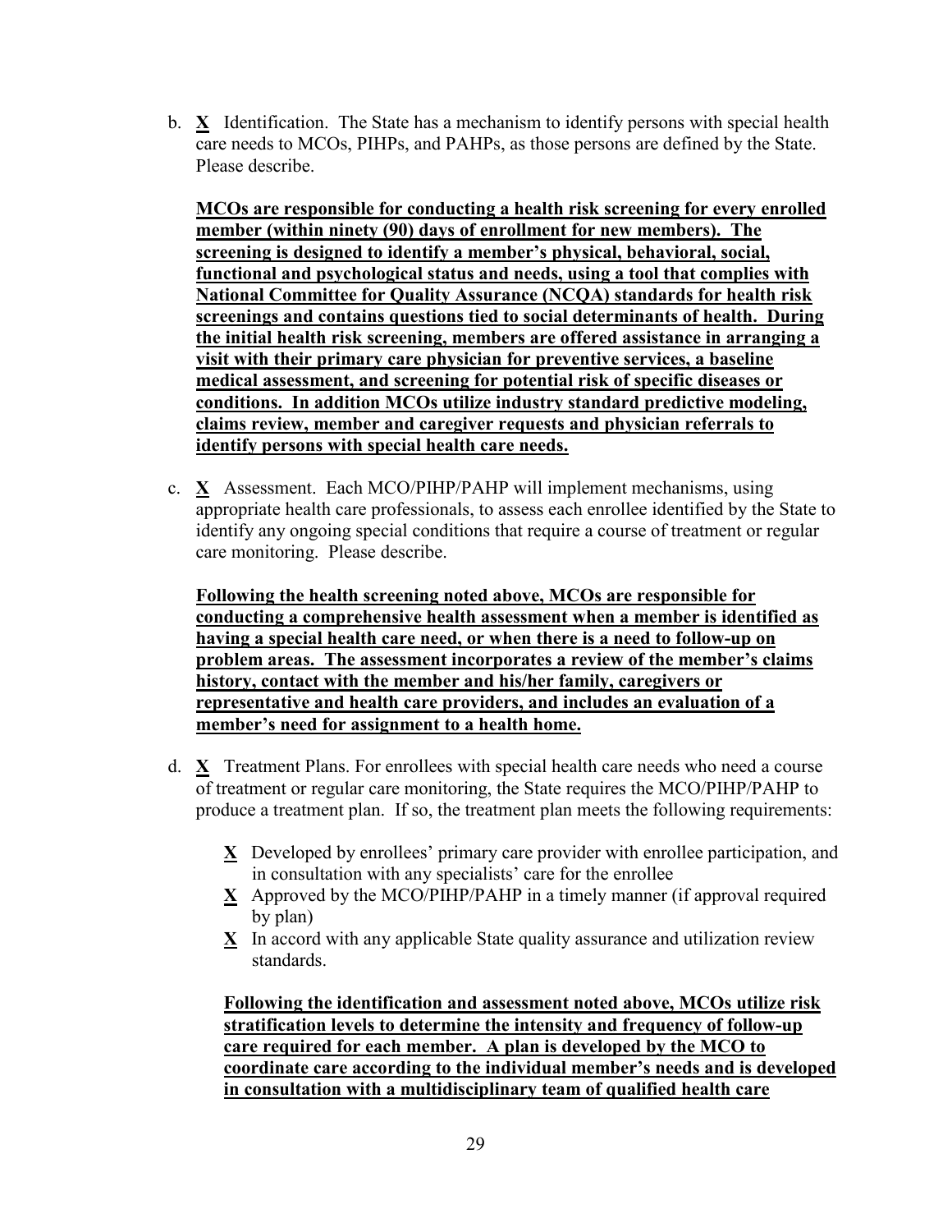b. **X** Identification. The State has a mechanism to identify persons with special health care needs to MCOs, PIHPs, and PAHPs, as those persons are defined by the State. Please describe.

**MCOs are responsible for conducting a health risk screening for every enrolled member (within ninety (90) days of enrollment for new members). The screening is designed to identify a member's physical, behavioral, social, functional and psychological status and needs, using a tool that complies with National Committee for Quality Assurance (NCQA) standards for health risk screenings and contains questions tied to social determinants of health. During the initial health risk screening, members are offered assistance in arranging a visit with their primary care physician for preventive services, a baseline medical assessment, and screening for potential risk of specific diseases or conditions. In addition MCOs utilize industry standard predictive modeling, claims review, member and caregiver requests and physician referrals to identify persons with special health care needs.**

c. **X** Assessment. Each MCO/PIHP/PAHP will implement mechanisms, using appropriate health care professionals, to assess each enrollee identified by the State to identify any ongoing special conditions that require a course of treatment or regular care monitoring. Please describe.

**Following the health screening noted above, MCOs are responsible for conducting a comprehensive health assessment when a member is identified as having a special health care need, or when there is a need to follow-up on problem areas. The assessment incorporates a review of the member's claims history, contact with the member and his/her family, caregivers or representative and health care providers, and includes an evaluation of a member's need for assignment to a health home.**

d. **X** Treatment Plans. For enrollees with special health care needs who need a course of treatment or regular care monitoring, the State requires the MCO/PIHP/PAHP to produce a treatment plan. If so, the treatment plan meets the following requirements:

- **X** Developed by enrollees' primary care provider with enrollee participation, and in consultation with any specialists' care for the enrollee
- **X** Approved by the MCO/PIHP/PAHP in a timely manner (if approval required by plan)
- **X** In accord with any applicable State quality assurance and utilization review standards.

**Following the identification and assessment noted above, MCOs utilize risk stratification levels to determine the intensity and frequency of follow-up care required for each member. A plan is developed by the MCO to coordinate care according to the individual member's needs and is developed in consultation with a multidisciplinary team of qualified health care**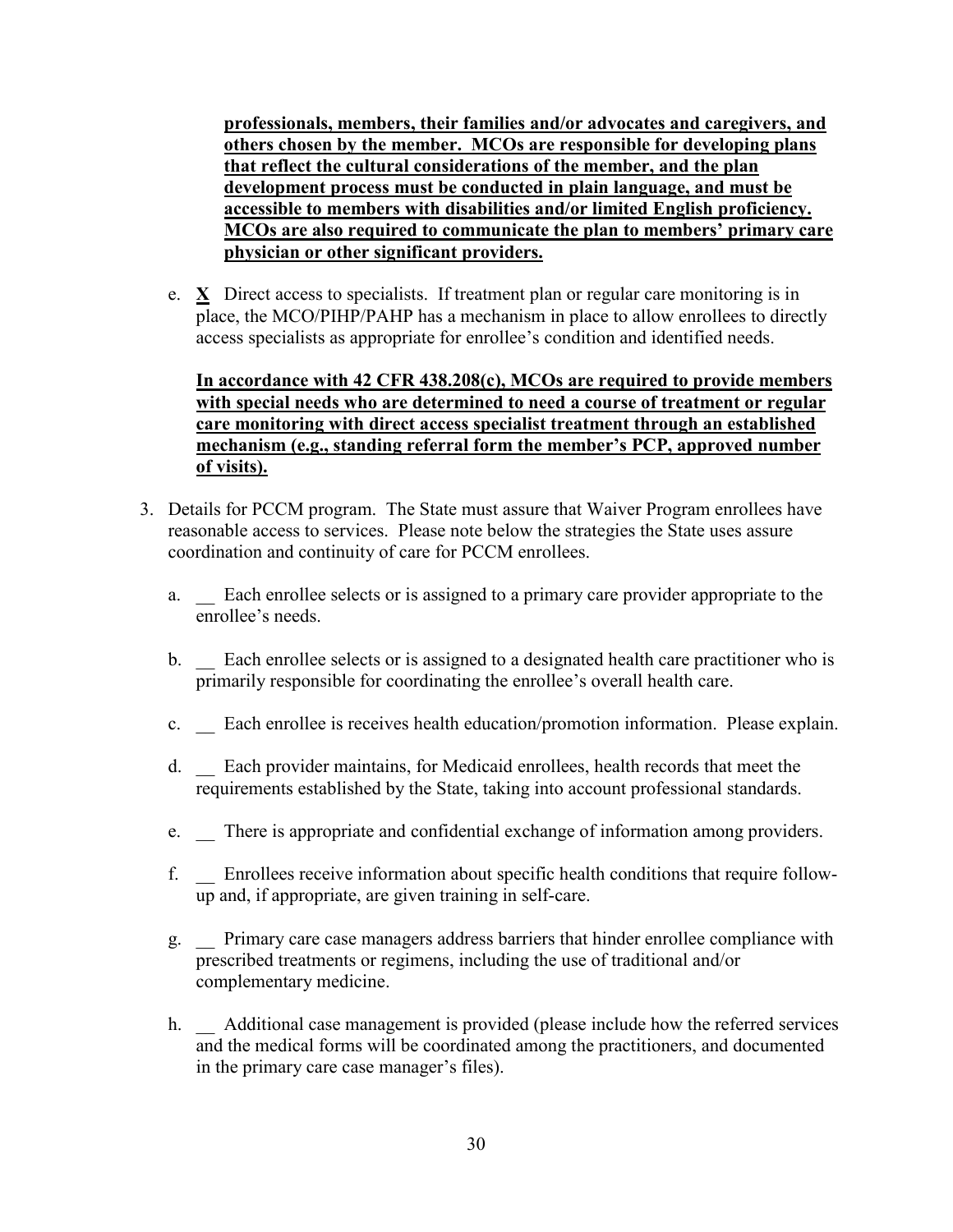**professionals, members, their families and/or advocates and caregivers, and others chosen by the member. MCOs are responsible for developing plans that reflect the cultural considerations of the member, and the plan development process must be conducted in plain language, and must be accessible to members with disabilities and/or limited English proficiency. MCOs are also required to communicate the plan to members' primary care physician or other significant providers.**

e. **X** Direct access to specialists. If treatment plan or regular care monitoring is in place, the MCO/PIHP/PAHP has a mechanism in place to allow enrollees to directly access specialists as appropriate for enrollee's condition and identified needs.

**In accordance with 42 CFR 438.208(c), MCOs are required to provide members with special needs who are determined to need a course of treatment or regular care monitoring with direct access specialist treatment through an established mechanism (e.g., standing referral form the member's PCP, approved number of visits).**

3. Details for PCCM program. The State must assure that Waiver Program enrollees have reasonable access to services. Please note below the strategies the State uses assure coordination and continuity of care for PCCM enrollees.

   a. __ Each enrollee selects or is assigned to a primary care provider appropriate to the enrollee's needs.

   b. __ Each enrollee selects or is assigned to a designated health care practitioner who is primarily responsible for coordinating the enrollee's overall health care.

   c. __ Each enrollee is receives health education/promotion information. Please explain.

   d. __ Each provider maintains, for Medicaid enrollees, health records that meet the requirements established by the State, taking into account professional standards.

   e. __ There is appropriate and confidential exchange of information among providers.

   f. __ Enrollees receive information about specific health conditions that require follow-up and, if appropriate, are given training in self-care.

   g. __ Primary care case managers address barriers that hinder enrollee compliance with prescribed treatments or regimens, including the use of traditional and/or complementary medicine.

   h. __ Additional case management is provided (please include how the referred services and the medical forms will be coordinated among the practitioners, and documented in the primary care case manager's files).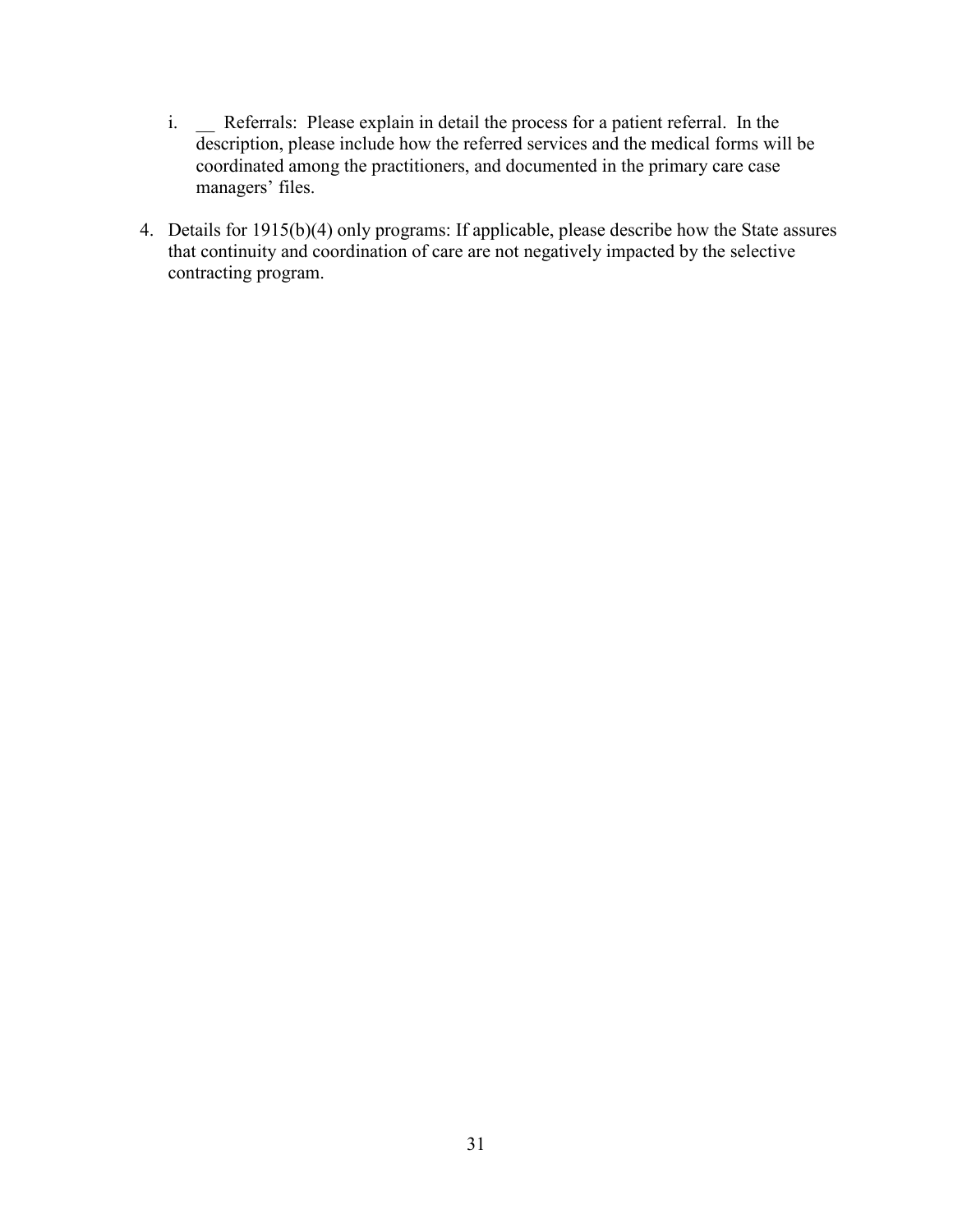i. __ Referrals: Please explain in detail the process for a patient referral. In the description, please include how the referred services and the medical forms will be coordinated among the practitioners, and documented in the primary care case managers' files.

4. Details for 1915(b)(4) only programs: If applicable, please describe how the State assures that continuity and coordination of care are not negatively impacted by the selective contracting program.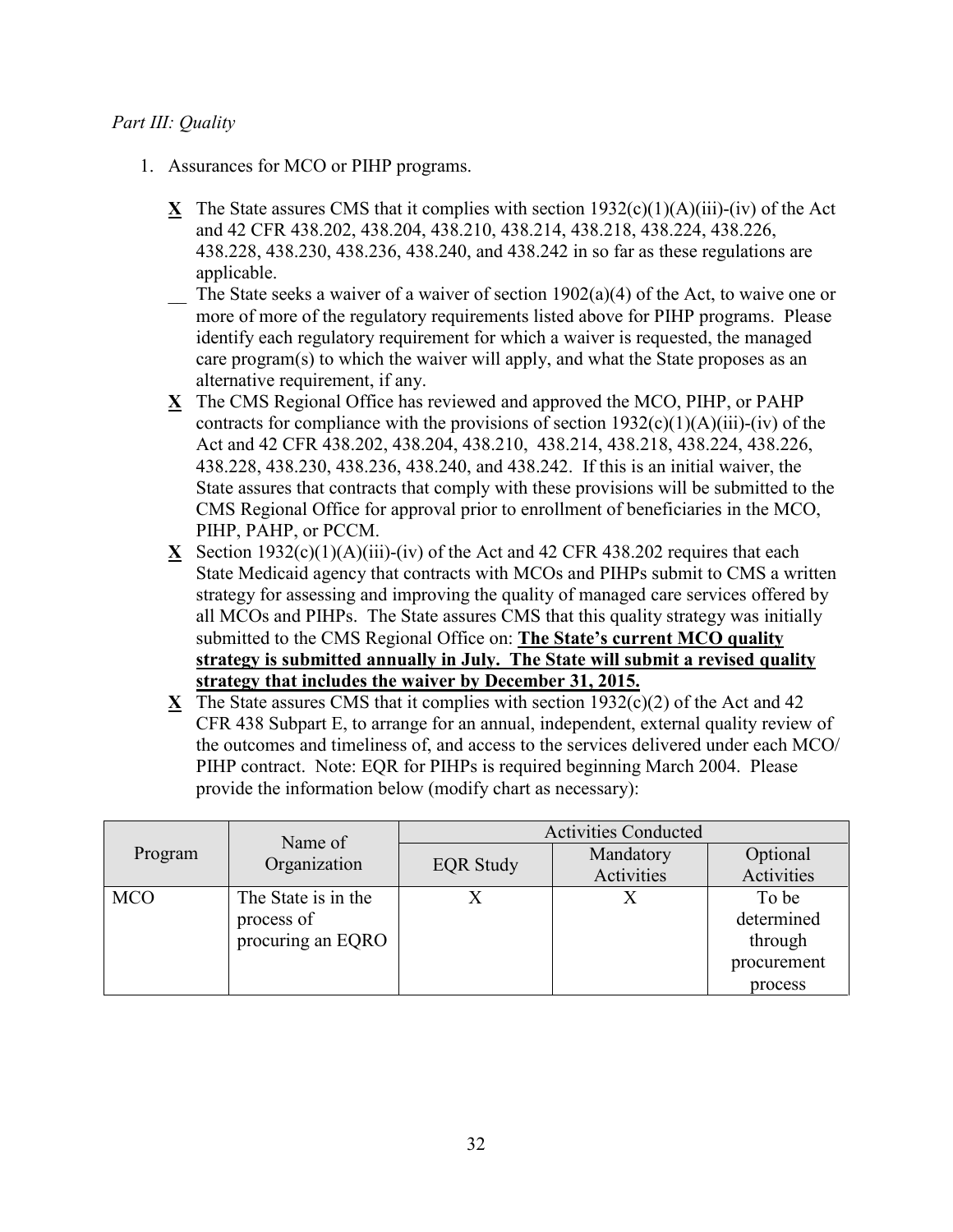*Part III: Quality*

1. Assurances for MCO or PIHP programs.

   **X** The State assures CMS that it complies with section 1932(c)(1)(A)(iii)-(iv) of the Act and 42 CFR 438.202, 438.204, 438.210, 438.214, 438.218, 438.224, 438.226, 438.228, 438.230, 438.236, 438.240, and 438.242 in so far as these regulations are applicable.

   __ The State seeks a waiver of a waiver of section 1902(a)(4) of the Act, to waive one or more of more of the regulatory requirements listed above for PIHP programs. Please identify each regulatory requirement for which a waiver is requested, the managed care program(s) to which the waiver will apply, and what the State proposes as an alternative requirement, if any.

   **X** The CMS Regional Office has reviewed and approved the MCO, PIHP, or PAHP contracts for compliance with the provisions of section 1932(c)(1)(A)(iii)-(iv) of the Act and 42 CFR 438.202, 438.204, 438.210, 438.214, 438.218, 438.224, 438.226, 438.228, 438.230, 438.236, 438.240, and 438.242. If this is an initial waiver, the State assures that contracts that comply with these provisions will be submitted to the CMS Regional Office for approval prior to enrollment of beneficiaries in the MCO, PIHP, PAHP, or PCCM.

   **X** Section 1932(c)(1)(A)(iii)-(iv) of the Act and 42 CFR 438.202 requires that each State Medicaid agency that contracts with MCOs and PIHPs submit to CMS a written strategy for assessing and improving the quality of managed care services offered by all MCOs and PIHPs. The State assures CMS that this quality strategy was initially submitted to the CMS Regional Office on: **The State's current MCO quality strategy is submitted annually in July. The State will submit a revised quality strategy that includes the waiver by December 31, 2015.**

   **X** The State assures CMS that it complies with section 1932(c)(2) of the Act and 42 CFR 438 Subpart E, to arrange for an annual, independent, external quality review of the outcomes and timeliness of, and access to the services delivered under each MCO/ PIHP contract. Note: EQR for PIHPs is required beginning March 2004. Please provide the information below (modify chart as necessary):

| Program | Name of Organization | Activities Conducted | | |
|---|---|---|---|---|
| | | EQR Study | Mandatory Activities | Optional Activities |
| MCO | The State is in the process of procuring an EQRO | X | X | To be determined through procurement process |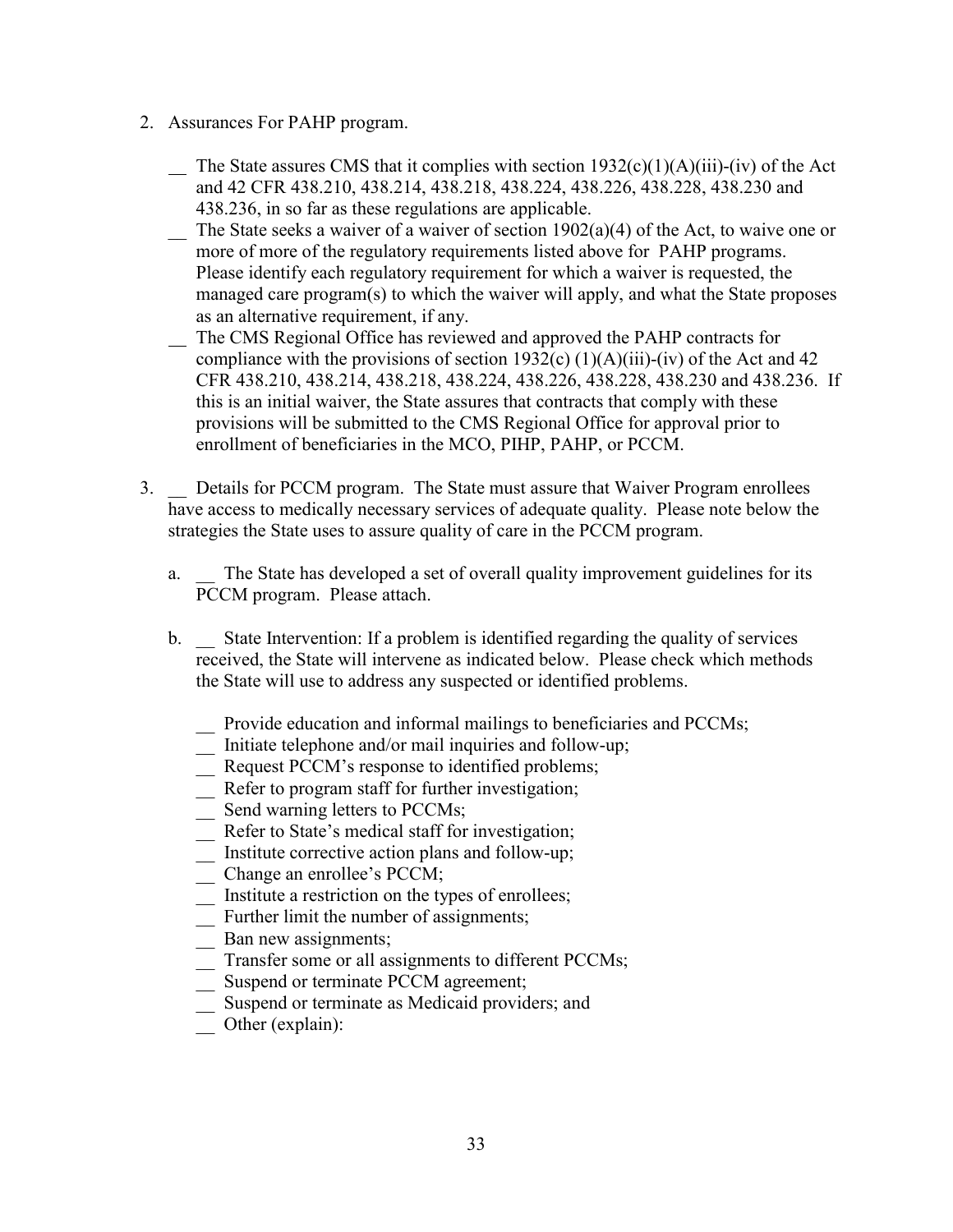2. Assurances For PAHP program.

   __ The State assures CMS that it complies with section 1932(c)(1)(A)(iii)-(iv) of the Act and 42 CFR 438.210, 438.214, 438.218, 438.224, 438.226, 438.228, 438.230 and 438.236, in so far as these regulations are applicable.

   __ The State seeks a waiver of a waiver of section 1902(a)(4) of the Act, to waive one or more of more of the regulatory requirements listed above for PAHP programs. Please identify each regulatory requirement for which a waiver is requested, the managed care program(s) to which the waiver will apply, and what the State proposes as an alternative requirement, if any.

   __ The CMS Regional Office has reviewed and approved the PAHP contracts for compliance with the provisions of section 1932(c) (1)(A)(iii)-(iv) of the Act and 42 CFR 438.210, 438.214, 438.218, 438.224, 438.226, 438.228, 438.230 and 438.236. If this is an initial waiver, the State assures that contracts that comply with these provisions will be submitted to the CMS Regional Office for approval prior to enrollment of beneficiaries in the MCO, PIHP, PAHP, or PCCM.

3. __ Details for PCCM program. The State must assure that Waiver Program enrollees have access to medically necessary services of adequate quality. Please note below the strategies the State uses to assure quality of care in the PCCM program.

   a. __ The State has developed a set of overall quality improvement guidelines for its PCCM program. Please attach.

   b. __ State Intervention: If a problem is identified regarding the quality of services received, the State will intervene as indicated below. Please check which methods the State will use to address any suspected or identified problems.

      __ Provide education and informal mailings to beneficiaries and PCCMs;
      __ Initiate telephone and/or mail inquiries and follow-up;
      __ Request PCCM's response to identified problems;
      __ Refer to program staff for further investigation;
      __ Send warning letters to PCCMs;
      __ Refer to State's medical staff for investigation;
      __ Institute corrective action plans and follow-up;
      __ Change an enrollee's PCCM;
      __ Institute a restriction on the types of enrollees;
      __ Further limit the number of assignments;
      __ Ban new assignments;
      __ Transfer some or all assignments to different PCCMs;
      __ Suspend or terminate PCCM agreement;
      __ Suspend or terminate as Medicaid providers; and
      __ Other (explain):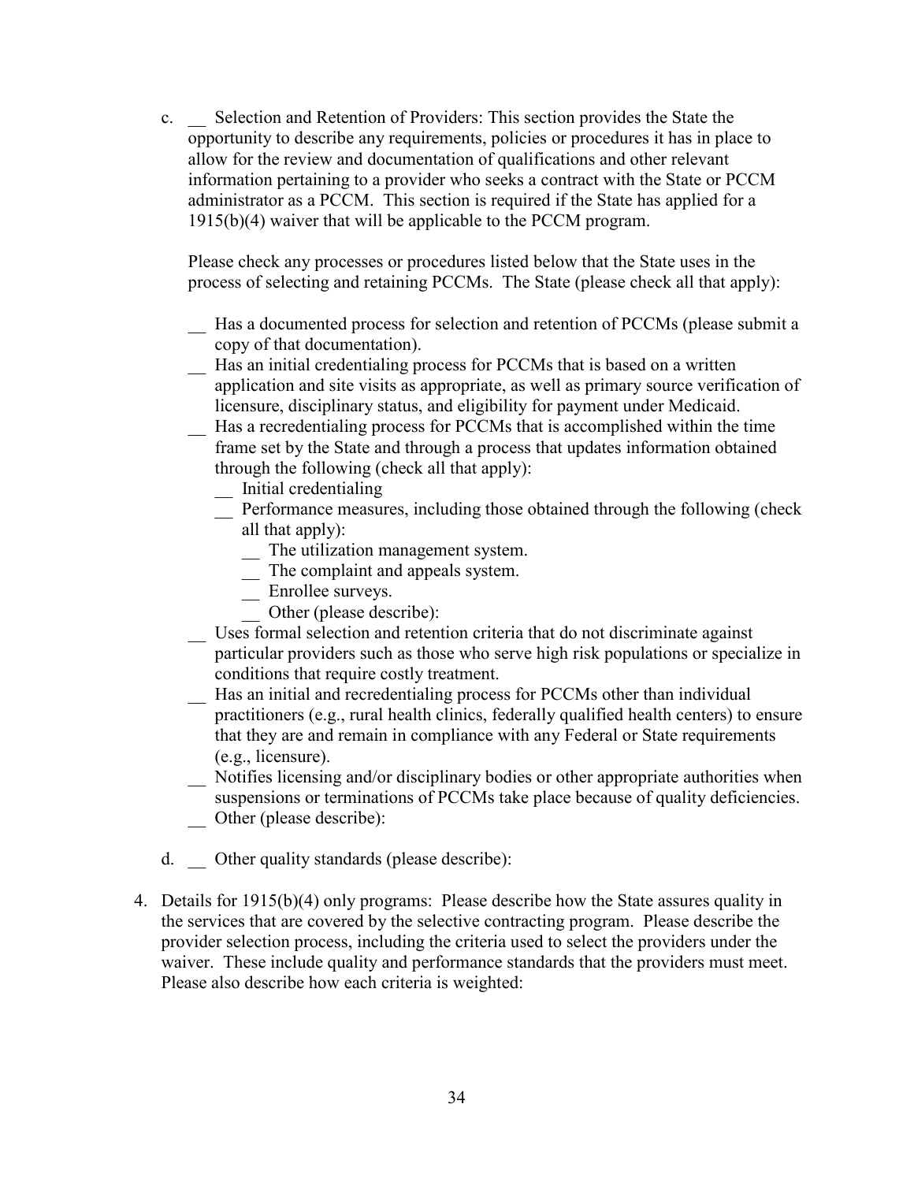c. __ Selection and Retention of Providers: This section provides the State the opportunity to describe any requirements, policies or procedures it has in place to allow for the review and documentation of qualifications and other relevant information pertaining to a provider who seeks a contract with the State or PCCM administrator as a PCCM. This section is required if the State has applied for a 1915(b)(4) waiver that will be applicable to the PCCM program.

   Please check any processes or procedures listed below that the State uses in the process of selecting and retaining PCCMs. The State (please check all that apply):

   __ Has a documented process for selection and retention of PCCMs (please submit a copy of that documentation).
   __ Has an initial credentialing process for PCCMs that is based on a written application and site visits as appropriate, as well as primary source verification of licensure, disciplinary status, and eligibility for payment under Medicaid.
   __ Has a recredentialing process for PCCMs that is accomplished within the time frame set by the State and through a process that updates information obtained through the following (check all that apply):
      __ Initial credentialing
      __ Performance measures, including those obtained through the following (check all that apply):
         __ The utilization management system.
         __ The complaint and appeals system.
         __ Enrollee surveys.
         __ Other (please describe):
   __ Uses formal selection and retention criteria that do not discriminate against particular providers such as those who serve high risk populations or specialize in conditions that require costly treatment.
   __ Has an initial and recredentialing process for PCCMs other than individual practitioners (e.g., rural health clinics, federally qualified health centers) to ensure that they are and remain in compliance with any Federal or State requirements (e.g., licensure).
   __ Notifies licensing and/or disciplinary bodies or other appropriate authorities when suspensions or terminations of PCCMs take place because of quality deficiencies.
   __ Other (please describe):

d. __ Other quality standards (please describe):

4. Details for 1915(b)(4) only programs: Please describe how the State assures quality in the services that are covered by the selective contracting program. Please describe the provider selection process, including the criteria used to select the providers under the waiver. These include quality and performance standards that the providers must meet. Please also describe how each criteria is weighted: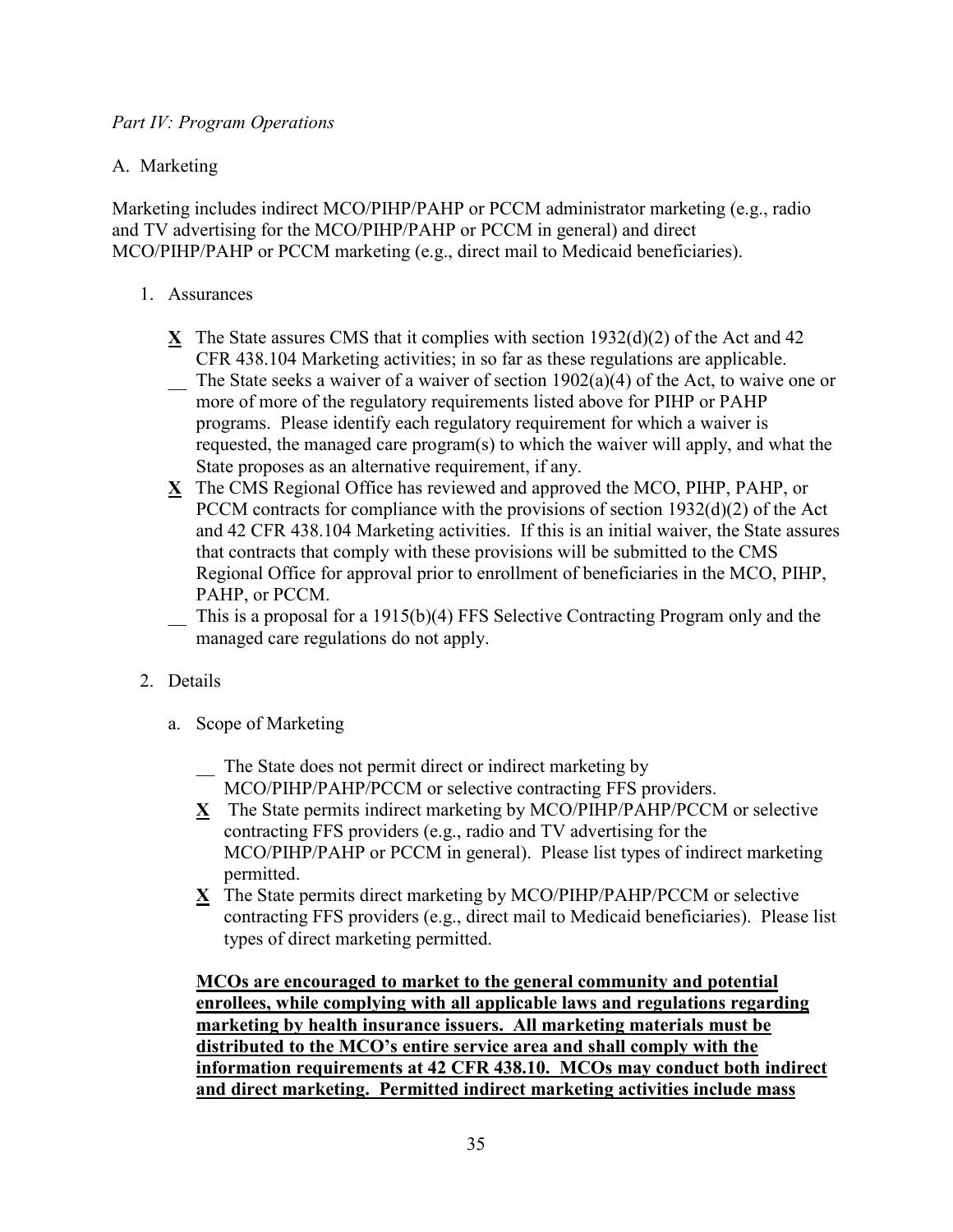*Part IV: Program Operations*

A. Marketing

Marketing includes indirect MCO/PIHP/PAHP or PCCM administrator marketing (e.g., radio and TV advertising for the MCO/PIHP/PAHP or PCCM in general) and direct MCO/PIHP/PAHP or PCCM marketing (e.g., direct mail to Medicaid beneficiaries).

1. Assurances

   **X** The State assures CMS that it complies with section 1932(d)(2) of the Act and 42 CFR 438.104 Marketing activities; in so far as these regulations are applicable.

   __ The State seeks a waiver of a waiver of section 1902(a)(4) of the Act, to waive one or more of more of the regulatory requirements listed above for PIHP or PAHP programs. Please identify each regulatory requirement for which a waiver is requested, the managed care program(s) to which the waiver will apply, and what the State proposes as an alternative requirement, if any.

   **X** The CMS Regional Office has reviewed and approved the MCO, PIHP, PAHP, or PCCM contracts for compliance with the provisions of section 1932(d)(2) of the Act and 42 CFR 438.104 Marketing activities. If this is an initial waiver, the State assures that contracts that comply with these provisions will be submitted to the CMS Regional Office for approval prior to enrollment of beneficiaries in the MCO, PIHP, PAHP, or PCCM.

   __ This is a proposal for a 1915(b)(4) FFS Selective Contracting Program only and the managed care regulations do not apply.

2. Details

   a. Scope of Marketing

      __ The State does not permit direct or indirect marketing by MCO/PIHP/PAHP/PCCM or selective contracting FFS providers.

      **X** The State permits indirect marketing by MCO/PIHP/PAHP/PCCM or selective contracting FFS providers (e.g., radio and TV advertising for the MCO/PIHP/PAHP or PCCM in general). Please list types of indirect marketing permitted.

      **X** The State permits direct marketing by MCO/PIHP/PAHP/PCCM or selective contracting FFS providers (e.g., direct mail to Medicaid beneficiaries). Please list types of direct marketing permitted.

      **MCOs are encouraged to market to the general community and potential enrollees, while complying with all applicable laws and regulations regarding marketing by health insurance issuers. All marketing materials must be distributed to the MCO's entire service area and shall comply with the information requirements at 42 CFR 438.10. MCOs may conduct both indirect and direct marketing. Permitted indirect marketing activities include mass**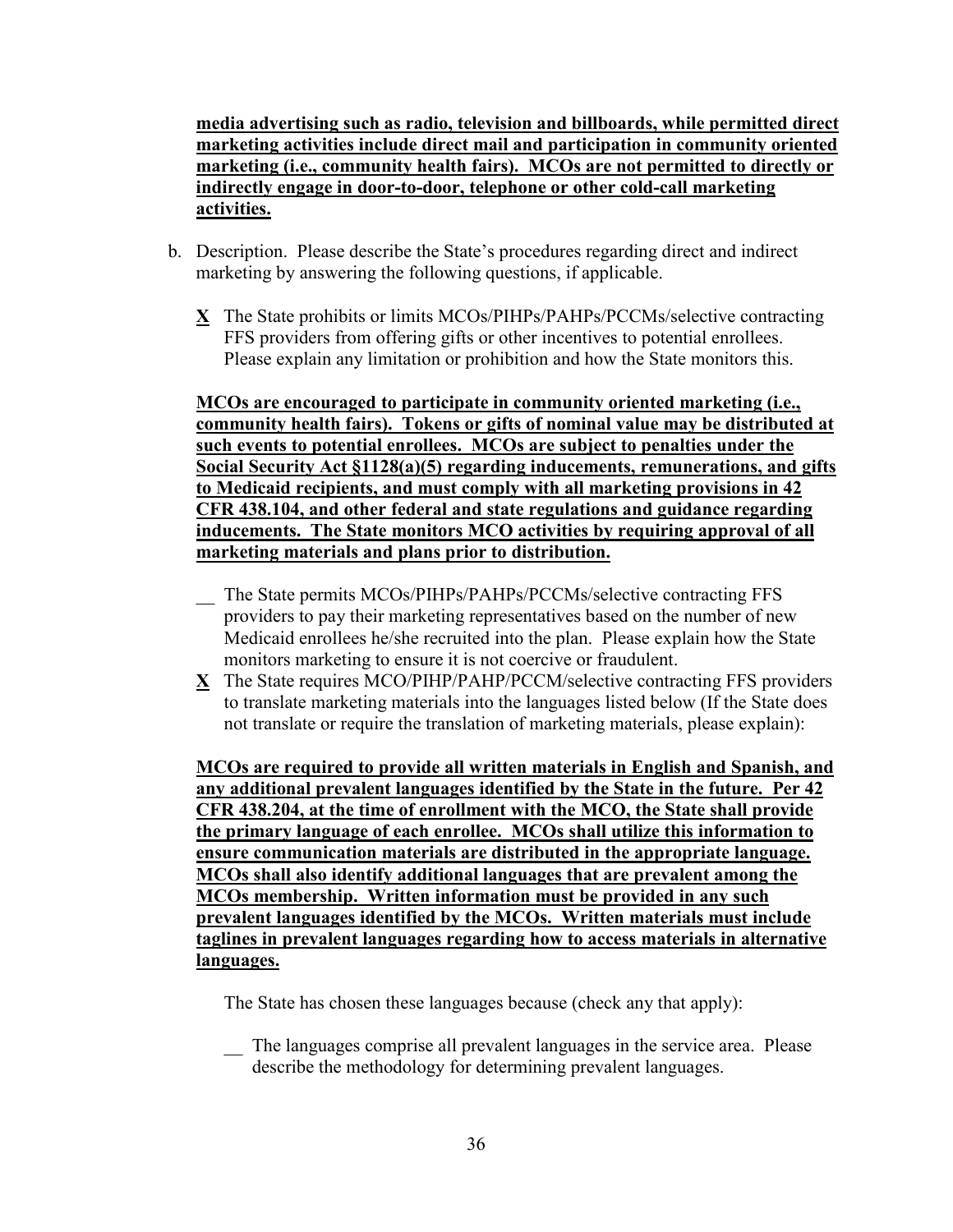**media advertising such as radio, television and billboards, while permitted direct marketing activities include direct mail and participation in community oriented marketing (i.e., community health fairs). MCOs are not permitted to directly or indirectly engage in door-to-door, telephone or other cold-call marketing activities.**

b. Description. Please describe the State's procedures regarding direct and indirect marketing by answering the following questions, if applicable.

**X** The State prohibits or limits MCOs/PIHPs/PAHPs/PCCMs/selective contracting FFS providers from offering gifts or other incentives to potential enrollees. Please explain any limitation or prohibition and how the State monitors this.

**MCOs are encouraged to participate in community oriented marketing (i.e., community health fairs). Tokens or gifts of nominal value may be distributed at such events to potential enrollees. MCOs are subject to penalties under the Social Security Act §1128(a)(5) regarding inducements, remunerations, and gifts to Medicaid recipients, and must comply with all marketing provisions in 42 CFR 438.104, and other federal and state regulations and guidance regarding inducements. The State monitors MCO activities by requiring approval of all marketing materials and plans prior to distribution.**

__ The State permits MCOs/PIHPs/PAHPs/PCCMs/selective contracting FFS providers to pay their marketing representatives based on the number of new Medicaid enrollees he/she recruited into the plan. Please explain how the State monitors marketing to ensure it is not coercive or fraudulent.

**X** The State requires MCO/PIHP/PAHP/PCCM/selective contracting FFS providers to translate marketing materials into the languages listed below (If the State does not translate or require the translation of marketing materials, please explain):

**MCOs are required to provide all written materials in English and Spanish, and any additional prevalent languages identified by the State in the future. Per 42 CFR 438.204, at the time of enrollment with the MCO, the State shall provide the primary language of each enrollee. MCOs shall utilize this information to ensure communication materials are distributed in the appropriate language. MCOs shall also identify additional languages that are prevalent among the MCOs membership. Written information must be provided in any such prevalent languages identified by the MCOs. Written materials must include taglines in prevalent languages regarding how to access materials in alternative languages.**

The State has chosen these languages because (check any that apply):

__ The languages comprise all prevalent languages in the service area. Please describe the methodology for determining prevalent languages.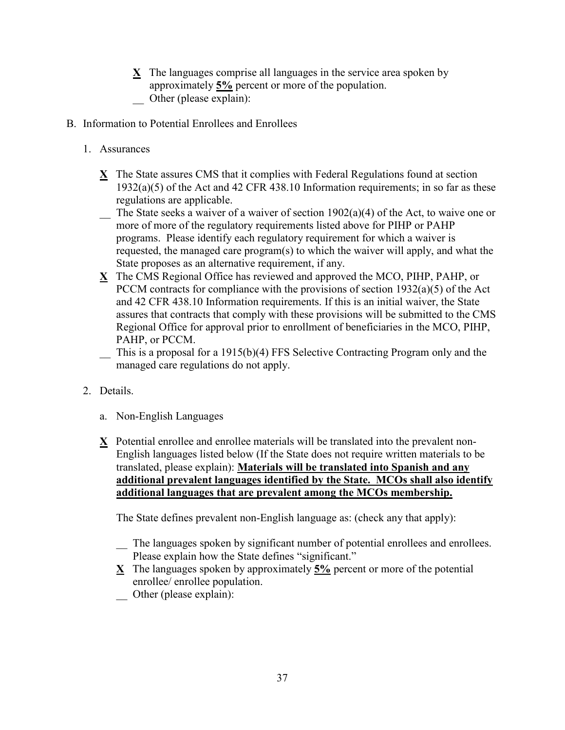**X** The languages comprise all languages in the service area spoken by approximately **5%** percent or more of the population.
__ Other (please explain):

B. Information to Potential Enrollees and Enrollees

1. Assurances

**X** The State assures CMS that it complies with Federal Regulations found at section 1932(a)(5) of the Act and 42 CFR 438.10 Information requirements; in so far as these regulations are applicable.

__ The State seeks a waiver of a waiver of section 1902(a)(4) of the Act, to waive one or more of more of the regulatory requirements listed above for PIHP or PAHP programs. Please identify each regulatory requirement for which a waiver is requested, the managed care program(s) to which the waiver will apply, and what the State proposes as an alternative requirement, if any.

**X** The CMS Regional Office has reviewed and approved the MCO, PIHP, PAHP, or PCCM contracts for compliance with the provisions of section 1932(a)(5) of the Act and 42 CFR 438.10 Information requirements. If this is an initial waiver, the State assures that contracts that comply with these provisions will be submitted to the CMS Regional Office for approval prior to enrollment of beneficiaries in the MCO, PIHP, PAHP, or PCCM.

__ This is a proposal for a 1915(b)(4) FFS Selective Contracting Program only and the managed care regulations do not apply.

2. Details.

a. Non-English Languages

**X** Potential enrollee and enrollee materials will be translated into the prevalent non-English languages listed below (If the State does not require written materials to be translated, please explain): **Materials will be translated into Spanish and any additional prevalent languages identified by the State. MCOs shall also identify additional languages that are prevalent among the MCOs membership.**

The State defines prevalent non-English language as: (check any that apply):

__ The languages spoken by significant number of potential enrollees and enrollees. Please explain how the State defines "significant."

**X** The languages spoken by approximately **5%** percent or more of the potential enrollee/ enrollee population.

__ Other (please explain):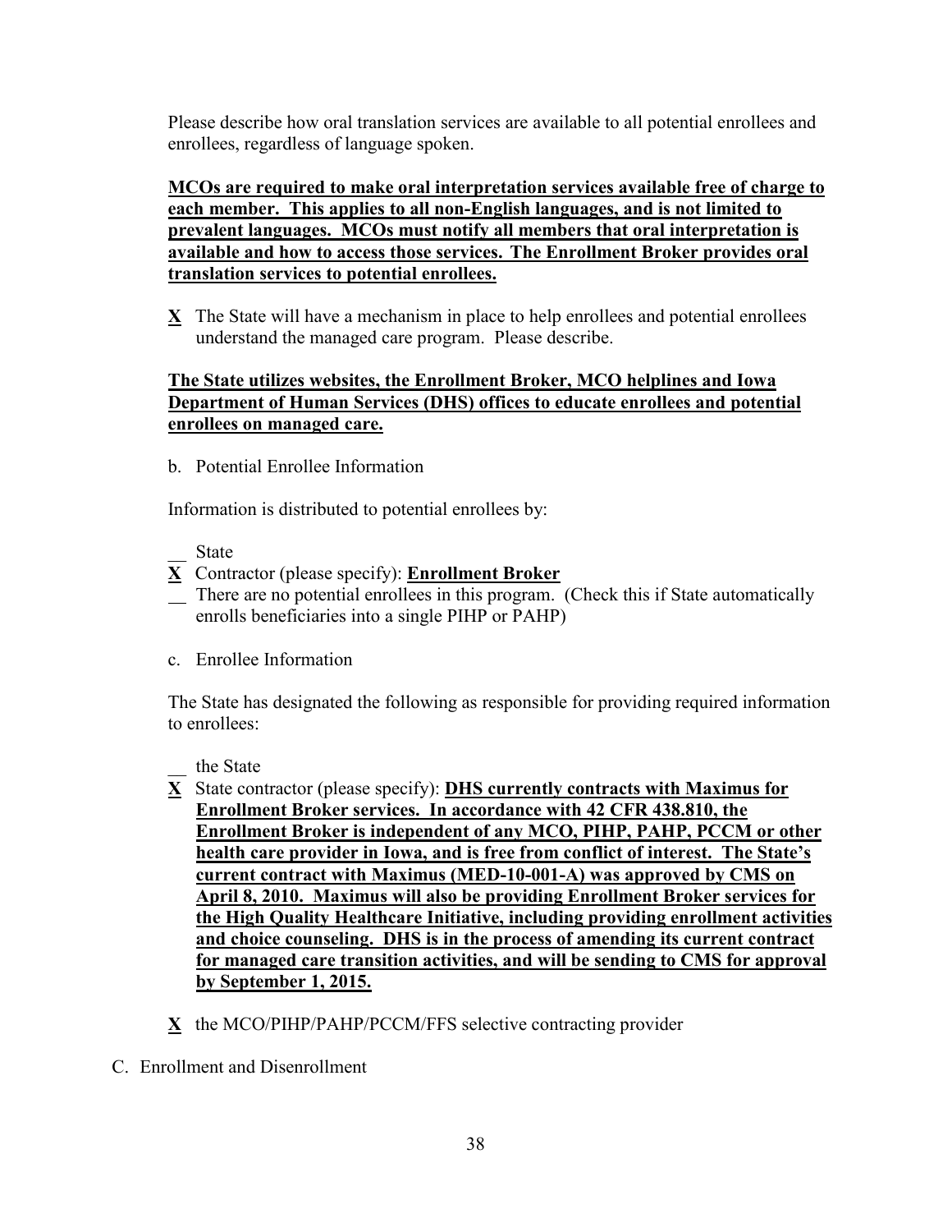Please describe how oral translation services are available to all potential enrollees and enrollees, regardless of language spoken.

**MCOs are required to make oral interpretation services available free of charge to each member. This applies to all non-English languages, and is not limited to prevalent languages. MCOs must notify all members that oral interpretation is available and how to access those services. The Enrollment Broker provides oral translation services to potential enrollees.**

**X** The State will have a mechanism in place to help enrollees and potential enrollees understand the managed care program. Please describe.

**The State utilizes websites, the Enrollment Broker, MCO helplines and Iowa Department of Human Services (DHS) offices to educate enrollees and potential enrollees on managed care.**

b. Potential Enrollee Information

Information is distributed to potential enrollees by:

__ State

**X** Contractor (please specify): **Enrollment Broker**

__ There are no potential enrollees in this program. (Check this if State automatically enrolls beneficiaries into a single PIHP or PAHP)

c. Enrollee Information

The State has designated the following as responsible for providing required information to enrollees:

__ the State

**X** State contractor (please specify): **DHS currently contracts with Maximus for Enrollment Broker services. In accordance with 42 CFR 438.810, the Enrollment Broker is independent of any MCO, PIHP, PAHP, PCCM or other health care provider in Iowa, and is free from conflict of interest. The State's current contract with Maximus (MED-10-001-A) was approved by CMS on April 8, 2010. Maximus will also be providing Enrollment Broker services for the High Quality Healthcare Initiative, including providing enrollment activities and choice counseling. DHS is in the process of amending its current contract for managed care transition activities, and will be sending to CMS for approval by September 1, 2015.**

**X** the MCO/PIHP/PAHP/PCCM/FFS selective contracting provider

C. Enrollment and Disenrollment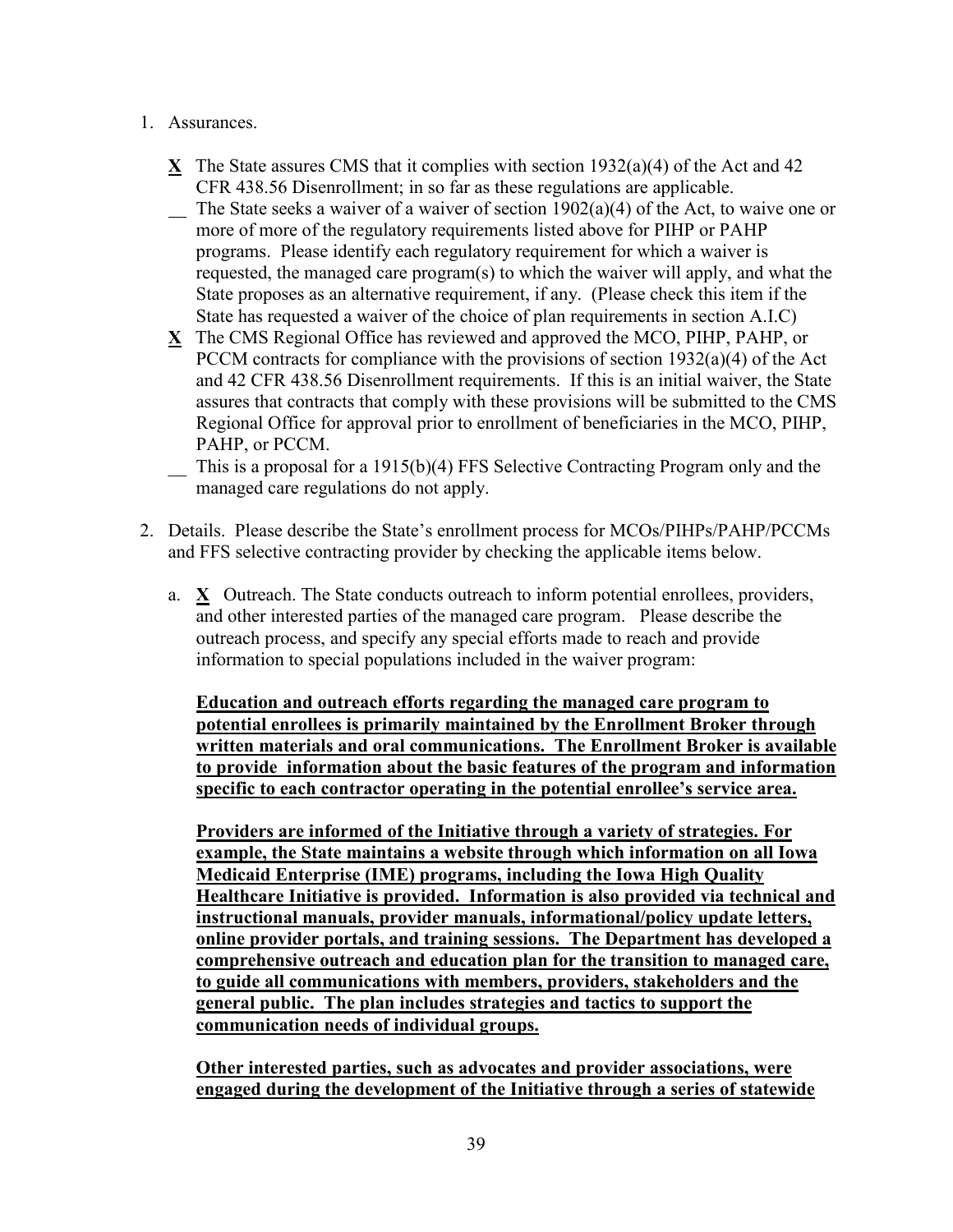1. Assurances.

   **X** The State assures CMS that it complies with section 1932(a)(4) of the Act and 42 CFR 438.56 Disenrollment; in so far as these regulations are applicable.

   __ The State seeks a waiver of a waiver of section 1902(a)(4) of the Act, to waive one or more of more of the regulatory requirements listed above for PIHP or PAHP programs. Please identify each regulatory requirement for which a waiver is requested, the managed care program(s) to which the waiver will apply, and what the State proposes as an alternative requirement, if any. (Please check this item if the State has requested a waiver of the choice of plan requirements in section A.I.C)

   **X** The CMS Regional Office has reviewed and approved the MCO, PIHP, PAHP, or PCCM contracts for compliance with the provisions of section 1932(a)(4) of the Act and 42 CFR 438.56 Disenrollment requirements. If this is an initial waiver, the State assures that contracts that comply with these provisions will be submitted to the CMS Regional Office for approval prior to enrollment of beneficiaries in the MCO, PIHP, PAHP, or PCCM.

   __ This is a proposal for a 1915(b)(4) FFS Selective Contracting Program only and the managed care regulations do not apply.

2. Details. Please describe the State's enrollment process for MCOs/PIHPs/PAHP/PCCMs and FFS selective contracting provider by checking the applicable items below.

   a. **X** Outreach. The State conducts outreach to inform potential enrollees, providers, and other interested parties of the managed care program. Please describe the outreach process, and specify any special efforts made to reach and provide information to special populations included in the waiver program:

      **Education and outreach efforts regarding the managed care program to potential enrollees is primarily maintained by the Enrollment Broker through written materials and oral communications. The Enrollment Broker is available to provide information about the basic features of the program and information specific to each contractor operating in the potential enrollee's service area.**

      **Providers are informed of the Initiative through a variety of strategies. For example, the State maintains a website through which information on all Iowa Medicaid Enterprise (IME) programs, including the Iowa High Quality Healthcare Initiative is provided. Information is also provided via technical and instructional manuals, provider manuals, informational/policy update letters, online provider portals, and training sessions. The Department has developed a comprehensive outreach and education plan for the transition to managed care, to guide all communications with members, providers, stakeholders and the general public. The plan includes strategies and tactics to support the communication needs of individual groups.**

      **Other interested parties, such as advocates and provider associations, were engaged during the development of the Initiative through a series of statewide**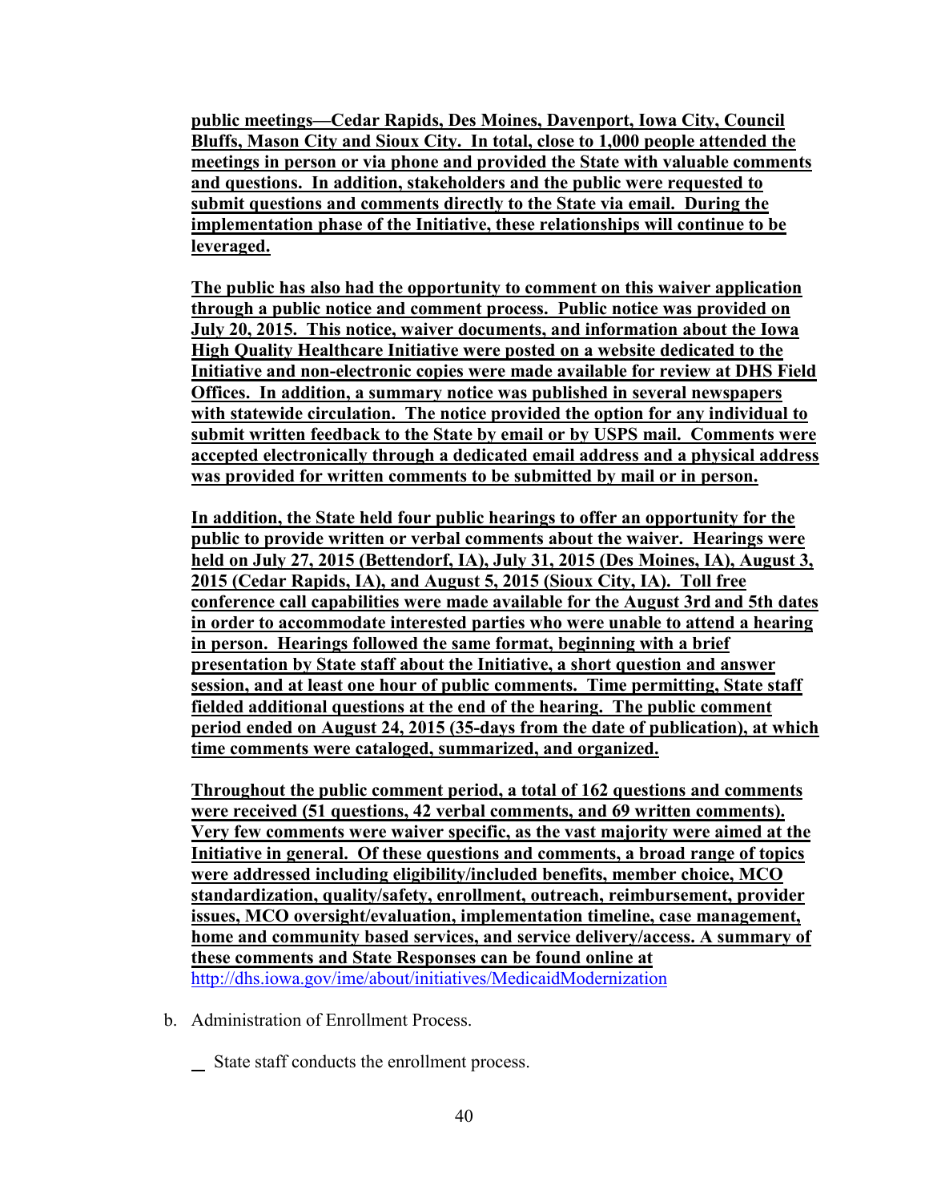**public meetings—Cedar Rapids, Des Moines, Davenport, Iowa City, Council Bluffs, Mason City and Sioux City. In total, close to 1,000 people attended the meetings in person or via phone and provided the State with valuable comments and questions. In addition, stakeholders and the public were requested to submit questions and comments directly to the State via email. During the implementation phase of the Initiative, these relationships will continue to be leveraged.**

**The public has also had the opportunity to comment on this waiver application through a public notice and comment process. Public notice was provided on July 20, 2015. This notice, waiver documents, and information about the Iowa High Quality Healthcare Initiative were posted on a website dedicated to the Initiative and non-electronic copies were made available for review at DHS Field Offices. In addition, a summary notice was published in several newspapers with statewide circulation. The notice provided the option for any individual to submit written feedback to the State by email or by USPS mail. Comments were accepted electronically through a dedicated email address and a physical address was provided for written comments to be submitted by mail or in person.**

**In addition, the State held four public hearings to offer an opportunity for the public to provide written or verbal comments about the waiver. Hearings were held on July 27, 2015 (Bettendorf, IA), July 31, 2015 (Des Moines, IA), August 3, 2015 (Cedar Rapids, IA), and August 5, 2015 (Sioux City, IA). Toll free conference call capabilities were made available for the August 3rd and 5th dates in order to accommodate interested parties who were unable to attend a hearing in person. Hearings followed the same format, beginning with a brief presentation by State staff about the Initiative, a short question and answer session, and at least one hour of public comments. Time permitting, State staff fielded additional questions at the end of the hearing. The public comment period ended on August 24, 2015 (35-days from the date of publication), at which time comments were cataloged, summarized, and organized.**

**Throughout the public comment period, a total of 162 questions and comments were received (51 questions, 42 verbal comments, and 69 written comments). Very few comments were waiver specific, as the vast majority were aimed at the Initiative in general. Of these questions and comments, a broad range of topics were addressed including eligibility/included benefits, member choice, MCO standardization, quality/safety, enrollment, outreach, reimbursement, provider issues, MCO oversight/evaluation, implementation timeline, case management, home and community based services, and service delivery/access. A summary of these comments and State Responses can be found online at** http://dhs.iowa.gov/ime/about/initiatives/MedicaidModernization

b. Administration of Enrollment Process.

\_ State staff conducts the enrollment process.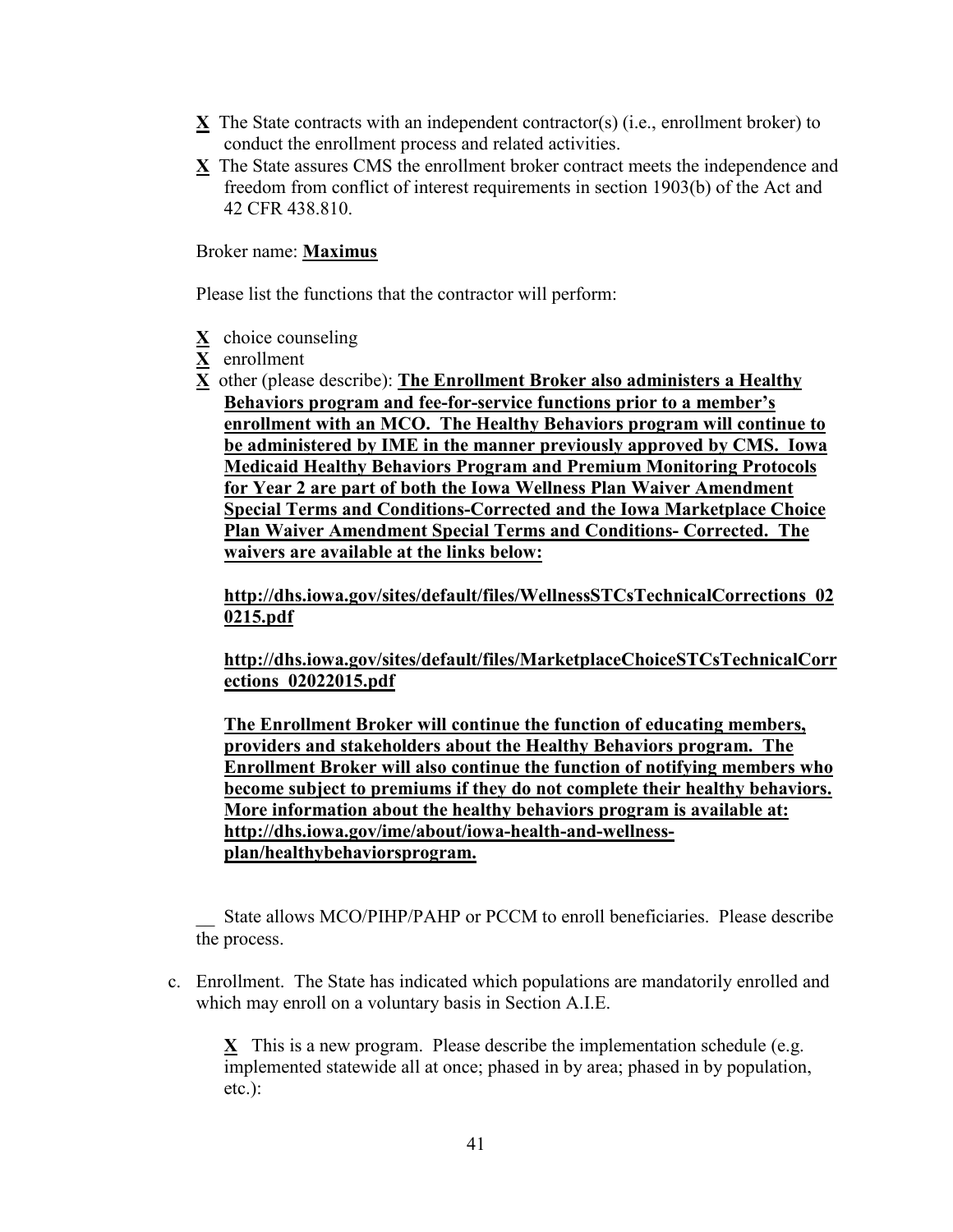**X** The State contracts with an independent contractor(s) (i.e., enrollment broker) to conduct the enrollment process and related activities.

**X** The State assures CMS the enrollment broker contract meets the independence and freedom from conflict of interest requirements in section 1903(b) of the Act and 42 CFR 438.810.

Broker name: **Maximus**

Please list the functions that the contractor will perform:

**X** choice counseling

**X** enrollment

**X** other (please describe): **The Enrollment Broker also administers a Healthy Behaviors program and fee-for-service functions prior to a member's enrollment with an MCO. The Healthy Behaviors program will continue to be administered by IME in the manner previously approved by CMS. Iowa Medicaid Healthy Behaviors Program and Premium Monitoring Protocols for Year 2 are part of both the Iowa Wellness Plan Waiver Amendment Special Terms and Conditions-Corrected and the Iowa Marketplace Choice Plan Waiver Amendment Special Terms and Conditions- Corrected. The waivers are available at the links below:**

**http://dhs.iowa.gov/sites/default/files/WellnessSTCsTechnicalCorrections_020215.pdf**

**http://dhs.iowa.gov/sites/default/files/MarketplaceChoiceSTCsTechnicalCorrections_02022015.pdf**

**The Enrollment Broker will continue the function of educating members, providers and stakeholders about the Healthy Behaviors program. The Enrollment Broker will also continue the function of notifying members who become subject to premiums if they do not complete their healthy behaviors. More information about the healthy behaviors program is available at: http://dhs.iowa.gov/ime/about/iowa-health-and-wellness-plan/healthybehaviorsprogram.**

__ State allows MCO/PIHP/PAHP or PCCM to enroll beneficiaries. Please describe the process.

c. Enrollment. The State has indicated which populations are mandatorily enrolled and which may enroll on a voluntary basis in Section A.I.E.

**X** This is a new program. Please describe the implementation schedule (e.g. implemented statewide all at once; phased in by area; phased in by population, etc.):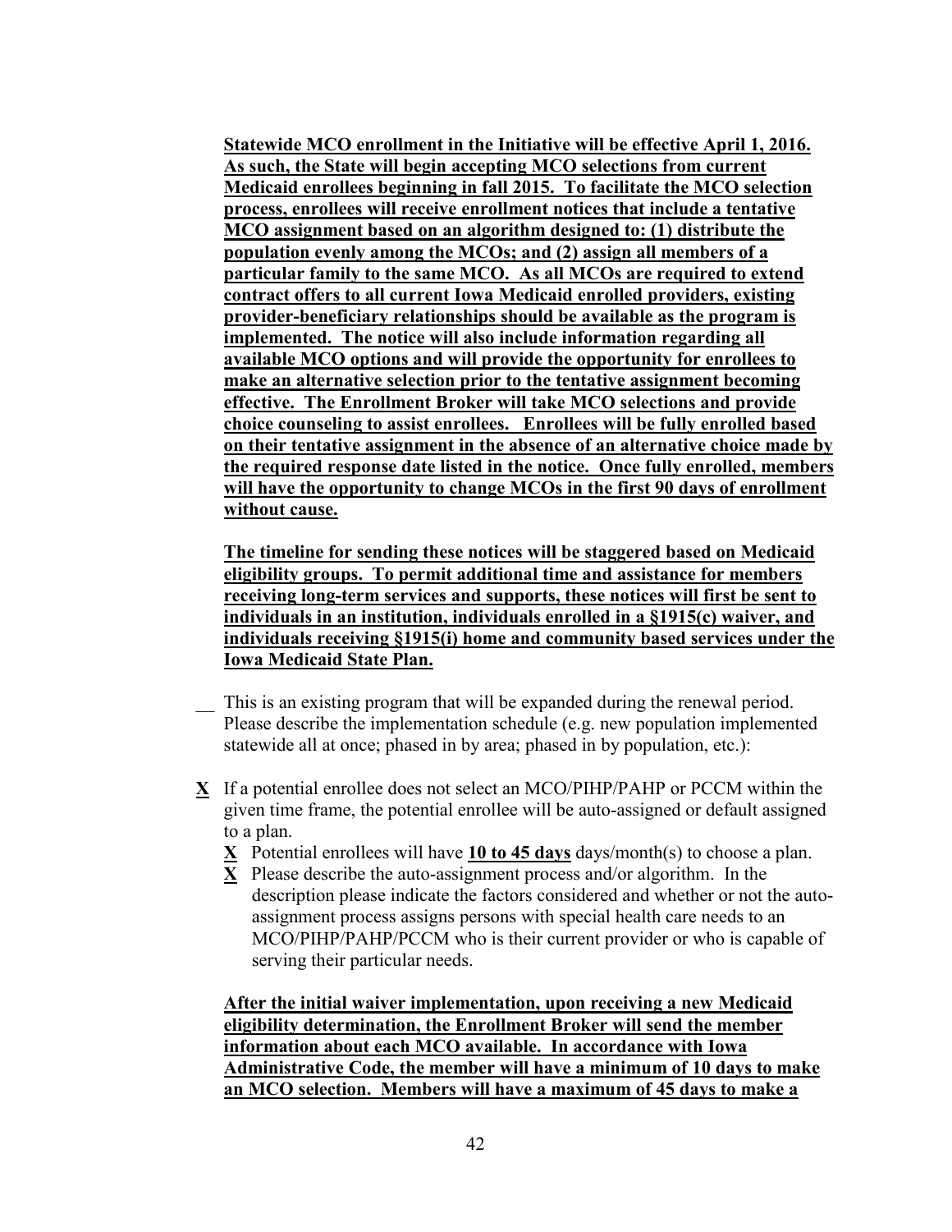**<u>Statewide MCO enrollment in the Initiative will be effective April 1, 2016. As such, the State will begin accepting MCO selections from current Medicaid enrollees beginning in fall 2015. To facilitate the MCO selection process, enrollees will receive enrollment notices that include a tentative MCO assignment based on an algorithm designed to: (1) distribute the population evenly among the MCOs; and (2) assign all members of a particular family to the same MCO. As all MCOs are required to extend contract offers to all current Iowa Medicaid enrolled providers, existing provider-beneficiary relationships should be available as the program is implemented. The notice will also include information regarding all available MCO options and will provide the opportunity for enrollees to make an alternative selection prior to the tentative assignment becoming effective. The Enrollment Broker will take MCO selections and provide choice counseling to assist enrollees. Enrollees will be fully enrolled based on their tentative assignment in the absence of an alternative choice made by the required response date listed in the notice. Once fully enrolled, members will have the opportunity to change MCOs in the first 90 days of enrollment without cause.</u>**

**<u>The timeline for sending these notices will be staggered based on Medicaid eligibility groups. To permit additional time and assistance for members receiving long-term services and supports, these notices will first be sent to individuals in an institution, individuals enrolled in a §1915(c) waiver, and individuals receiving §1915(i) home and community based services under the Iowa Medicaid State Plan.</u>**

__ This is an existing program that will be expanded during the renewal period. Please describe the implementation schedule (e.g. new population implemented statewide all at once; phased in by area; phased in by population, etc.):

**<u>X</u>** If a potential enrollee does not select an MCO/PIHP/PAHP or PCCM within the given time frame, the potential enrollee will be auto-assigned or default assigned to a plan.

- **<u>X</u>** Potential enrollees will have **<u>10 to 45 days</u>** days/month(s) to choose a plan.
- **<u>X</u>** Please describe the auto-assignment process and/or algorithm. In the description please indicate the factors considered and whether or not the auto-assignment process assigns persons with special health care needs to an MCO/PIHP/PAHP/PCCM who is their current provider or who is capable of serving their particular needs.

**<u>After the initial waiver implementation, upon receiving a new Medicaid eligibility determination, the Enrollment Broker will send the member information about each MCO available. In accordance with Iowa Administrative Code, the member will have a minimum of 10 days to make an MCO selection. Members will have a maximum of 45 days to make a</u>**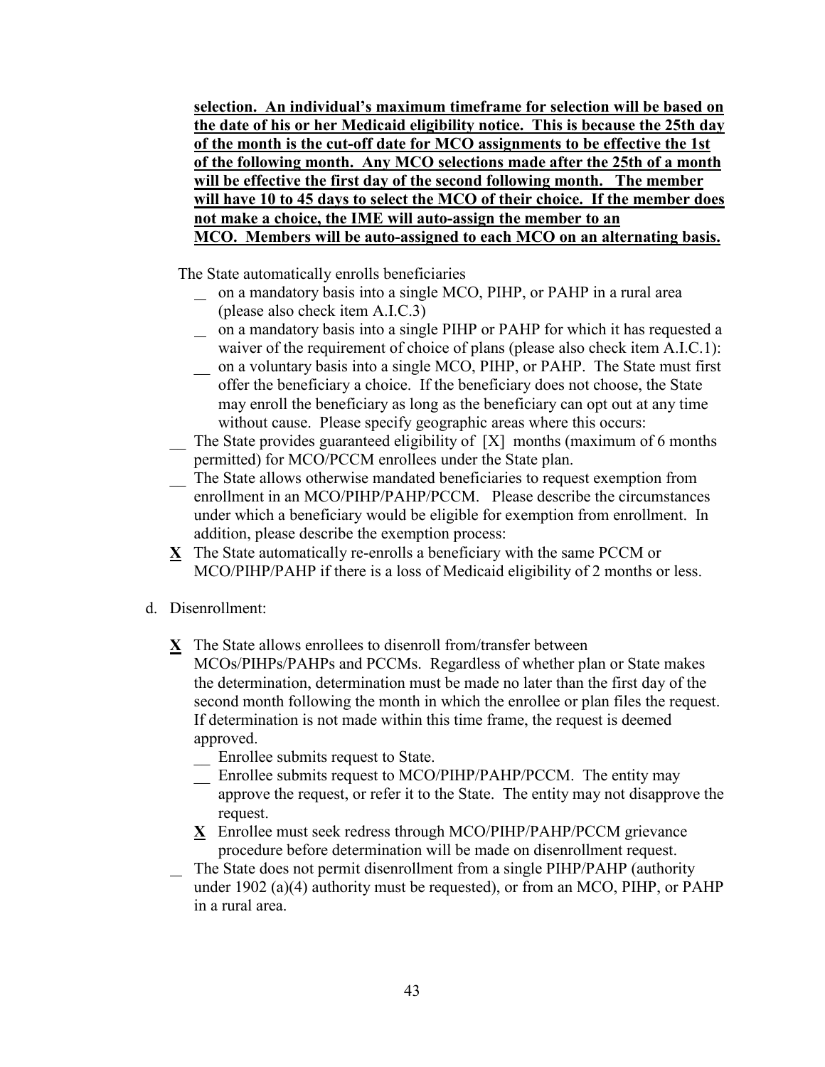**selection. An individual's maximum timeframe for selection will be based on the date of his or her Medicaid eligibility notice. This is because the 25th day of the month is the cut-off date for MCO assignments to be effective the 1st of the following month. Any MCO selections made after the 25th of a month will be effective the first day of the second following month. The member will have 10 to 45 days to select the MCO of their choice. If the member does not make a choice, the IME will auto-assign the member to an MCO. Members will be auto-assigned to each MCO on an alternating basis.**

The State automatically enrolls beneficiaries

- _ on a mandatory basis into a single MCO, PIHP, or PAHP in a rural area (please also check item A.I.C.3)
- _ on a mandatory basis into a single PIHP or PAHP for which it has requested a waiver of the requirement of choice of plans (please also check item A.I.C.1):
- __ on a voluntary basis into a single MCO, PIHP, or PAHP. The State must first offer the beneficiary a choice. If the beneficiary does not choose, the State may enroll the beneficiary as long as the beneficiary can opt out at any time without cause. Please specify geographic areas where this occurs:

__ The State provides guaranteed eligibility of [X] months (maximum of 6 months permitted) for MCO/PCCM enrollees under the State plan.

__ The State allows otherwise mandated beneficiaries to request exemption from enrollment in an MCO/PIHP/PAHP/PCCM. Please describe the circumstances under which a beneficiary would be eligible for exemption from enrollment. In addition, please describe the exemption process:

**X** The State automatically re-enrolls a beneficiary with the same PCCM or MCO/PIHP/PAHP if there is a loss of Medicaid eligibility of 2 months or less.

d. Disenrollment:

**X** The State allows enrollees to disenroll from/transfer between MCOs/PIHPs/PAHPs and PCCMs. Regardless of whether plan or State makes the determination, determination must be made no later than the first day of the second month following the month in which the enrollee or plan files the request. If determination is not made within this time frame, the request is deemed approved.

- __ Enrollee submits request to State.
- __ Enrollee submits request to MCO/PIHP/PAHP/PCCM. The entity may approve the request, or refer it to the State. The entity may not disapprove the request.
- **X** Enrollee must seek redress through MCO/PIHP/PAHP/PCCM grievance procedure before determination will be made on disenrollment request.

_ The State does not permit disenrollment from a single PIHP/PAHP (authority under 1902 (a)(4) authority must be requested), or from an MCO, PIHP, or PAHP in a rural area.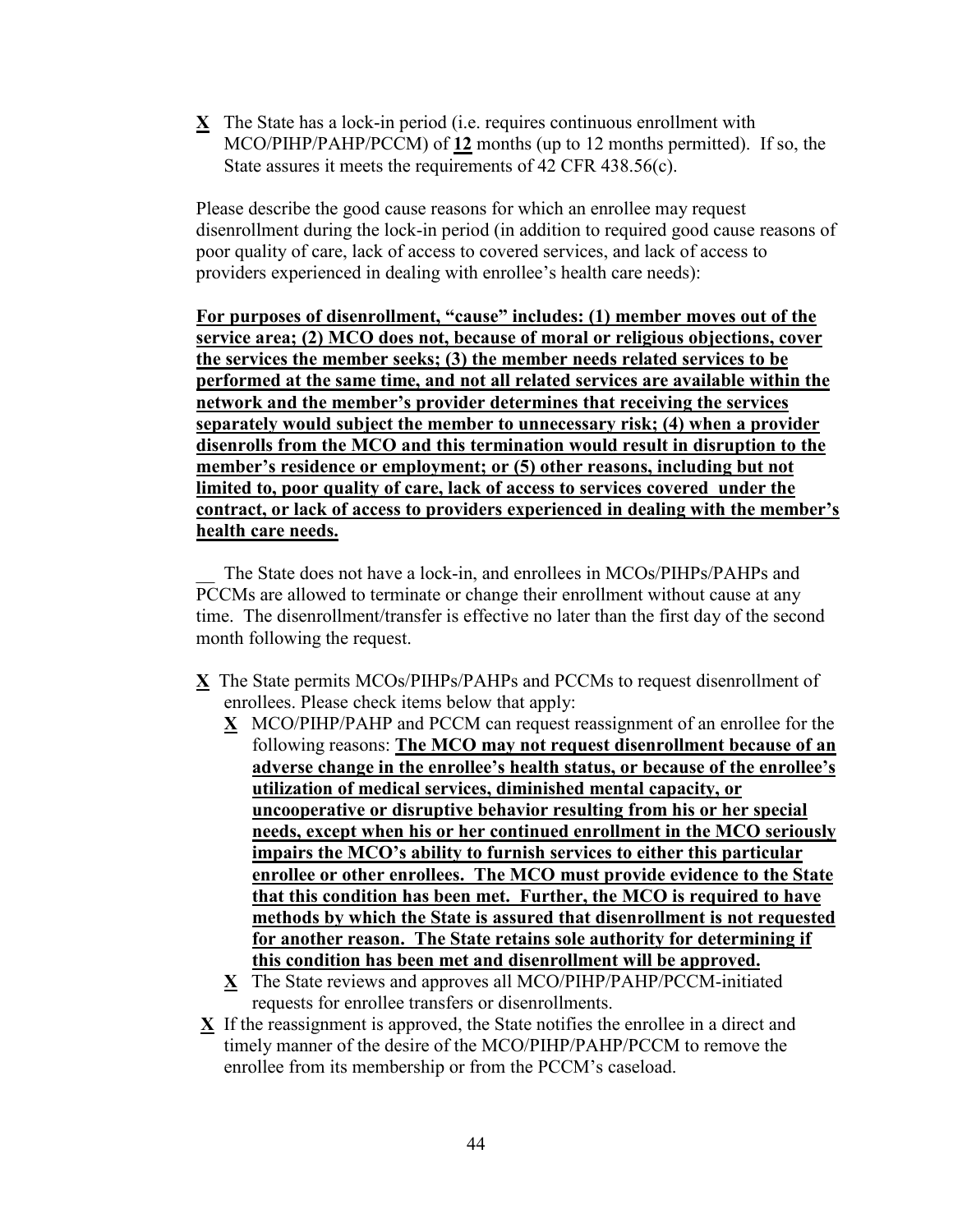**X** The State has a lock-in period (i.e. requires continuous enrollment with MCO/PIHP/PAHP/PCCM) of **12** months (up to 12 months permitted). If so, the State assures it meets the requirements of 42 CFR 438.56(c).

Please describe the good cause reasons for which an enrollee may request disenrollment during the lock-in period (in addition to required good cause reasons of poor quality of care, lack of access to covered services, and lack of access to providers experienced in dealing with enrollee's health care needs):

**For purposes of disenrollment, "cause" includes: (1) member moves out of the service area; (2) MCO does not, because of moral or religious objections, cover the services the member seeks; (3) the member needs related services to be performed at the same time, and not all related services are available within the network and the member's provider determines that receiving the services separately would subject the member to unnecessary risk; (4) when a provider disenrolls from the MCO and this termination would result in disruption to the member's residence or employment; or (5) other reasons, including but not limited to, poor quality of care, lack of access to services covered under the contract, or lack of access to providers experienced in dealing with the member's health care needs.**

__ The State does not have a lock-in, and enrollees in MCOs/PIHPs/PAHPs and PCCMs are allowed to terminate or change their enrollment without cause at any time. The disenrollment/transfer is effective no later than the first day of the second month following the request.

**X** The State permits MCOs/PIHPs/PAHPs and PCCMs to request disenrollment of enrollees. Please check items below that apply:

- **X** MCO/PIHP/PAHP and PCCM can request reassignment of an enrollee for the following reasons: **The MCO may not request disenrollment because of an adverse change in the enrollee's health status, or because of the enrollee's utilization of medical services, diminished mental capacity, or uncooperative or disruptive behavior resulting from his or her special needs, except when his or her continued enrollment in the MCO seriously impairs the MCO's ability to furnish services to either this particular enrollee or other enrollees. The MCO must provide evidence to the State that this condition has been met. Further, the MCO is required to have methods by which the State is assured that disenrollment is not requested for another reason. The State retains sole authority for determining if this condition has been met and disenrollment will be approved.**
- **X** The State reviews and approves all MCO/PIHP/PAHP/PCCM-initiated requests for enrollee transfers or disenrollments.

**X** If the reassignment is approved, the State notifies the enrollee in a direct and timely manner of the desire of the MCO/PIHP/PAHP/PCCM to remove the enrollee from its membership or from the PCCM's caseload.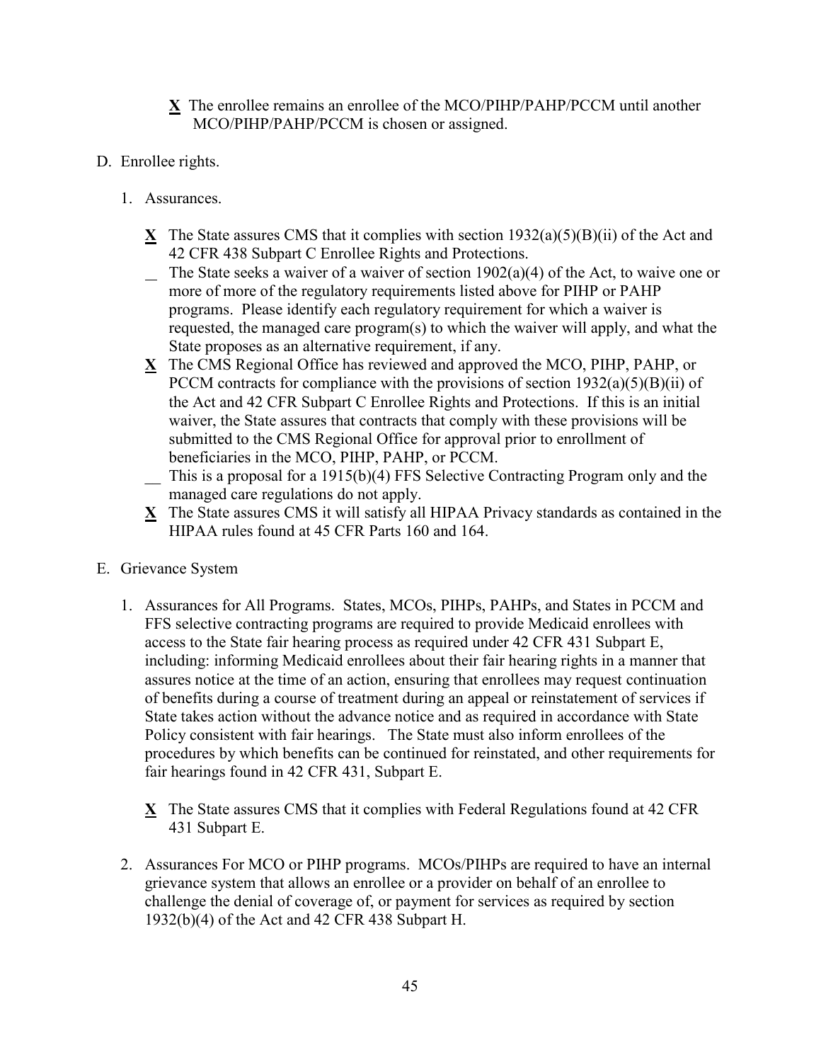**X** The enrollee remains an enrollee of the MCO/PIHP/PAHP/PCCM until another MCO/PIHP/PAHP/PCCM is chosen or assigned.

D. Enrollee rights.

1. Assurances.

**X** The State assures CMS that it complies with section 1932(a)(5)(B)(ii) of the Act and 42 CFR 438 Subpart C Enrollee Rights and Protections.

__ The State seeks a waiver of a waiver of section 1902(a)(4) of the Act, to waive one or more of more of the regulatory requirements listed above for PIHP or PAHP programs. Please identify each regulatory requirement for which a waiver is requested, the managed care program(s) to which the waiver will apply, and what the State proposes as an alternative requirement, if any.

**X** The CMS Regional Office has reviewed and approved the MCO, PIHP, PAHP, or PCCM contracts for compliance with the provisions of section 1932(a)(5)(B)(ii) of the Act and 42 CFR Subpart C Enrollee Rights and Protections. If this is an initial waiver, the State assures that contracts that comply with these provisions will be submitted to the CMS Regional Office for approval prior to enrollment of beneficiaries in the MCO, PIHP, PAHP, or PCCM.

__ This is a proposal for a 1915(b)(4) FFS Selective Contracting Program only and the managed care regulations do not apply.

**X** The State assures CMS it will satisfy all HIPAA Privacy standards as contained in the HIPAA rules found at 45 CFR Parts 160 and 164.

E. Grievance System

1. Assurances for All Programs. States, MCOs, PIHPs, PAHPs, and States in PCCM and FFS selective contracting programs are required to provide Medicaid enrollees with access to the State fair hearing process as required under 42 CFR 431 Subpart E, including: informing Medicaid enrollees about their fair hearing rights in a manner that assures notice at the time of an action, ensuring that enrollees may request continuation of benefits during a course of treatment during an appeal or reinstatement of services if State takes action without the advance notice and as required in accordance with State Policy consistent with fair hearings. The State must also inform enrollees of the procedures by which benefits can be continued for reinstated, and other requirements for fair hearings found in 42 CFR 431, Subpart E.

   **X** The State assures CMS that it complies with Federal Regulations found at 42 CFR 431 Subpart E.

2. Assurances For MCO or PIHP programs. MCOs/PIHPs are required to have an internal grievance system that allows an enrollee or a provider on behalf of an enrollee to challenge the denial of coverage of, or payment for services as required by section 1932(b)(4) of the Act and 42 CFR 438 Subpart H.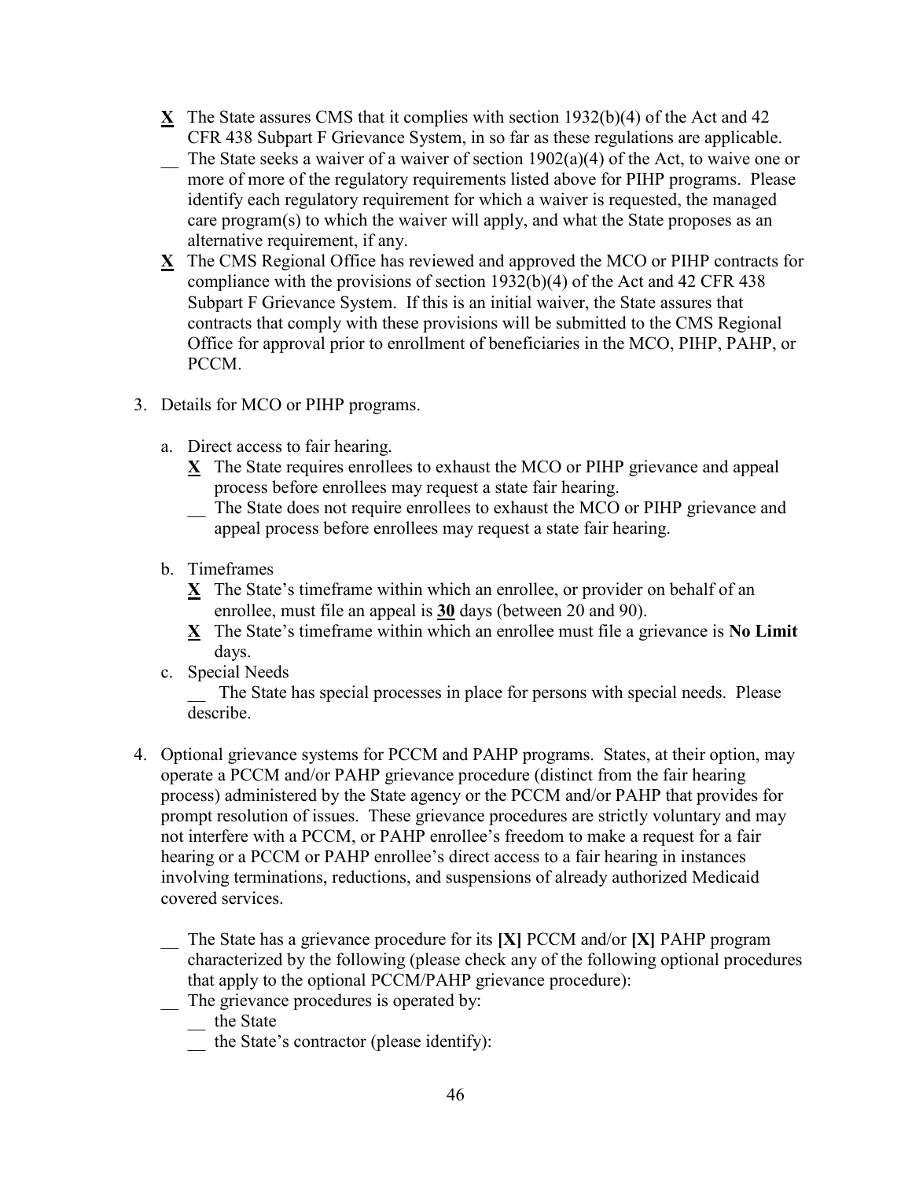- **X** The State assures CMS that it complies with section 1932(b)(4) of the Act and 42 CFR 438 Subpart F Grievance System, in so far as these regulations are applicable.
- __ The State seeks a waiver of a waiver of section 1902(a)(4) of the Act, to waive one or more of more of the regulatory requirements listed above for PIHP programs. Please identify each regulatory requirement for which a waiver is requested, the managed care program(s) to which the waiver will apply, and what the State proposes as an alternative requirement, if any.
- **X** The CMS Regional Office has reviewed and approved the MCO or PIHP contracts for compliance with the provisions of section 1932(b)(4) of the Act and 42 CFR 438 Subpart F Grievance System. If this is an initial waiver, the State assures that contracts that comply with these provisions will be submitted to the CMS Regional Office for approval prior to enrollment of beneficiaries in the MCO, PIHP, PAHP, or PCCM.

3. Details for MCO or PIHP programs.

   a. Direct access to fair hearing.
      - **X** The State requires enrollees to exhaust the MCO or PIHP grievance and appeal process before enrollees may request a state fair hearing.
      - __ The State does not require enrollees to exhaust the MCO or PIHP grievance and appeal process before enrollees may request a state fair hearing.

   b. Timeframes
      - **X** The State's timeframe within which an enrollee, or provider on behalf of an enrollee, must file an appeal is **30** days (between 20 and 90).
      - **X** The State's timeframe within which an enrollee must file a grievance is **No Limit** days.

   c. Special Needs
      
      __ The State has special processes in place for persons with special needs. Please describe.

4. Optional grievance systems for PCCM and PAHP programs. States, at their option, may operate a PCCM and/or PAHP grievance procedure (distinct from the fair hearing process) administered by the State agency or the PCCM and/or PAHP that provides for prompt resolution of issues. These grievance procedures are strictly voluntary and may not interfere with a PCCM, or PAHP enrollee's freedom to make a request for a fair hearing or a PCCM or PAHP enrollee's direct access to a fair hearing in instances involving terminations, reductions, and suspensions of already authorized Medicaid covered services.

   - __ The State has a grievance procedure for its **[X]** PCCM and/or **[X]** PAHP program characterized by the following (please check any of the following optional procedures that apply to the optional PCCM/PAHP grievance procedure):
   - __ The grievance procedures is operated by:
     - __ the State
     - __ the State's contractor (please identify):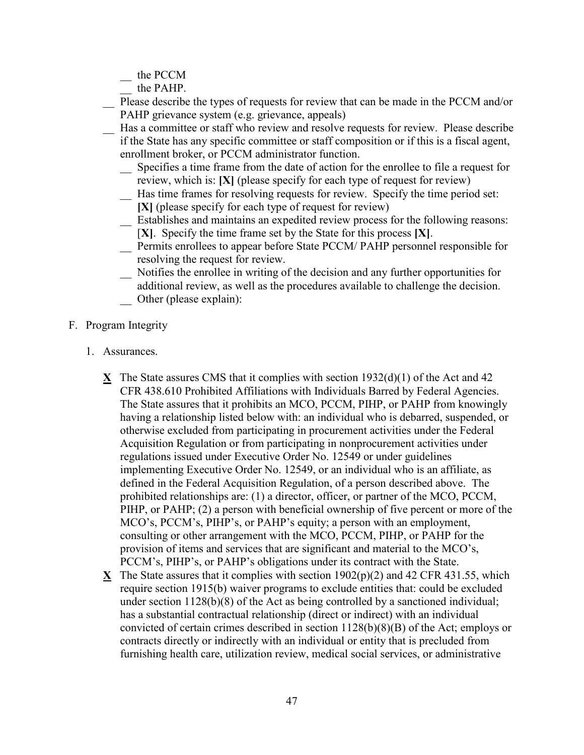\_\_ the PCCM
  \_\_ the PAHP.

\_\_ Please describe the types of requests for review that can be made in the PCCM and/or PAHP grievance system (e.g. grievance, appeals)

\_\_ Has a committee or staff who review and resolve requests for review. Please describe if the State has any specific committee or staff composition or if this is a fiscal agent, enrollment broker, or PCCM administrator function.

  \_\_ Specifies a time frame from the date of action for the enrollee to file a request for review, which is: **[X]** (please specify for each type of request for review)

  \_\_ Has time frames for resolving requests for review. Specify the time period set: **[X]** (please specify for each type of request for review)

  \_\_ Establishes and maintains an expedited review process for the following reasons: [**X**]. Specify the time frame set by the State for this process **[X]**.

  \_\_ Permits enrollees to appear before State PCCM/ PAHP personnel responsible for resolving the request for review.

  \_\_ Notifies the enrollee in writing of the decision and any further opportunities for additional review, as well as the procedures available to challenge the decision.

  \_\_ Other (please explain):

F. Program Integrity

1. Assurances.

**X** The State assures CMS that it complies with section 1932(d)(1) of the Act and 42 CFR 438.610 Prohibited Affiliations with Individuals Barred by Federal Agencies. The State assures that it prohibits an MCO, PCCM, PIHP, or PAHP from knowingly having a relationship listed below with: an individual who is debarred, suspended, or otherwise excluded from participating in procurement activities under the Federal Acquisition Regulation or from participating in nonprocurement activities under regulations issued under Executive Order No. 12549 or under guidelines implementing Executive Order No. 12549, or an individual who is an affiliate, as defined in the Federal Acquisition Regulation, of a person described above. The prohibited relationships are: (1) a director, officer, or partner of the MCO, PCCM, PIHP, or PAHP; (2) a person with beneficial ownership of five percent or more of the MCO's, PCCM's, PIHP's, or PAHP's equity; a person with an employment, consulting or other arrangement with the MCO, PCCM, PIHP, or PAHP for the provision of items and services that are significant and material to the MCO's, PCCM's, PIHP's, or PAHP's obligations under its contract with the State.

**X** The State assures that it complies with section 1902(p)(2) and 42 CFR 431.55, which require section 1915(b) waiver programs to exclude entities that: could be excluded under section 1128(b)(8) of the Act as being controlled by a sanctioned individual; has a substantial contractual relationship (direct or indirect) with an individual convicted of certain crimes described in section 1128(b)(8)(B) of the Act; employs or contracts directly or indirectly with an individual or entity that is precluded from furnishing health care, utilization review, medical social services, or administrative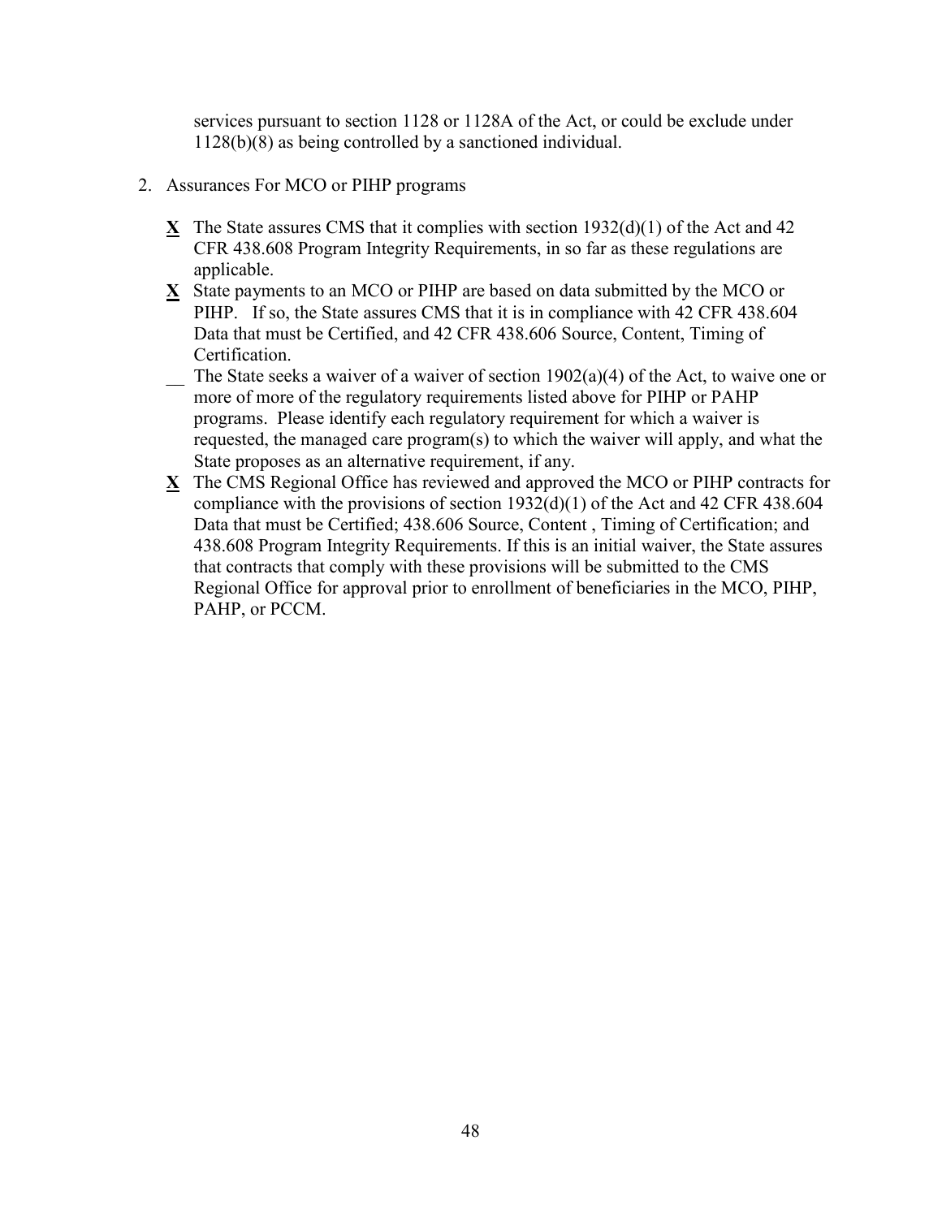services pursuant to section 1128 or 1128A of the Act, or could be exclude under 1128(b)(8) as being controlled by a sanctioned individual.

2. Assurances For MCO or PIHP programs

   **X** The State assures CMS that it complies with section 1932(d)(1) of the Act and 42 CFR 438.608 Program Integrity Requirements, in so far as these regulations are applicable.

   **X** State payments to an MCO or PIHP are based on data submitted by the MCO or PIHP. If so, the State assures CMS that it is in compliance with 42 CFR 438.604 Data that must be Certified, and 42 CFR 438.606 Source, Content, Timing of Certification.

   __ The State seeks a waiver of a waiver of section 1902(a)(4) of the Act, to waive one or more of more of the regulatory requirements listed above for PIHP or PAHP programs. Please identify each regulatory requirement for which a waiver is requested, the managed care program(s) to which the waiver will apply, and what the State proposes as an alternative requirement, if any.

   **X** The CMS Regional Office has reviewed and approved the MCO or PIHP contracts for compliance with the provisions of section 1932(d)(1) of the Act and 42 CFR 438.604 Data that must be Certified; 438.606 Source, Content , Timing of Certification; and 438.608 Program Integrity Requirements. If this is an initial waiver, the State assures that contracts that comply with these provisions will be submitted to the CMS Regional Office for approval prior to enrollment of beneficiaries in the MCO, PIHP, PAHP, or PCCM.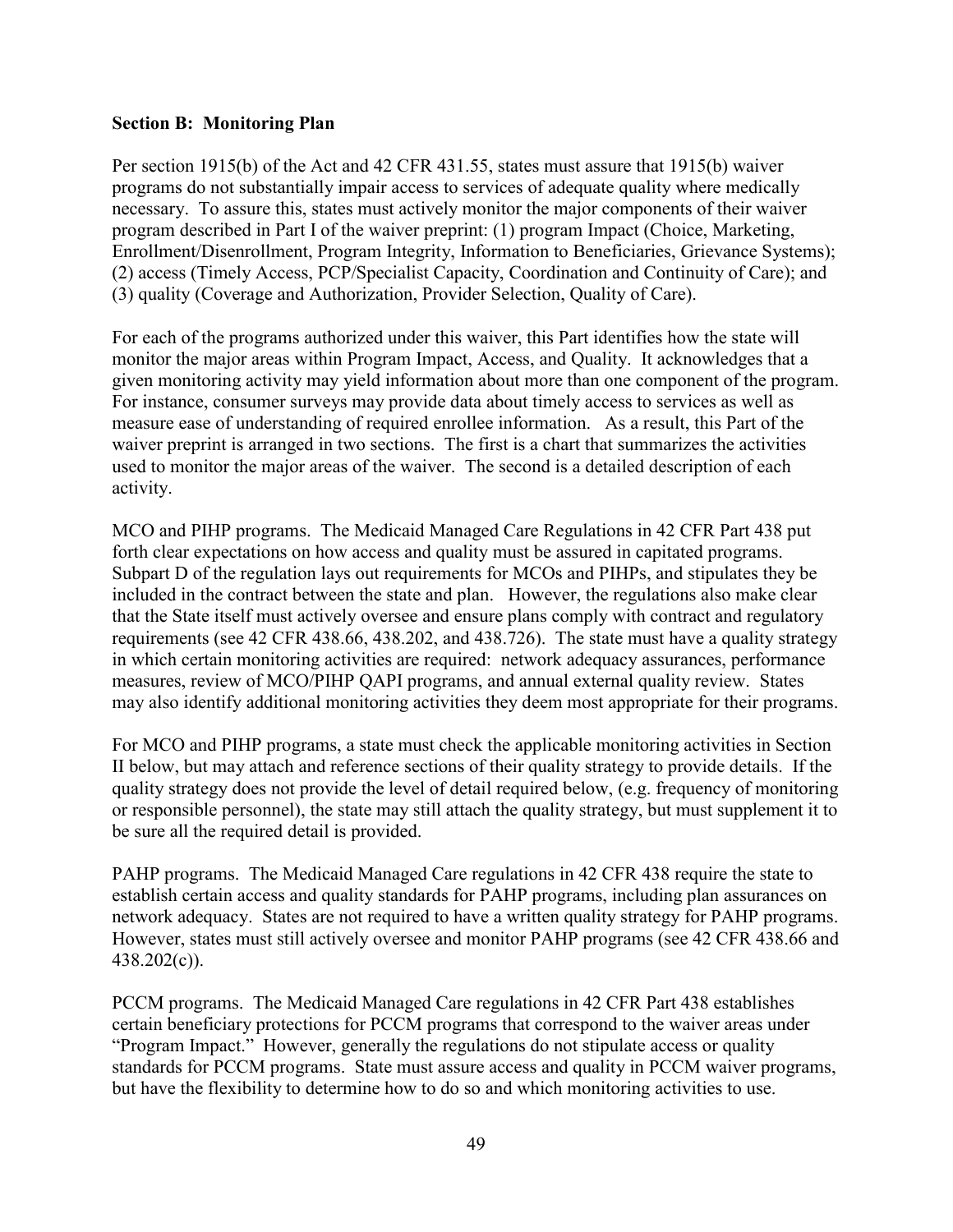**Section B: Monitoring Plan**

Per section 1915(b) of the Act and 42 CFR 431.55, states must assure that 1915(b) waiver programs do not substantially impair access to services of adequate quality where medically necessary. To assure this, states must actively monitor the major components of their waiver program described in Part I of the waiver preprint: (1) program Impact (Choice, Marketing, Enrollment/Disenrollment, Program Integrity, Information to Beneficiaries, Grievance Systems); (2) access (Timely Access, PCP/Specialist Capacity, Coordination and Continuity of Care); and (3) quality (Coverage and Authorization, Provider Selection, Quality of Care).

For each of the programs authorized under this waiver, this Part identifies how the state will monitor the major areas within Program Impact, Access, and Quality. It acknowledges that a given monitoring activity may yield information about more than one component of the program. For instance, consumer surveys may provide data about timely access to services as well as measure ease of understanding of required enrollee information. As a result, this Part of the waiver preprint is arranged in two sections. The first is a chart that summarizes the activities used to monitor the major areas of the waiver. The second is a detailed description of each activity.

MCO and PIHP programs. The Medicaid Managed Care Regulations in 42 CFR Part 438 put forth clear expectations on how access and quality must be assured in capitated programs. Subpart D of the regulation lays out requirements for MCOs and PIHPs, and stipulates they be included in the contract between the state and plan. However, the regulations also make clear that the State itself must actively oversee and ensure plans comply with contract and regulatory requirements (see 42 CFR 438.66, 438.202, and 438.726). The state must have a quality strategy in which certain monitoring activities are required: network adequacy assurances, performance measures, review of MCO/PIHP QAPI programs, and annual external quality review. States may also identify additional monitoring activities they deem most appropriate for their programs.

For MCO and PIHP programs, a state must check the applicable monitoring activities in Section II below, but may attach and reference sections of their quality strategy to provide details. If the quality strategy does not provide the level of detail required below, (e.g. frequency of monitoring or responsible personnel), the state may still attach the quality strategy, but must supplement it to be sure all the required detail is provided.

PAHP programs. The Medicaid Managed Care regulations in 42 CFR 438 require the state to establish certain access and quality standards for PAHP programs, including plan assurances on network adequacy. States are not required to have a written quality strategy for PAHP programs. However, states must still actively oversee and monitor PAHP programs (see 42 CFR 438.66 and 438.202(c)).

PCCM programs. The Medicaid Managed Care regulations in 42 CFR Part 438 establishes certain beneficiary protections for PCCM programs that correspond to the waiver areas under "Program Impact." However, generally the regulations do not stipulate access or quality standards for PCCM programs. State must assure access and quality in PCCM waiver programs, but have the flexibility to determine how to do so and which monitoring activities to use.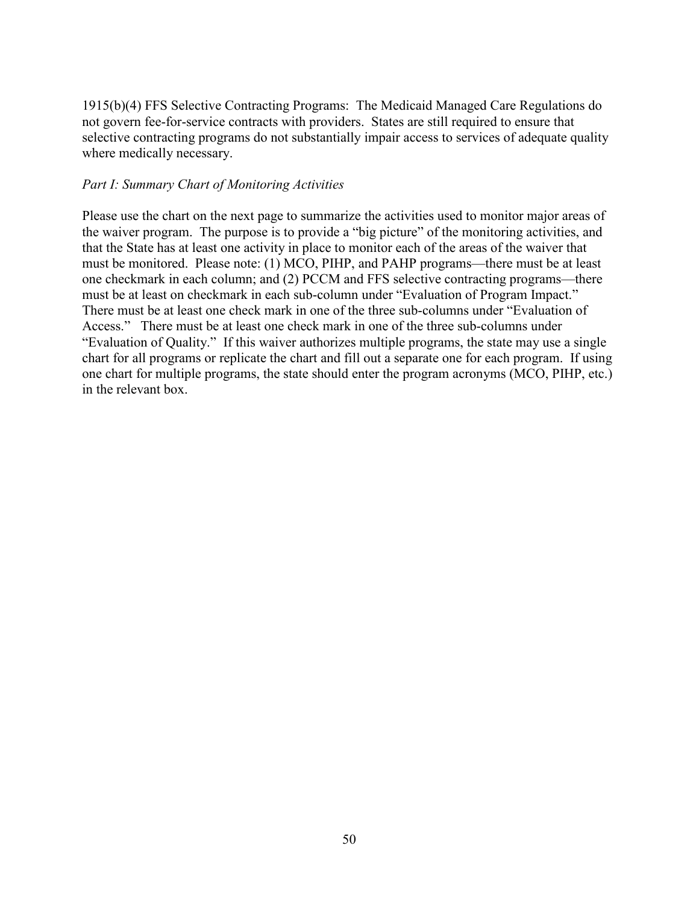1915(b)(4) FFS Selective Contracting Programs: The Medicaid Managed Care Regulations do not govern fee-for-service contracts with providers. States are still required to ensure that selective contracting programs do not substantially impair access to services of adequate quality where medically necessary.

*Part I: Summary Chart of Monitoring Activities*

Please use the chart on the next page to summarize the activities used to monitor major areas of the waiver program. The purpose is to provide a "big picture" of the monitoring activities, and that the State has at least one activity in place to monitor each of the areas of the waiver that must be monitored. Please note: (1) MCO, PIHP, and PAHP programs—there must be at least one checkmark in each column; and (2) PCCM and FFS selective contracting programs—there must be at least on checkmark in each sub-column under "Evaluation of Program Impact." There must be at least one check mark in one of the three sub-columns under "Evaluation of Access." There must be at least one check mark in one of the three sub-columns under "Evaluation of Quality." If this waiver authorizes multiple programs, the state may use a single chart for all programs or replicate the chart and fill out a separate one for each program. If using one chart for multiple programs, the state should enter the program acronyms (MCO, PIHP, etc.) in the relevant box.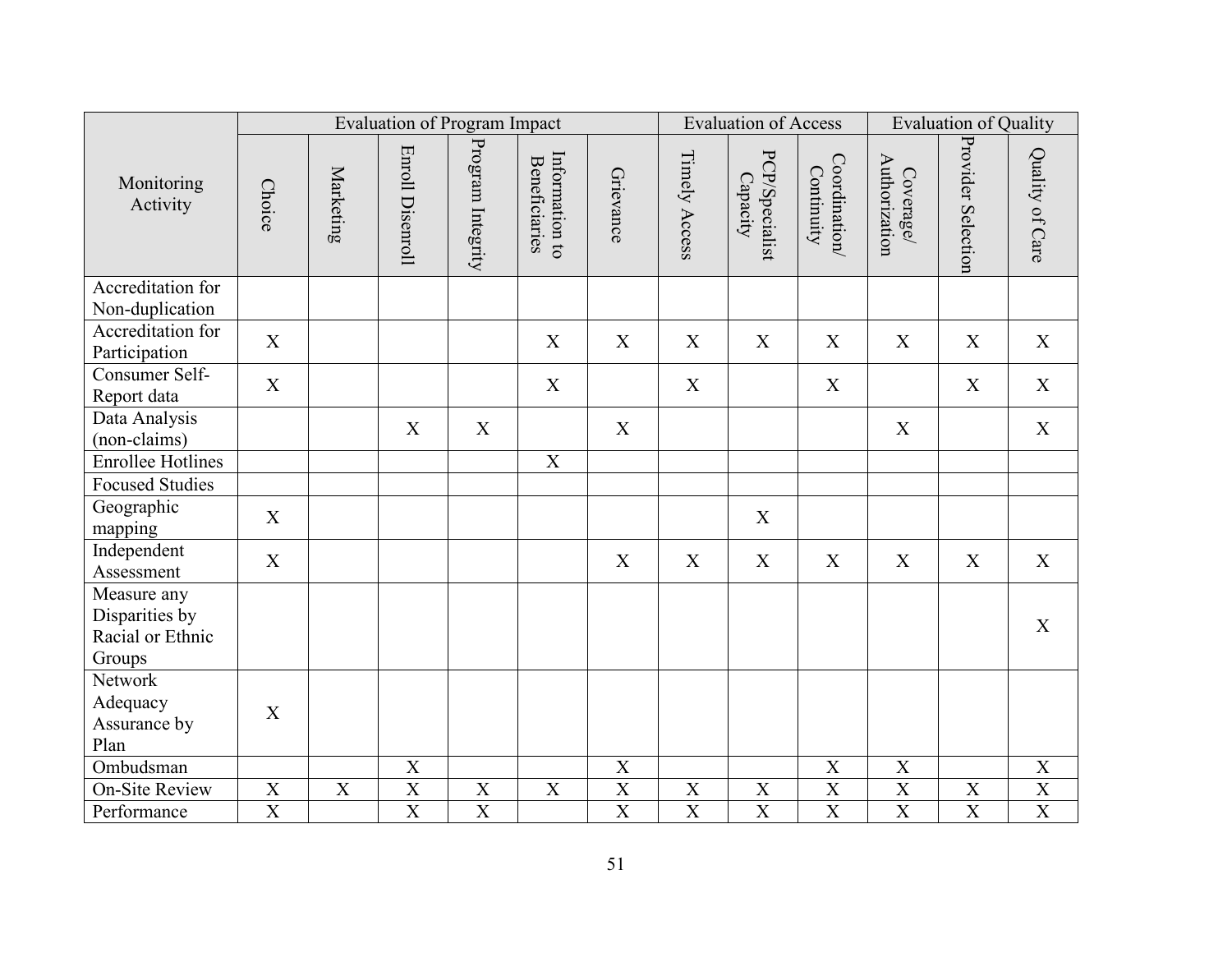| Monitoring Activity | Evaluation of Program Impact | | | | | | Evaluation of Access | | | Evaluation of Quality | | |
|---|---|---|---|---|---|---|---|---|---|---|---|---|
| | Choice | Marketing | Enroll Disenroll | Program Integrity | Information to Beneficiaries | Grievance | Timely Access | PCP/Specialist Capacity | Coordination/ Continuity | Coverage/ Authorization | Provider Selection | Quality of Care |
| Accreditation for Non-duplication | | | | | | | | | | | | |
| Accreditation for Participation | X | | | | X | X | X | X | X | X | X | X |
| Consumer Self-Report data | X | | | | X | | X | | X | | X | X |
| Data Analysis (non-claims) | | | X | X | | X | | | | X | | X |
| Enrollee Hotlines | | | | | X | | | | | | | |
| Focused Studies | | | | | | | | | | | | |
| Geographic mapping | X | | | | | | | X | | | | |
| Independent Assessment | X | | | | | X | X | X | X | X | X | X |
| Measure any Disparities by Racial or Ethnic Groups | | | | | | | | | | | | X |
| Network Adequacy Assurance by Plan | X | | | | | | | | | | | |
| Ombudsman | | | X | | | X | | | X | X | | X |
| On-Site Review | X | X | X | X | X | X | X | X | X | X | X | X |
| Performance | X | | X | X | | X | X | X | X | X | X | X |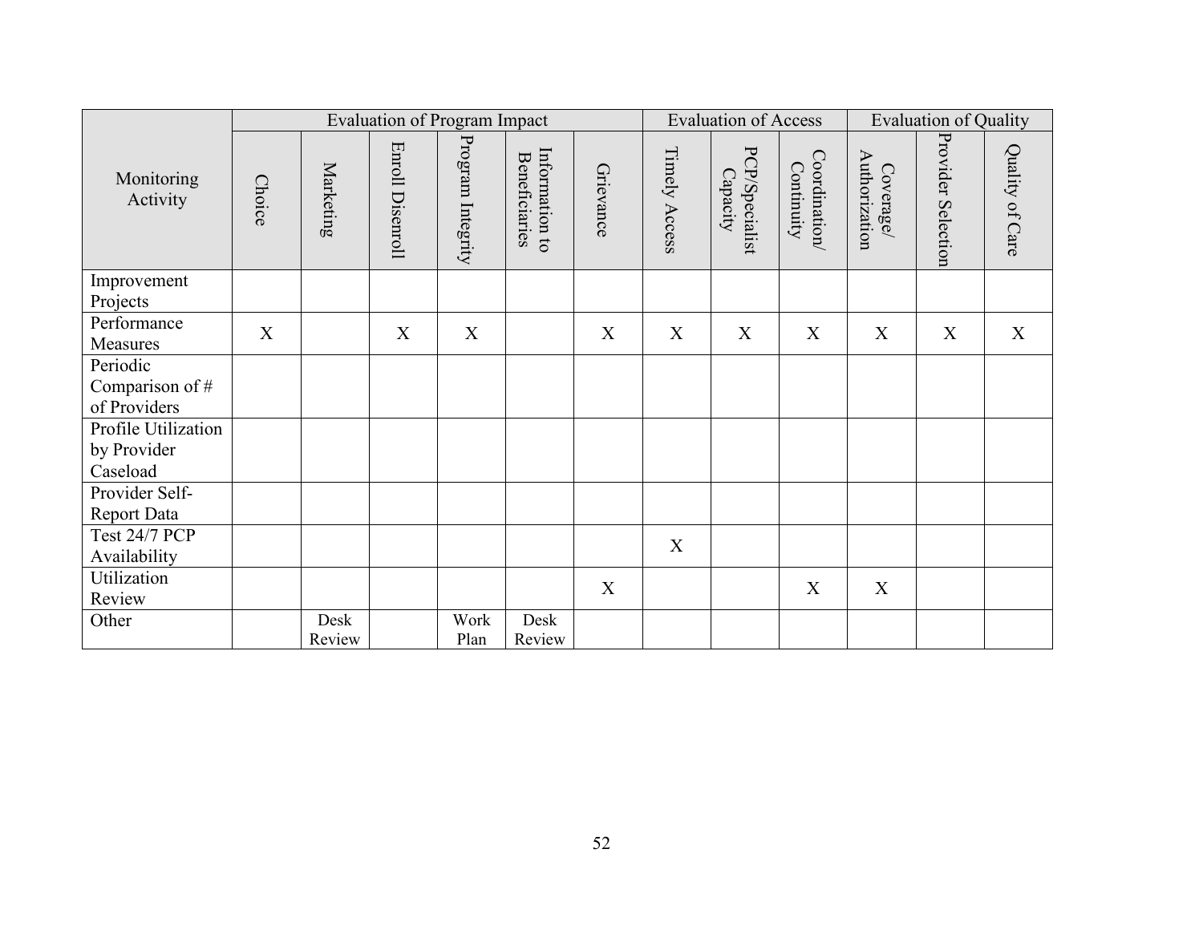| Monitoring Activity | Evaluation of Program Impact | | | | | | Evaluation of Access | | | Evaluation of Quality | | |
|---|---|---|---|---|---|---|---|---|---|---|---|---|
| | Choice | Marketing | Enroll Disenroll | Program Integrity | Information to Beneficiaries | Grievance | Timely Access | PCP/Specialist Capacity | Coordination/ Continuity | Coverage/ Authorization | Provider Selection | Quality of Care |
| Improvement Projects | | | | | | | | | | | | |
| Performance Measures | X | | X | X | | X | X | X | X | X | X | X |
| Periodic Comparison of # of Providers | | | | | | | | | | | | |
| Profile Utilization by Provider Caseload | | | | | | | | | | | | |
| Provider Self-Report Data | | | | | | | | | | | | |
| Test 24/7 PCP Availability | | | | | | | X | | | | | |
| Utilization Review | | | | | | X | | | X | X | | |
| Other | | Desk Review | | Work Plan | Desk Review | | | | | | | |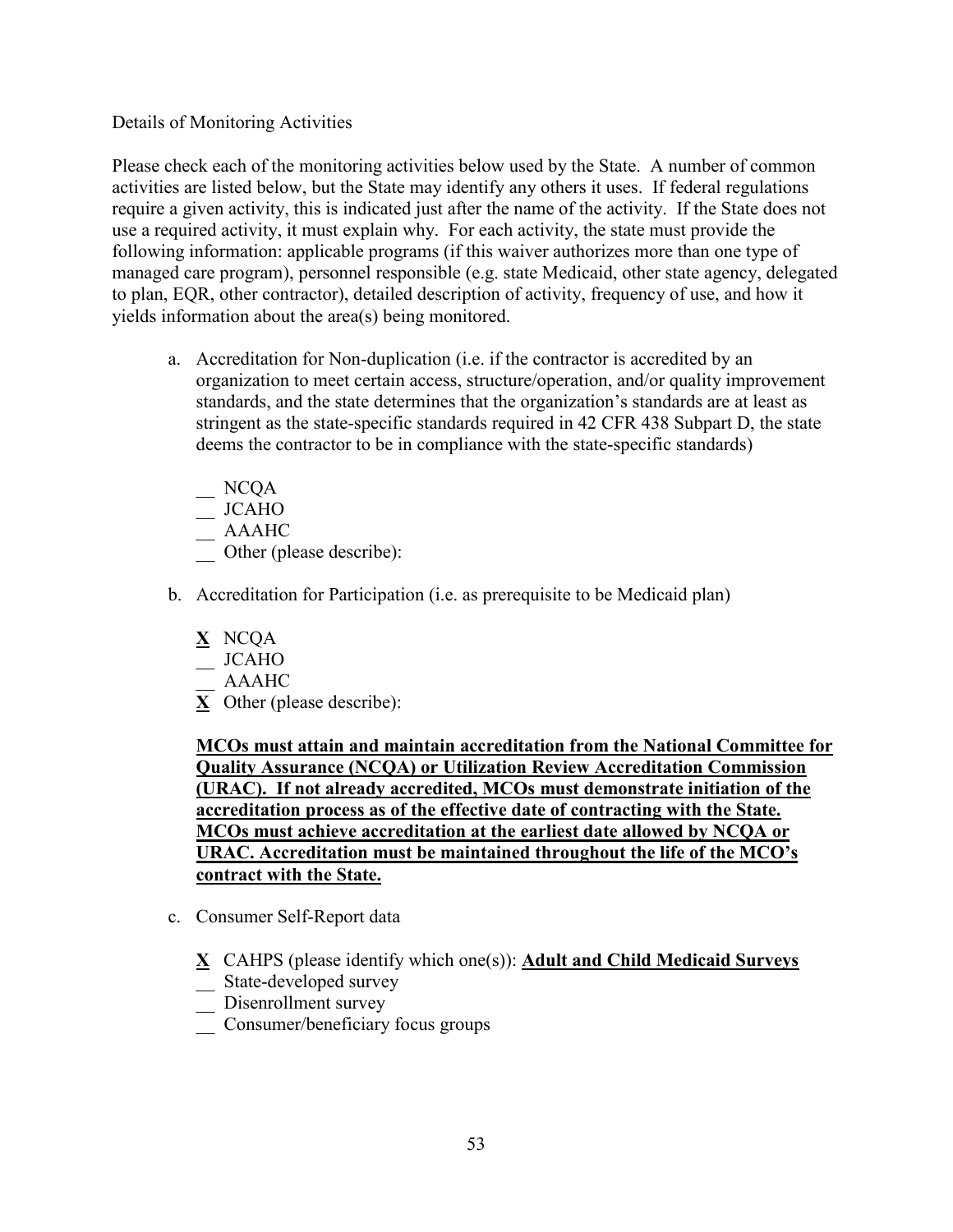Details of Monitoring Activities

Please check each of the monitoring activities below used by the State. A number of common activities are listed below, but the State may identify any others it uses. If federal regulations require a given activity, this is indicated just after the name of the activity. If the State does not use a required activity, it must explain why. For each activity, the state must provide the following information: applicable programs (if this waiver authorizes more than one type of managed care program), personnel responsible (e.g. state Medicaid, other state agency, delegated to plan, EQR, other contractor), detailed description of activity, frequency of use, and how it yields information about the area(s) being monitored.

a. Accreditation for Non-duplication (i.e. if the contractor is accredited by an organization to meet certain access, structure/operation, and/or quality improvement standards, and the state determines that the organization's standards are at least as stringent as the state-specific standards required in 42 CFR 438 Subpart D, the state deems the contractor to be in compliance with the state-specific standards)

   __ NCQA
   __ JCAHO
   __ AAAHC
   __ Other (please describe):

b. Accreditation for Participation (i.e. as prerequisite to be Medicaid plan)

   **X** NCQA
   __ JCAHO
   __ AAAHC
   **X** Other (please describe):

   **MCOs must attain and maintain accreditation from the National Committee for Quality Assurance (NCQA) or Utilization Review Accreditation Commission (URAC). If not already accredited, MCOs must demonstrate initiation of the accreditation process as of the effective date of contracting with the State. MCOs must achieve accreditation at the earliest date allowed by NCQA or URAC. Accreditation must be maintained throughout the life of the MCO's contract with the State.**

c. Consumer Self-Report data

   **X** CAHPS (please identify which one(s)): **Adult and Child Medicaid Surveys**
   __ State-developed survey
   __ Disenrollment survey
   __ Consumer/beneficiary focus groups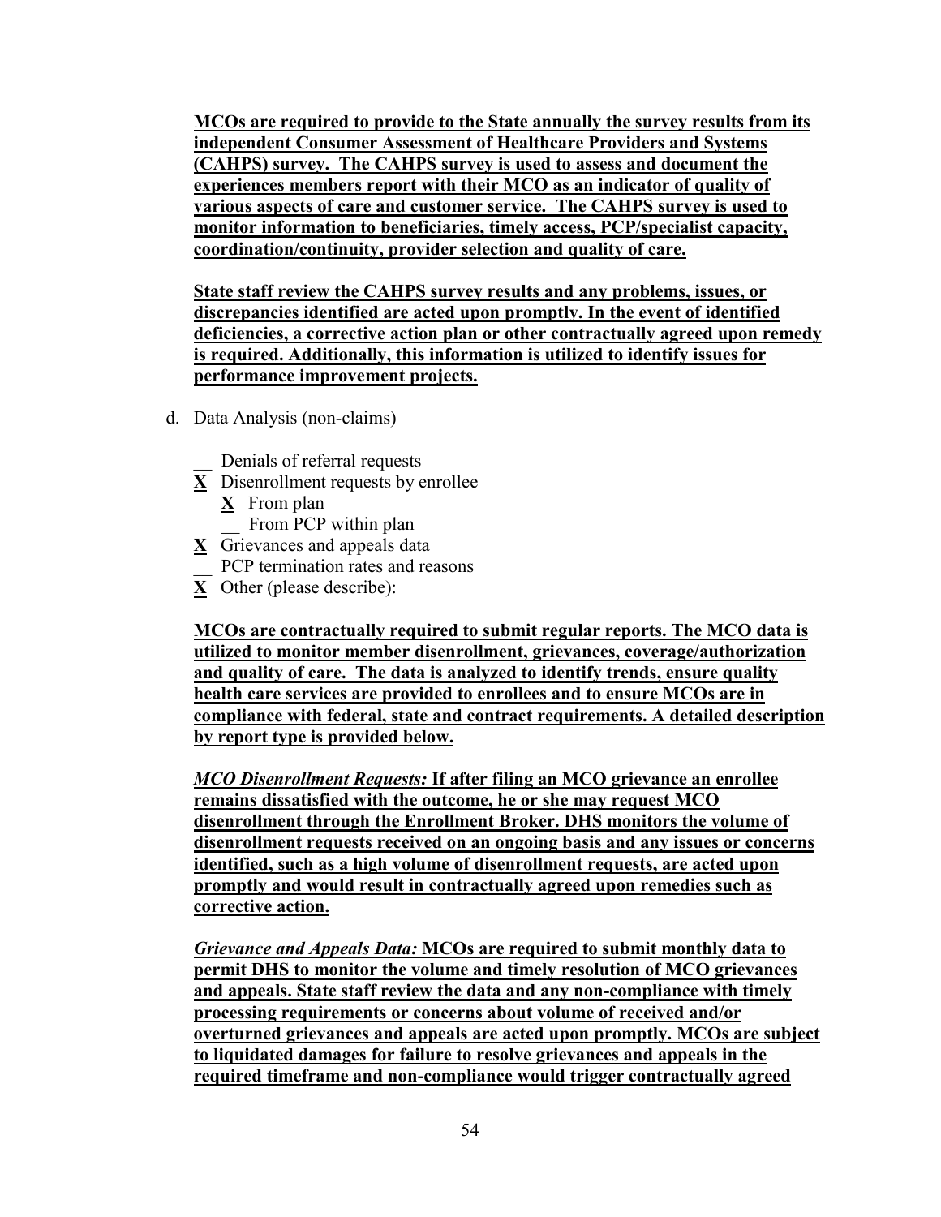**MCOs are required to provide to the State annually the survey results from its independent Consumer Assessment of Healthcare Providers and Systems (CAHPS) survey. The CAHPS survey is used to assess and document the experiences members report with their MCO as an indicator of quality of various aspects of care and customer service. The CAHPS survey is used to monitor information to beneficiaries, timely access, PCP/specialist capacity, coordination/continuity, provider selection and quality of care.**

**State staff review the CAHPS survey results and any problems, issues, or discrepancies identified are acted upon promptly. In the event of identified deficiencies, a corrective action plan or other contractually agreed upon remedy is required. Additionally, this information is utilized to identify issues for performance improvement projects.**

d. Data Analysis (non-claims)

- __ Denials of referral requests
- **X** Disenrollment requests by enrollee
  - **X** From plan
  - __ From PCP within plan
- **X** Grievances and appeals data
- __ PCP termination rates and reasons
- **X** Other (please describe):

**MCOs are contractually required to submit regular reports. The MCO data is utilized to monitor member disenrollment, grievances, coverage/authorization and quality of care. The data is analyzed to identify trends, ensure quality health care services are provided to enrollees and to ensure MCOs are in compliance with federal, state and contract requirements. A detailed description by report type is provided below.**

***MCO Disenrollment Requests:*** **If after filing an MCO grievance an enrollee remains dissatisfied with the outcome, he or she may request MCO disenrollment through the Enrollment Broker. DHS monitors the volume of disenrollment requests received on an ongoing basis and any issues or concerns identified, such as a high volume of disenrollment requests, are acted upon promptly and would result in contractually agreed upon remedies such as corrective action.**

***Grievance and Appeals Data:*** **MCOs are required to submit monthly data to permit DHS to monitor the volume and timely resolution of MCO grievances and appeals. State staff review the data and any non-compliance with timely processing requirements or concerns about volume of received and/or overturned grievances and appeals are acted upon promptly. MCOs are subject to liquidated damages for failure to resolve grievances and appeals in the required timeframe and non-compliance would trigger contractually agreed**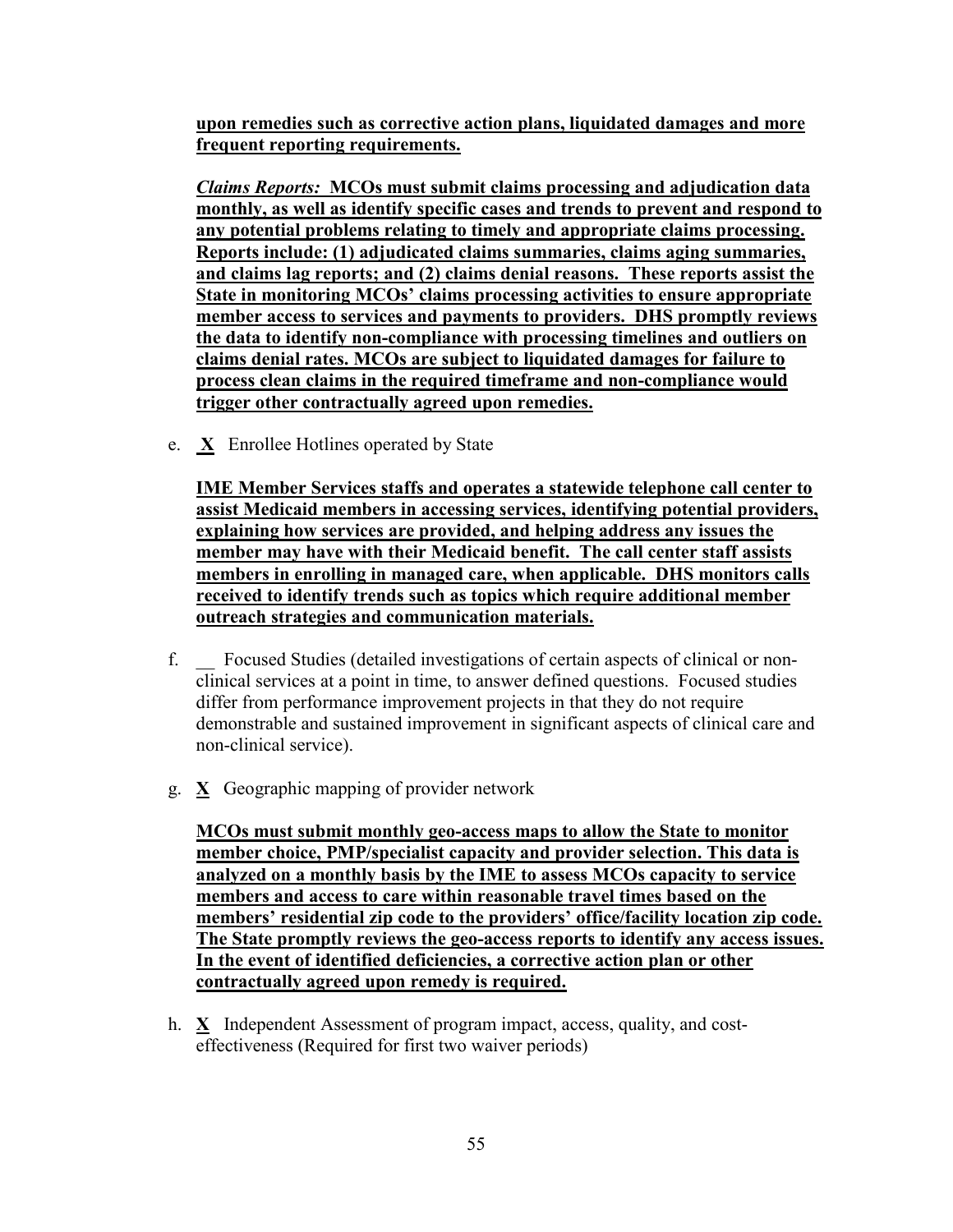**upon remedies such as corrective action plans, liquidated damages and more frequent reporting requirements.**

***Claims Reports:*** **MCOs must submit claims processing and adjudication data monthly, as well as identify specific cases and trends to prevent and respond to any potential problems relating to timely and appropriate claims processing. Reports include: (1) adjudicated claims summaries, claims aging summaries, and claims lag reports; and (2) claims denial reasons. These reports assist the State in monitoring MCOs' claims processing activities to ensure appropriate member access to services and payments to providers. DHS promptly reviews the data to identify non-compliance with processing timelines and outliers on claims denial rates. MCOs are subject to liquidated damages for failure to process clean claims in the required timeframe and non-compliance would trigger other contractually agreed upon remedies.**

e. **X** Enrollee Hotlines operated by State

   **IME Member Services staffs and operates a statewide telephone call center to assist Medicaid members in accessing services, identifying potential providers, explaining how services are provided, and helping address any issues the member may have with their Medicaid benefit. The call center staff assists members in enrolling in managed care, when applicable. DHS monitors calls received to identify trends such as topics which require additional member outreach strategies and communication materials.**

f. __ Focused Studies (detailed investigations of certain aspects of clinical or non-clinical services at a point in time, to answer defined questions. Focused studies differ from performance improvement projects in that they do not require demonstrable and sustained improvement in significant aspects of clinical care and non-clinical service).

g. **X** Geographic mapping of provider network

   **MCOs must submit monthly geo-access maps to allow the State to monitor member choice, PMP/specialist capacity and provider selection. This data is analyzed on a monthly basis by the IME to assess MCOs capacity to service members and access to care within reasonable travel times based on the members' residential zip code to the providers' office/facility location zip code. The State promptly reviews the geo-access reports to identify any access issues. In the event of identified deficiencies, a corrective action plan or other contractually agreed upon remedy is required.**

h. **X** Independent Assessment of program impact, access, quality, and cost-effectiveness (Required for first two waiver periods)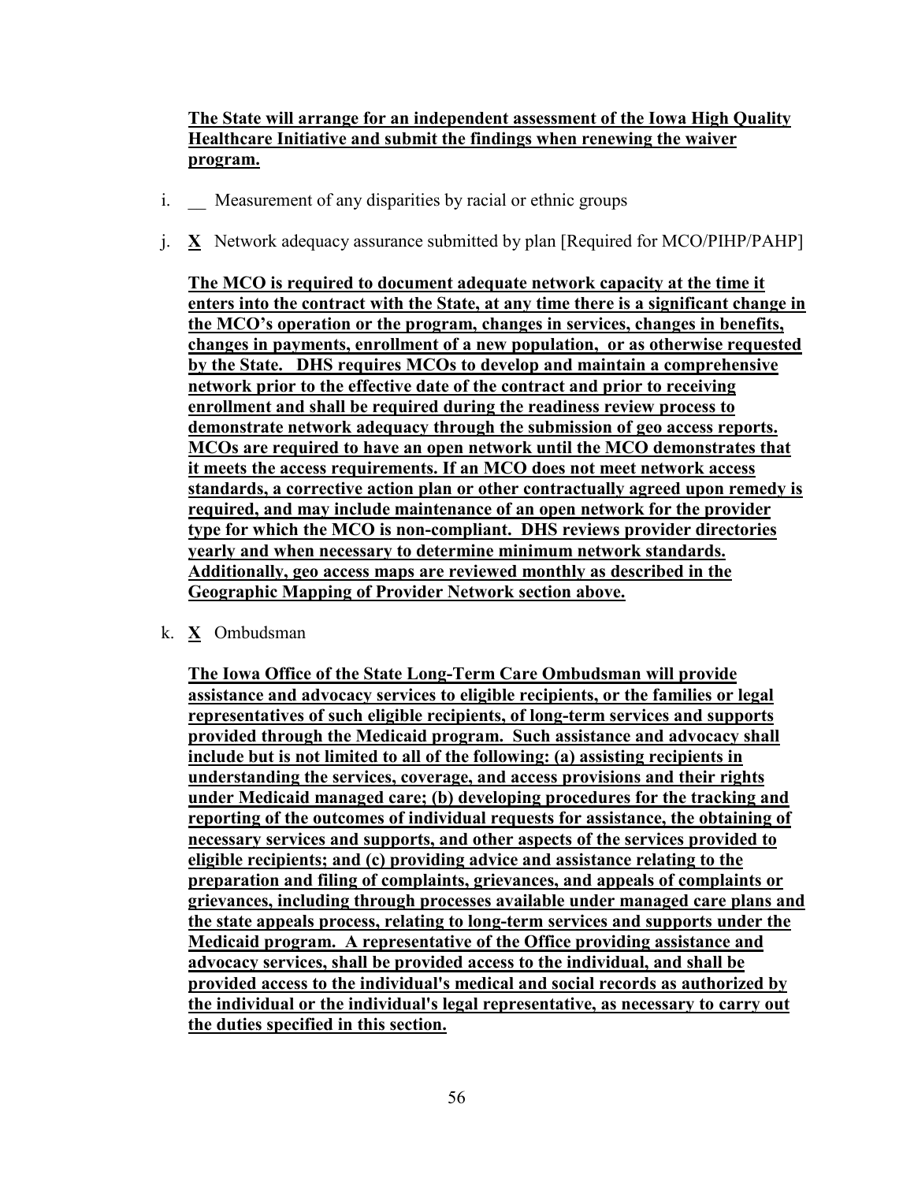**The State will arrange for an independent assessment of the Iowa High Quality Healthcare Initiative and submit the findings when renewing the waiver program.**

i. __ Measurement of any disparities by racial or ethnic groups

j. **X** Network adequacy assurance submitted by plan [Required for MCO/PIHP/PAHP]

**The MCO is required to document adequate network capacity at the time it enters into the contract with the State, at any time there is a significant change in the MCO's operation or the program, changes in services, changes in benefits, changes in payments, enrollment of a new population, or as otherwise requested by the State. DHS requires MCOs to develop and maintain a comprehensive network prior to the effective date of the contract and prior to receiving enrollment and shall be required during the readiness review process to demonstrate network adequacy through the submission of geo access reports. MCOs are required to have an open network until the MCO demonstrates that it meets the access requirements. If an MCO does not meet network access standards, a corrective action plan or other contractually agreed upon remedy is required, and may include maintenance of an open network for the provider type for which the MCO is non-compliant. DHS reviews provider directories yearly and when necessary to determine minimum network standards. Additionally, geo access maps are reviewed monthly as described in the Geographic Mapping of Provider Network section above.**

k. **X** Ombudsman

**The Iowa Office of the State Long-Term Care Ombudsman will provide assistance and advocacy services to eligible recipients, or the families or legal representatives of such eligible recipients, of long-term services and supports provided through the Medicaid program. Such assistance and advocacy shall include but is not limited to all of the following: (a) assisting recipients in understanding the services, coverage, and access provisions and their rights under Medicaid managed care; (b) developing procedures for the tracking and reporting of the outcomes of individual requests for assistance, the obtaining of necessary services and supports, and other aspects of the services provided to eligible recipients; and (c) providing advice and assistance relating to the preparation and filing of complaints, grievances, and appeals of complaints or grievances, including through processes available under managed care plans and the state appeals process, relating to long-term services and supports under the Medicaid program. A representative of the Office providing assistance and advocacy services, shall be provided access to the individual, and shall be provided access to the individual's medical and social records as authorized by the individual or the individual's legal representative, as necessary to carry out the duties specified in this section.**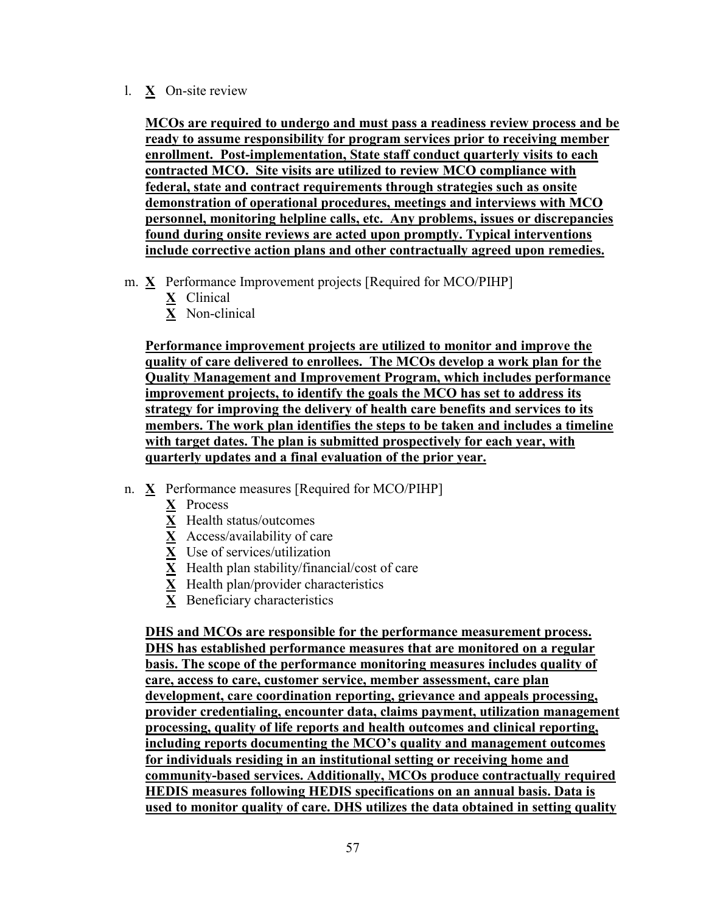l. **X** On-site review

**MCOs are required to undergo and must pass a readiness review process and be ready to assume responsibility for program services prior to receiving member enrollment. Post-implementation, State staff conduct quarterly visits to each contracted MCO. Site visits are utilized to review MCO compliance with federal, state and contract requirements through strategies such as onsite demonstration of operational procedures, meetings and interviews with MCO personnel, monitoring helpline calls, etc. Any problems, issues or discrepancies found during onsite reviews are acted upon promptly. Typical interventions include corrective action plans and other contractually agreed upon remedies.**

m. **X** Performance Improvement projects [Required for MCO/PIHP]
   - **X** Clinical
   - **X** Non-clinical

**Performance improvement projects are utilized to monitor and improve the quality of care delivered to enrollees. The MCOs develop a work plan for the Quality Management and Improvement Program, which includes performance improvement projects, to identify the goals the MCO has set to address its strategy for improving the delivery of health care benefits and services to its members. The work plan identifies the steps to be taken and includes a timeline with target dates. The plan is submitted prospectively for each year, with quarterly updates and a final evaluation of the prior year.**

n. **X** Performance measures [Required for MCO/PIHP]
   - **X** Process
   - **X** Health status/outcomes
   - **X** Access/availability of care
   - **X** Use of services/utilization
   - **X** Health plan stability/financial/cost of care
   - **X** Health plan/provider characteristics
   - **X** Beneficiary characteristics

**DHS and MCOs are responsible for the performance measurement process. DHS has established performance measures that are monitored on a regular basis. The scope of the performance monitoring measures includes quality of care, access to care, customer service, member assessment, care plan development, care coordination reporting, grievance and appeals processing, provider credentialing, encounter data, claims payment, utilization management processing, quality of life reports and health outcomes and clinical reporting, including reports documenting the MCO's quality and management outcomes for individuals residing in an institutional setting or receiving home and community-based services. Additionally, MCOs produce contractually required HEDIS measures following HEDIS specifications on an annual basis. Data is used to monitor quality of care. DHS utilizes the data obtained in setting quality**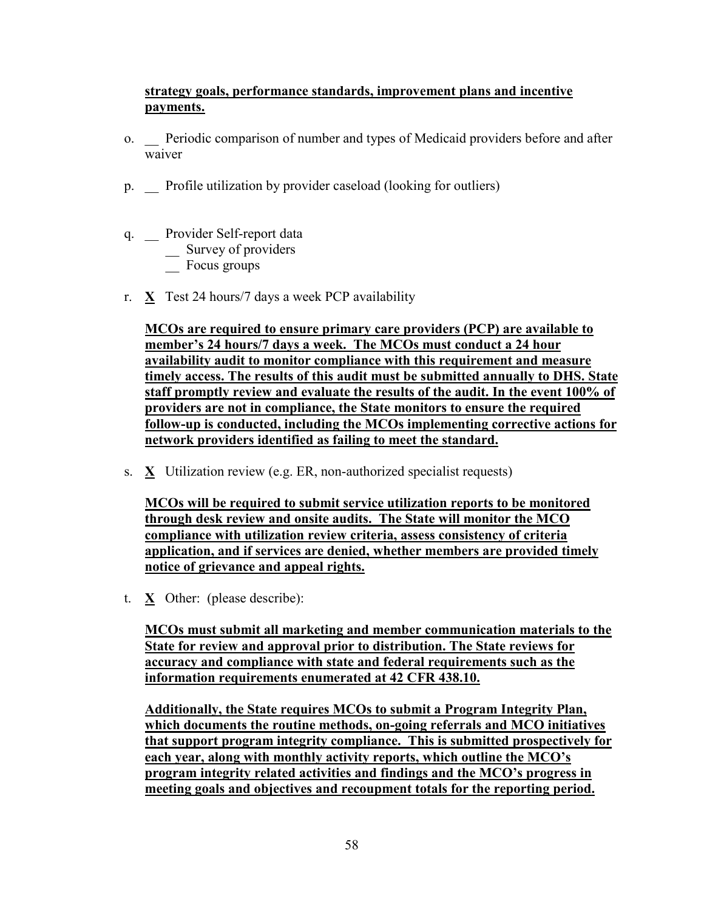**strategy goals, performance standards, improvement plans and incentive payments.**

o. __ Periodic comparison of number and types of Medicaid providers before and after waiver

p. __ Profile utilization by provider caseload (looking for outliers)

q. __ Provider Self-report data
   __ Survey of providers
   __ Focus groups

r. **X** Test 24 hours/7 days a week PCP availability

   **MCOs are required to ensure primary care providers (PCP) are available to member's 24 hours/7 days a week. The MCOs must conduct a 24 hour availability audit to monitor compliance with this requirement and measure timely access. The results of this audit must be submitted annually to DHS. State staff promptly review and evaluate the results of the audit. In the event 100% of providers are not in compliance, the State monitors to ensure the required follow-up is conducted, including the MCOs implementing corrective actions for network providers identified as failing to meet the standard.**

s. **X** Utilization review (e.g. ER, non-authorized specialist requests)

   **MCOs will be required to submit service utilization reports to be monitored through desk review and onsite audits. The State will monitor the MCO compliance with utilization review criteria, assess consistency of criteria application, and if services are denied, whether members are provided timely notice of grievance and appeal rights.**

t. **X** Other: (please describe):

   **MCOs must submit all marketing and member communication materials to the State for review and approval prior to distribution. The State reviews for accuracy and compliance with state and federal requirements such as the information requirements enumerated at 42 CFR 438.10.**

   **Additionally, the State requires MCOs to submit a Program Integrity Plan, which documents the routine methods, on-going referrals and MCO initiatives that support program integrity compliance. This is submitted prospectively for each year, along with monthly activity reports, which outline the MCO's program integrity related activities and findings and the MCO's progress in meeting goals and objectives and recoupment totals for the reporting period.**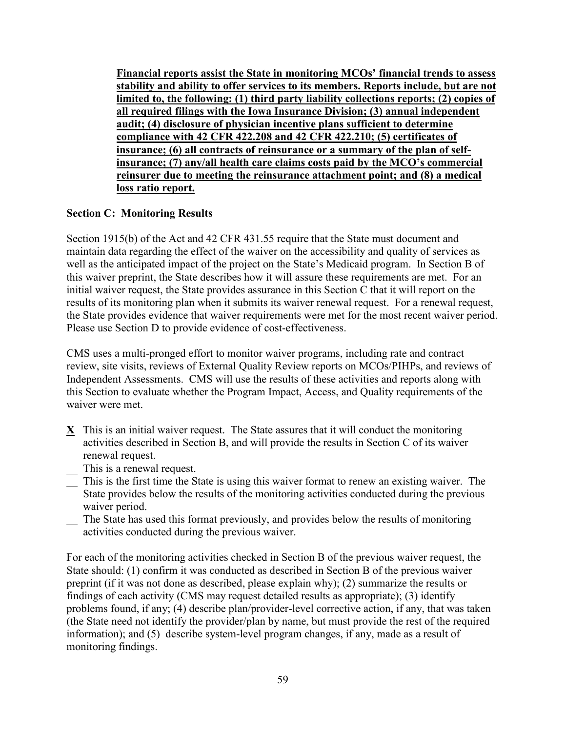**Financial reports assist the State in monitoring MCOs' financial trends to assess stability and ability to offer services to its members. Reports include, but are not limited to, the following: (1) third party liability collections reports; (2) copies of all required filings with the Iowa Insurance Division; (3) annual independent audit; (4) disclosure of physician incentive plans sufficient to determine compliance with 42 CFR 422.208 and 42 CFR 422.210; (5) certificates of insurance; (6) all contracts of reinsurance or a summary of the plan of self-insurance; (7) any/all health care claims costs paid by the MCO's commercial reinsurer due to meeting the reinsurance attachment point; and (8) a medical loss ratio report.**

**Section C: Monitoring Results**

Section 1915(b) of the Act and 42 CFR 431.55 require that the State must document and maintain data regarding the effect of the waiver on the accessibility and quality of services as well as the anticipated impact of the project on the State's Medicaid program. In Section B of this waiver preprint, the State describes how it will assure these requirements are met. For an initial waiver request, the State provides assurance in this Section C that it will report on the results of its monitoring plan when it submits its waiver renewal request. For a renewal request, the State provides evidence that waiver requirements were met for the most recent waiver period. Please use Section D to provide evidence of cost-effectiveness.

CMS uses a multi-pronged effort to monitor waiver programs, including rate and contract review, site visits, reviews of External Quality Review reports on MCOs/PIHPs, and reviews of Independent Assessments. CMS will use the results of these activities and reports along with this Section to evaluate whether the Program Impact, Access, and Quality requirements of the waiver were met.

**X** This is an initial waiver request. The State assures that it will conduct the monitoring activities described in Section B, and will provide the results in Section C of its waiver renewal request.

__ This is a renewal request.

__ This is the first time the State is using this waiver format to renew an existing waiver. The State provides below the results of the monitoring activities conducted during the previous waiver period.

__ The State has used this format previously, and provides below the results of monitoring activities conducted during the previous waiver.

For each of the monitoring activities checked in Section B of the previous waiver request, the State should: (1) confirm it was conducted as described in Section B of the previous waiver preprint (if it was not done as described, please explain why); (2) summarize the results or findings of each activity (CMS may request detailed results as appropriate); (3) identify problems found, if any; (4) describe plan/provider-level corrective action, if any, that was taken (the State need not identify the provider/plan by name, but must provide the rest of the required information); and (5) describe system-level program changes, if any, made as a result of monitoring findings.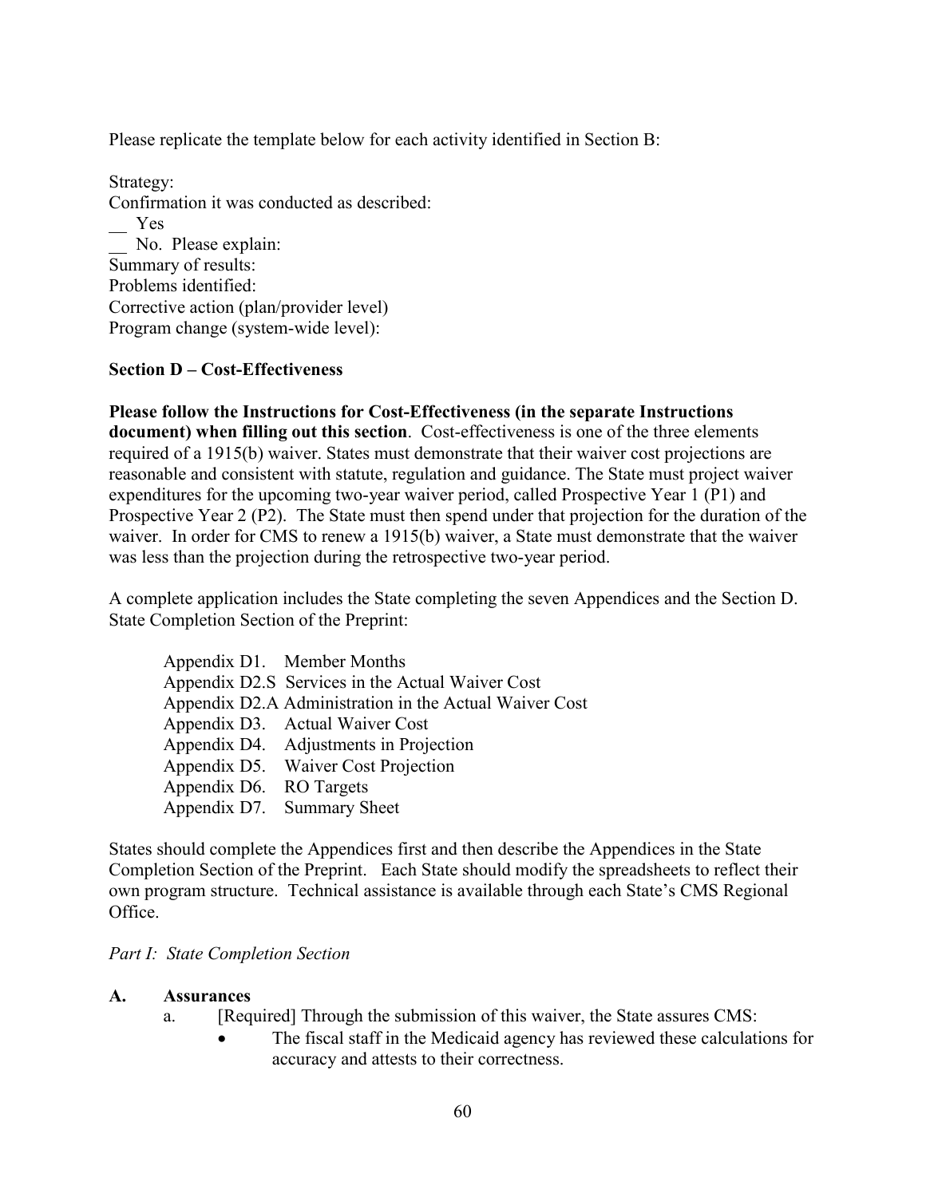Please replicate the template below for each activity identified in Section B:

Strategy:
Confirmation it was conducted as described:
__ Yes
__ No. Please explain:
Summary of results:
Problems identified:
Corrective action (plan/provider level)
Program change (system-wide level):

**Section D – Cost-Effectiveness**

**Please follow the Instructions for Cost-Effectiveness (in the separate Instructions document) when filling out this section**. Cost-effectiveness is one of the three elements required of a 1915(b) waiver. States must demonstrate that their waiver cost projections are reasonable and consistent with statute, regulation and guidance. The State must project waiver expenditures for the upcoming two-year waiver period, called Prospective Year 1 (P1) and Prospective Year 2 (P2). The State must then spend under that projection for the duration of the waiver. In order for CMS to renew a 1915(b) waiver, a State must demonstrate that the waiver was less than the projection during the retrospective two-year period.

A complete application includes the State completing the seven Appendices and the Section D. State Completion Section of the Preprint:

Appendix D1. Member Months
Appendix D2.S Services in the Actual Waiver Cost
Appendix D2.A Administration in the Actual Waiver Cost
Appendix D3. Actual Waiver Cost
Appendix D4. Adjustments in Projection
Appendix D5. Waiver Cost Projection
Appendix D6. RO Targets
Appendix D7. Summary Sheet

States should complete the Appendices first and then describe the Appendices in the State Completion Section of the Preprint. Each State should modify the spreadsheets to reflect their own program structure. Technical assistance is available through each State's CMS Regional Office.

*Part I: State Completion Section*

**A. Assurances**

a. [Required] Through the submission of this waiver, the State assures CMS:
   - The fiscal staff in the Medicaid agency has reviewed these calculations for accuracy and attests to their correctness.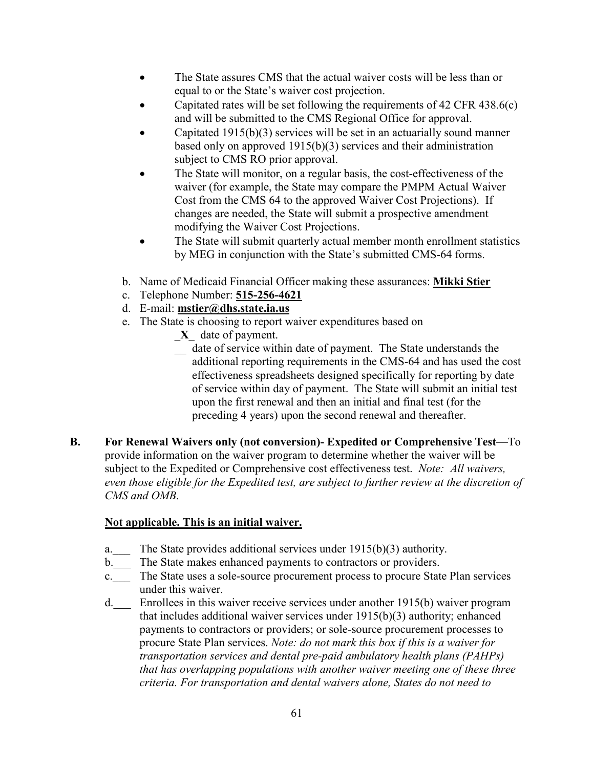- The State assures CMS that the actual waiver costs will be less than or equal to or the State's waiver cost projection.
- Capitated rates will be set following the requirements of 42 CFR 438.6(c) and will be submitted to the CMS Regional Office for approval.
- Capitated 1915(b)(3) services will be set in an actuarially sound manner based only on approved 1915(b)(3) services and their administration subject to CMS RO prior approval.
- The State will monitor, on a regular basis, the cost-effectiveness of the waiver (for example, the State may compare the PMPM Actual Waiver Cost from the CMS 64 to the approved Waiver Cost Projections). If changes are needed, the State will submit a prospective amendment modifying the Waiver Cost Projections.
- The State will submit quarterly actual member month enrollment statistics by MEG in conjunction with the State's submitted CMS-64 forms.

b. Name of Medicaid Financial Officer making these assurances: **Mikki Stier**

c. Telephone Number: **515-256-4621**

d. E-mail: **mstier@dhs.state.ia.us**

e. The State is choosing to report waiver expenditures based on

_**X**_ date of payment.

__ date of service within date of payment. The State understands the additional reporting requirements in the CMS-64 and has used the cost effectiveness spreadsheets designed specifically for reporting by date of service within day of payment. The State will submit an initial test upon the first renewal and then an initial and final test (for the preceding 4 years) upon the second renewal and thereafter.

**B. For Renewal Waivers only (not conversion)- Expedited or Comprehensive Test**—To provide information on the waiver program to determine whether the waiver will be subject to the Expedited or Comprehensive cost effectiveness test. *Note: All waivers, even those eligible for the Expedited test, are subject to further review at the discretion of CMS and OMB.*

**Not applicable. This is an initial waiver.**

a.___ The State provides additional services under 1915(b)(3) authority.

b.___ The State makes enhanced payments to contractors or providers.

c.___ The State uses a sole-source procurement process to procure State Plan services under this waiver.

d.___ Enrollees in this waiver receive services under another 1915(b) waiver program that includes additional waiver services under 1915(b)(3) authority; enhanced payments to contractors or providers; or sole-source procurement processes to procure State Plan services. *Note: do not mark this box if this is a waiver for transportation services and dental pre-paid ambulatory health plans (PAHPs) that has overlapping populations with another waiver meeting one of these three criteria. For transportation and dental waivers alone, States do not need to*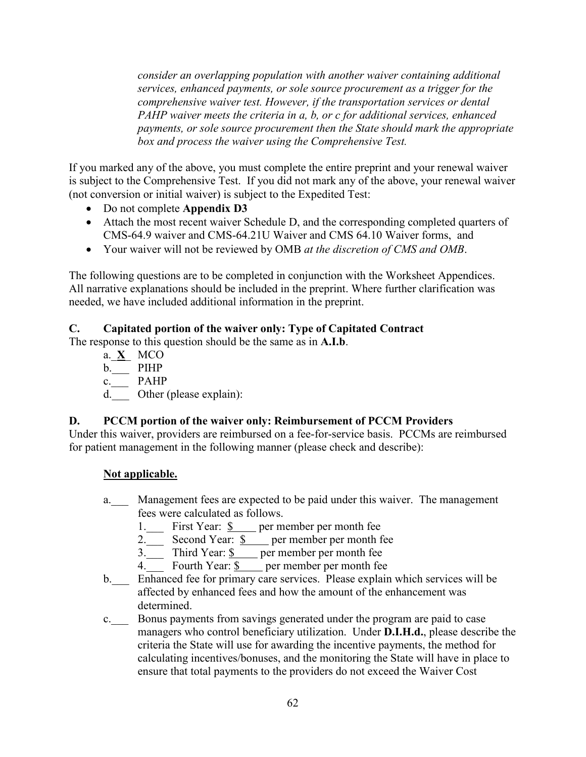*consider an overlapping population with another waiver containing additional services, enhanced payments, or sole source procurement as a trigger for the comprehensive waiver test. However, if the transportation services or dental PAHP waiver meets the criteria in a, b, or c for additional services, enhanced payments, or sole source procurement then the State should mark the appropriate box and process the waiver using the Comprehensive Test.*

If you marked any of the above, you must complete the entire preprint and your renewal waiver is subject to the Comprehensive Test. If you did not mark any of the above, your renewal waiver (not conversion or initial waiver) is subject to the Expedited Test:

- Do not complete **Appendix D3**
- Attach the most recent waiver Schedule D, and the corresponding completed quarters of CMS-64.9 waiver and CMS-64.21U Waiver and CMS 64.10 Waiver forms, and
- Your waiver will not be reviewed by OMB *at the discretion of CMS and OMB*.

The following questions are to be completed in conjunction with the Worksheet Appendices. All narrative explanations should be included in the preprint. Where further clarification was needed, we have included additional information in the preprint.

## C. Capitated portion of the waiver only: Type of Capitated Contract

The response to this question should be the same as in **A.I.b**.

a._**X**_ MCO
b.___ PIHP
c.___ PAHP
d.___ Other (please explain):

## D. PCCM portion of the waiver only: Reimbursement of PCCM Providers

Under this waiver, providers are reimbursed on a fee-for-service basis. PCCMs are reimbursed for patient management in the following manner (please check and describe):

**Not applicable.**

a.___ Management fees are expected to be paid under this waiver. The management fees were calculated as follows.
   1.___ First Year: $____ per member per month fee
   2.___ Second Year: $____ per member per month fee
   3.___ Third Year: $____ per member per month fee
   4.___ Fourth Year: $____ per member per month fee

b.___ Enhanced fee for primary care services. Please explain which services will be affected by enhanced fees and how the amount of the enhancement was determined.

c.___ Bonus payments from savings generated under the program are paid to case managers who control beneficiary utilization. Under **D.I.H.d.**, please describe the criteria the State will use for awarding the incentive payments, the method for calculating incentives/bonuses, and the monitoring the State will have in place to ensure that total payments to the providers do not exceed the Waiver Cost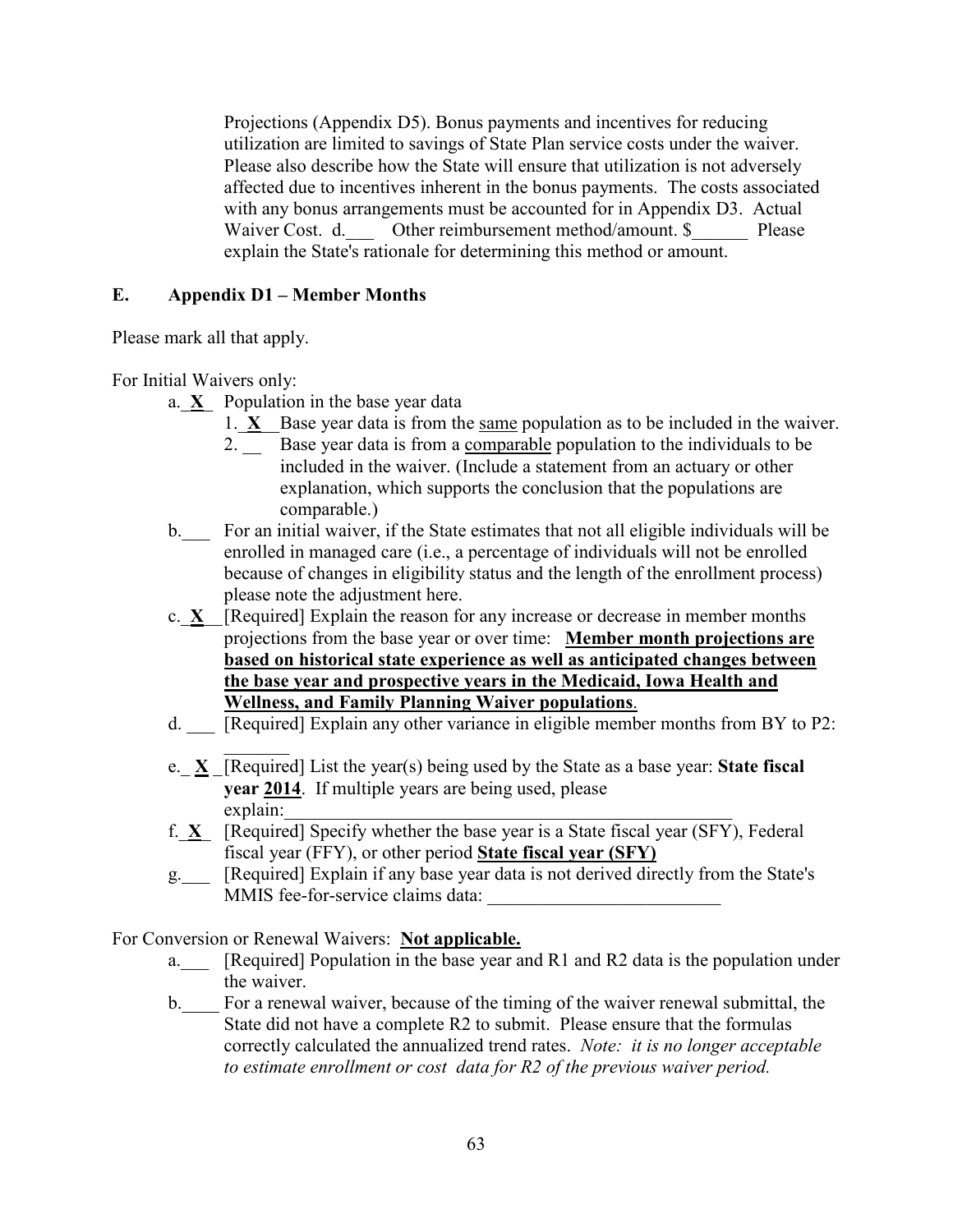Projections (Appendix D5). Bonus payments and incentives for reducing utilization are limited to savings of State Plan service costs under the waiver. Please also describe how the State will ensure that utilization is not adversely affected due to incentives inherent in the bonus payments. The costs associated with any bonus arrangements must be accounted for in Appendix D3. Actual Waiver Cost. d.___ Other reimbursement method/amount. $______ Please explain the State's rationale for determining this method or amount.

## E. Appendix D1 – Member Months

Please mark all that apply.

For Initial Waivers only:

- a._**X**_ Population in the base year data
  1. _**X**_ Base year data is from the <u>same</u> population as to be included in the waiver.
  2. __ Base year data is from a <u>comparable</u> population to the individuals to be included in the waiver. (Include a statement from an actuary or other explanation, which supports the conclusion that the populations are comparable.)
- b.___ For an initial waiver, if the State estimates that not all eligible individuals will be enrolled in managed care (i.e., a percentage of individuals will not be enrolled because of changes in eligibility status and the length of the enrollment process) please note the adjustment here.
- c._**X**_ [Required] Explain the reason for any increase or decrease in member months projections from the base year or over time: <u>**Member month projections are based on historical state experience as well as anticipated changes between the base year and prospective years in the Medicaid, Iowa Health and Wellness, and Family Planning Waiver populations**</u>.
- d. ___ [Required] Explain any other variance in eligible member months from BY to P2: _______
- e._**X**_ [Required] List the year(s) being used by the State as a base year: **State fiscal year <u>2014</u>**. If multiple years are being used, please explain:_______________________________________________
- f._**X**_ [Required] Specify whether the base year is a State fiscal year (SFY), Federal fiscal year (FFY), or other period <u>**State fiscal year (SFY)**</u>
- g.___ [Required] Explain if any base year data is not derived directly from the State's MMIS fee-for-service claims data: _________________________

For Conversion or Renewal Waivers: <u>**Not applicable.**</u>

- a.___ [Required] Population in the base year and R1 and R2 data is the population under the waiver.
- b.____ For a renewal waiver, because of the timing of the waiver renewal submittal, the State did not have a complete R2 to submit. Please ensure that the formulas correctly calculated the annualized trend rates. *Note: it is no longer acceptable to estimate enrollment or cost data for R2 of the previous waiver period.*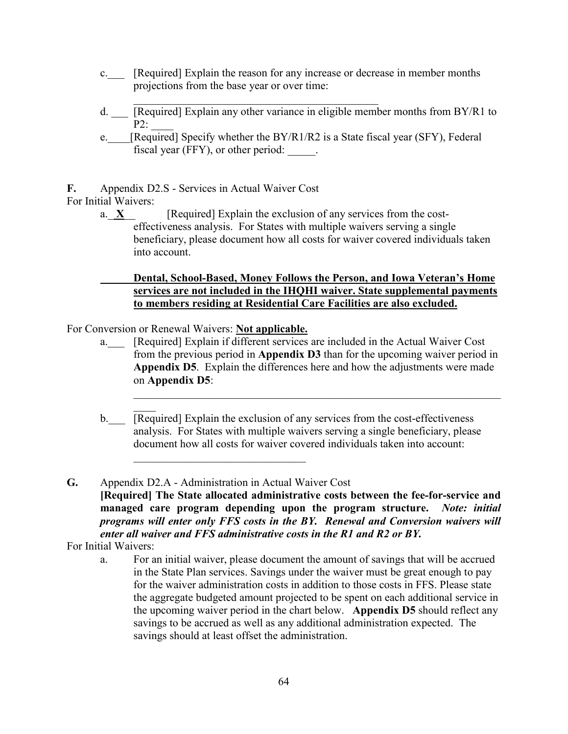c.___ [Required] Explain the reason for any increase or decrease in member months projections from the base year or over time: _______________________________________________

d. ___ [Required] Explain any other variance in eligible member months from BY/R1 to P2: ____

e.____[Required] Specify whether the BY/R1/R2 is a State fiscal year (SFY), Federal fiscal year (FFY), or other period: _____.

**F.** Appendix D2.S - Services in Actual Waiver Cost

For Initial Waivers:

a. **X** [Required] Explain the exclusion of any services from the cost-effectiveness analysis. For States with multiple waivers serving a single beneficiary, please document how all costs for waiver covered individuals taken into account.

**Dental, School-Based, Money Follows the Person, and Iowa Veteran's Home services are not included in the IHQHI waiver. State supplemental payments to members residing at Residential Care Facilities are also excluded.**

For Conversion or Renewal Waivers: **Not applicable.**

a.___ [Required] Explain if different services are included in the Actual Waiver Cost from the previous period in **Appendix D3** than for the upcoming waiver period in **Appendix D5**. Explain the differences here and how the adjustments were made on **Appendix D5**: _______________________________________________________________

b.___ [Required] Explain the exclusion of any services from the cost-effectiveness analysis. For States with multiple waivers serving a single beneficiary, please document how all costs for waiver covered individuals taken into account: _______________________________

**G.** Appendix D2.A - Administration in Actual Waiver Cost

**[Required] The State allocated administrative costs between the fee-for-service and managed care program depending upon the program structure.** ***Note: initial programs will enter only FFS costs in the BY. Renewal and Conversion waivers will enter all waiver and FFS administrative costs in the R1 and R2 or BY.***

For Initial Waivers:

a. For an initial waiver, please document the amount of savings that will be accrued in the State Plan services. Savings under the waiver must be great enough to pay for the waiver administration costs in addition to those costs in FFS. Please state the aggregate budgeted amount projected to be spent on each additional service in the upcoming waiver period in the chart below. **Appendix D5** should reflect any savings to be accrued as well as any additional administration expected. The savings should at least offset the administration.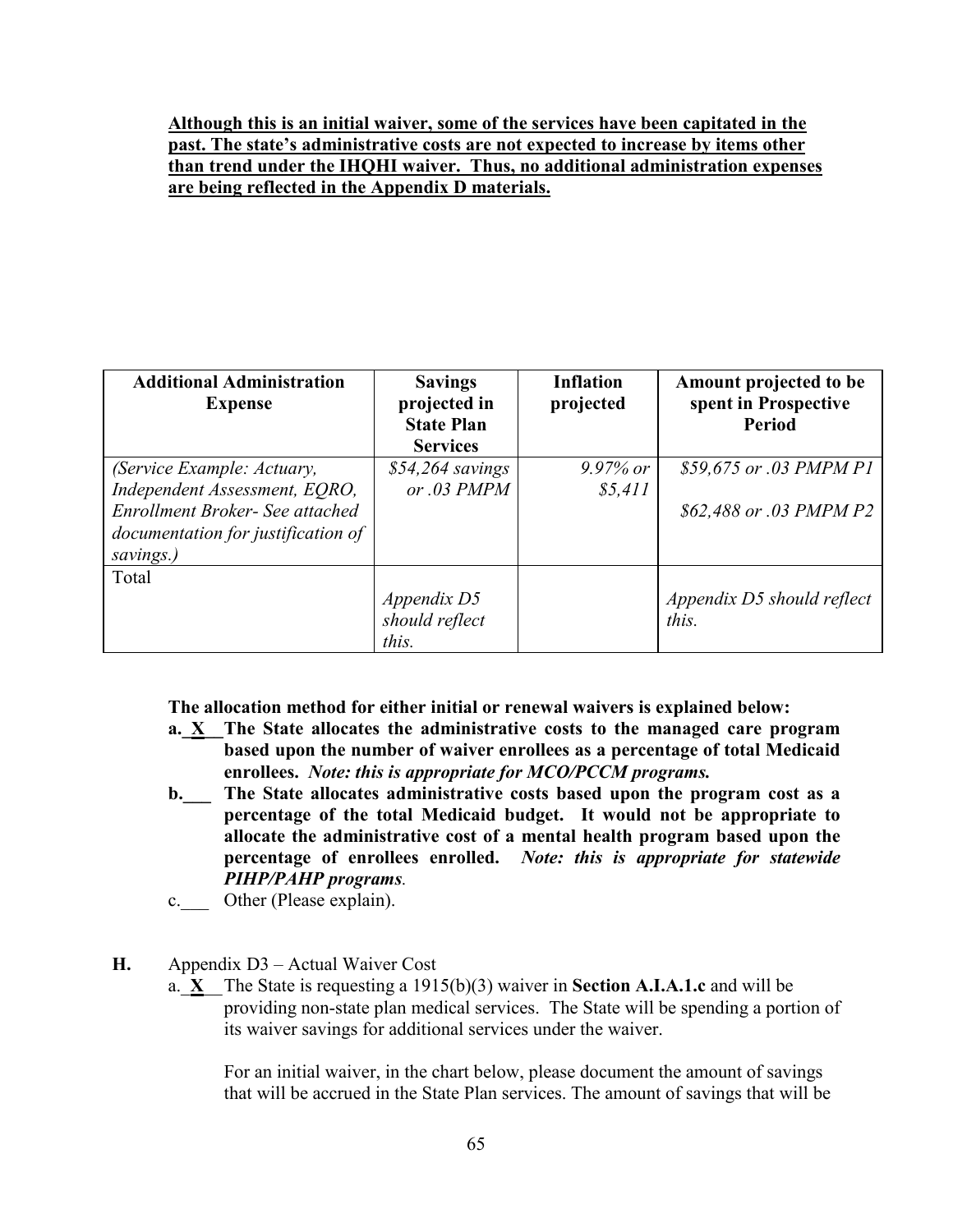**Although this is an initial waiver, some of the services have been capitated in the past. The state's administrative costs are not expected to increase by items other than trend under the IHQHI waiver. Thus, no additional administration expenses are being reflected in the Appendix D materials.**

| Additional Administration Expense | Savings projected in State Plan Services | Inflation projected | Amount projected to be spent in Prospective Period |
|---|---|---|---|
| *(Service Example: Actuary, Independent Assessment, EQRO, Enrollment Broker- See attached documentation for justification of savings.)* | *$54,264 savings or .03 PMPM* | *9.97% or $5,411* | *$59,675 or .03 PMPM P1*<br><br>*$62,488 or .03 PMPM P2* |
| Total | *Appendix D5 should reflect this.* | | *Appendix D5 should reflect this.* |

**The allocation method for either initial or renewal waivers is explained below:**

**a.\_X\_\_The State allocates the administrative costs to the managed care program based upon the number of waiver enrollees as a percentage of total Medicaid enrollees.** ***Note: this is appropriate for MCO/PCCM programs.***

**b.\_\_\_ The State allocates administrative costs based upon the program cost as a percentage of the total Medicaid budget. It would not be appropriate to allocate the administrative cost of a mental health program based upon the percentage of enrollees enrolled.** ***Note: this is appropriate for statewide PIHP/PAHP programs.***

c.\_\_\_ Other (Please explain).

**H.** Appendix D3 – Actual Waiver Cost

a.\_**X**\_\_The State is requesting a 1915(b)(3) waiver in **Section A.I.A.1.c** and will be providing non-state plan medical services. The State will be spending a portion of its waiver savings for additional services under the waiver.

For an initial waiver, in the chart below, please document the amount of savings that will be accrued in the State Plan services. The amount of savings that will be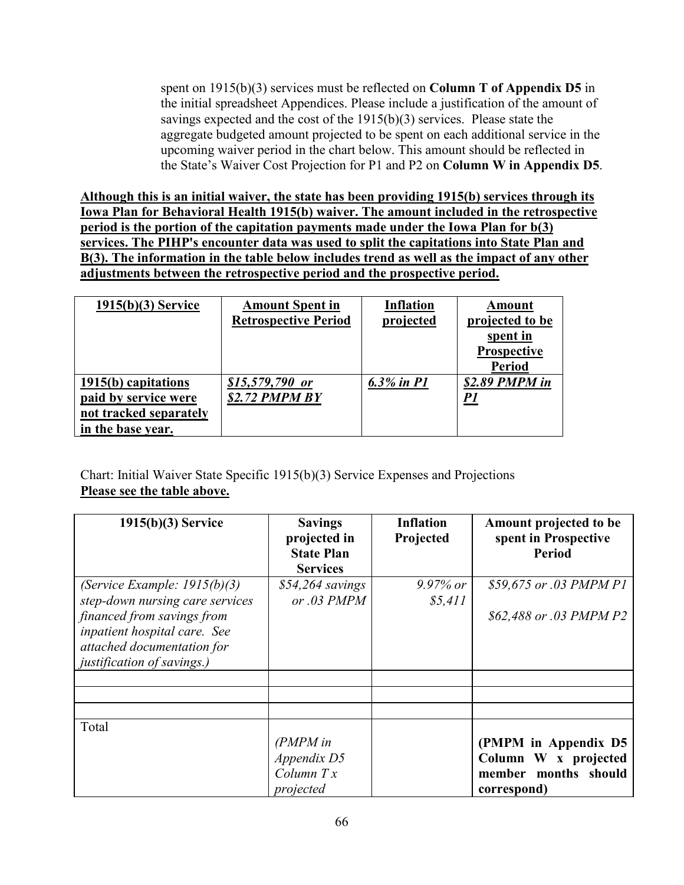spent on 1915(b)(3) services must be reflected on **Column T of Appendix D5** in the initial spreadsheet Appendices. Please include a justification of the amount of savings expected and the cost of the 1915(b)(3) services. Please state the aggregate budgeted amount projected to be spent on each additional service in the upcoming waiver period in the chart below. This amount should be reflected in the State's Waiver Cost Projection for P1 and P2 on **Column W in Appendix D5**.

**Although this is an initial waiver, the state has been providing 1915(b) services through its Iowa Plan for Behavioral Health 1915(b) waiver. The amount included in the retrospective period is the portion of the capitation payments made under the Iowa Plan for b(3) services. The PIHP's encounter data was used to split the capitations into State Plan and B(3). The information in the table below includes trend as well as the impact of any other adjustments between the retrospective period and the prospective period.**

| **1915(b)(3) Service** | **Amount Spent in Retrospective Period** | **Inflation projected** | **Amount projected to be spent in Prospective Period** |
|---|---|---|---|
| **1915(b) capitations paid by service were not tracked separately in the base year.** | ***$15,579,790 or $2.72 PMPM BY*** | ***6.3% in P1*** | ***$2.89 PMPM in P1*** |

Chart: Initial Waiver State Specific 1915(b)(3) Service Expenses and Projections
**Please see the table above.**

| 1915(b)(3) Service | Savings projected in State Plan Services | Inflation Projected | Amount projected to be spent in Prospective Period |
|---|---|---|---|
| *(Service Example: 1915(b)(3) step-down nursing care services financed from savings from inpatient hospital care. See attached documentation for justification of savings.)* | *$54,264 savings or .03 PMPM* | *9.97% or $5,411* | *$59,675 or .03 PMPM P1*<br><br>*$62,488 or .03 PMPM P2* |
| | | | |
| | | | |
| | | | |
| Total | *(PMPM in Appendix D5 Column T x projected* | | **(PMPM in Appendix D5 Column W x projected member months should correspond)** |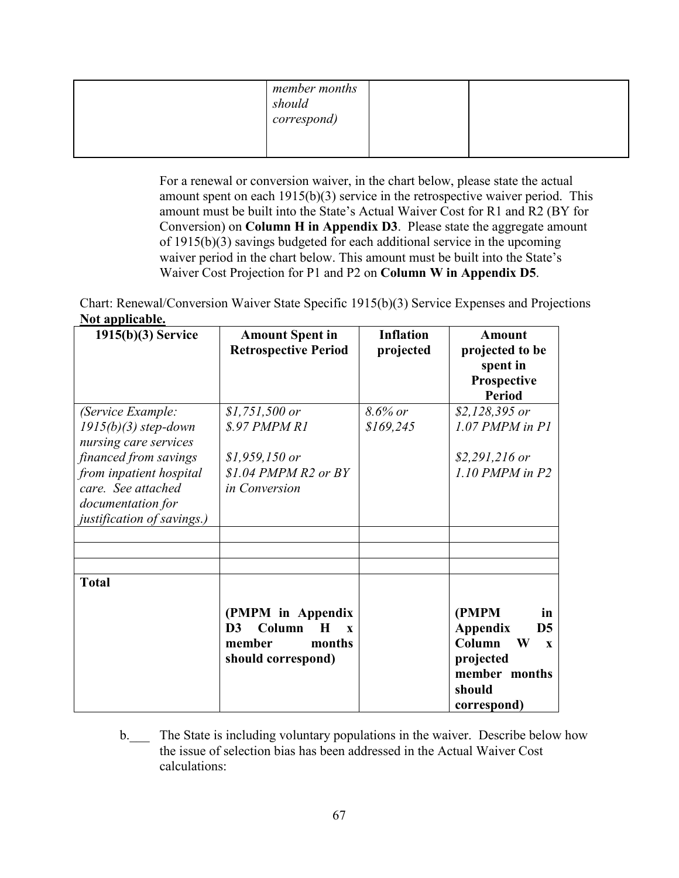| | *member months should correspond)* | | |
|---|---|---|---|

For a renewal or conversion waiver, in the chart below, please state the actual amount spent on each 1915(b)(3) service in the retrospective waiver period. This amount must be built into the State's Actual Waiver Cost for R1 and R2 (BY for Conversion) on **Column H in Appendix D3**. Please state the aggregate amount of 1915(b)(3) savings budgeted for each additional service in the upcoming waiver period in the chart below. This amount must be built into the State's Waiver Cost Projection for P1 and P2 on **Column W in Appendix D5**.

Chart: Renewal/Conversion Waiver State Specific 1915(b)(3) Service Expenses and Projections

**Not applicable.**

| 1915(b)(3) Service | Amount Spent in Retrospective Period | Inflation projected | Amount projected to be spent in Prospective Period |
|---|---|---|---|
| *(Service Example: 1915(b)(3) step-down nursing care services financed from savings from inpatient hospital care. See attached documentation for justification of savings.)* | *$1,751,500 or $.97 PMPM R1*<br><br>*$1,959,150 or $1.04 PMPM R2 or BY in Conversion* | *8.6% or $169,245* | *$2,128,395 or 1.07 PMPM in P1*<br><br>*$2,291,216 or 1.10 PMPM in P2* |
| | | | |
| | | | |
| | | | |
| **Total** | **(PMPM in Appendix D3 Column H x member months should correspond)** | | **(PMPM in Appendix D5 Column W x projected member months should correspond)** |

b.___ The State is including voluntary populations in the waiver. Describe below how the issue of selection bias has been addressed in the Actual Waiver Cost calculations: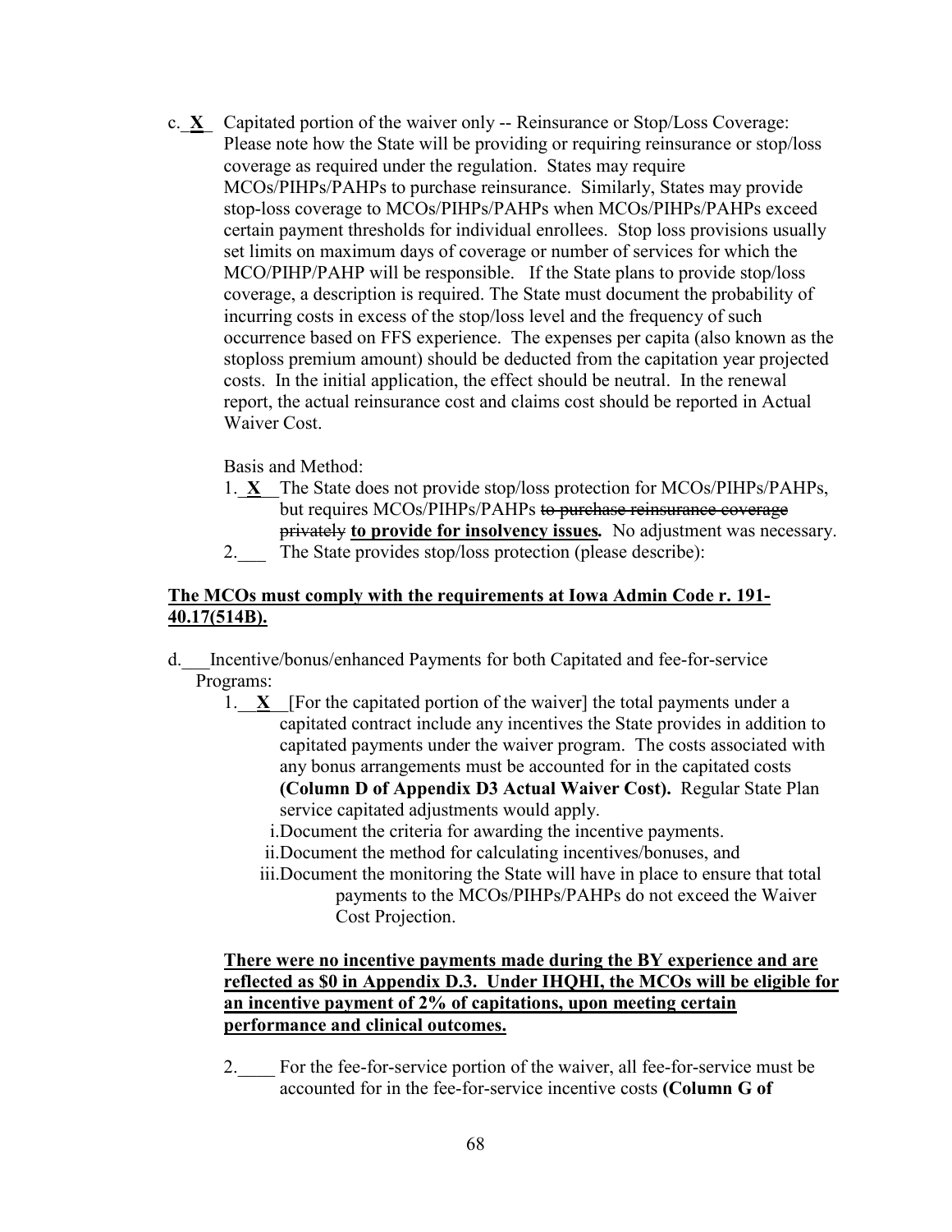c. **X** Capitated portion of the waiver only -- Reinsurance or Stop/Loss Coverage: Please note how the State will be providing or requiring reinsurance or stop/loss coverage as required under the regulation. States may require MCOs/PIHPs/PAHPs to purchase reinsurance. Similarly, States may provide stop-loss coverage to MCOs/PIHPs/PAHPs when MCOs/PIHPs/PAHPs exceed certain payment thresholds for individual enrollees. Stop loss provisions usually set limits on maximum days of coverage or number of services for which the MCO/PIHP/PAHP will be responsible. If the State plans to provide stop/loss coverage, a description is required. The State must document the probability of incurring costs in excess of the stop/loss level and the frequency of such occurrence based on FFS experience. The expenses per capita (also known as the stoploss premium amount) should be deducted from the capitation year projected costs. In the initial application, the effect should be neutral. In the renewal report, the actual reinsurance cost and claims cost should be reported in Actual Waiver Cost.

Basis and Method:

1. **X** The State does not provide stop/loss protection for MCOs/PIHPs/PAHPs, but requires MCOs/PIHPs/PAHPs ~~to purchase reinsurance coverage privately~~ **to provide for insolvency issues.** No adjustment was necessary.
2. ___ The State provides stop/loss protection (please describe):

**The MCOs must comply with the requirements at Iowa Admin Code r. 191-40.17(514B).**

d. ___ Incentive/bonus/enhanced Payments for both Capitated and fee-for-service Programs:

1. **X** [For the capitated portion of the waiver] the total payments under a capitated contract include any incentives the State provides in addition to capitated payments under the waiver program. The costs associated with any bonus arrangements must be accounted for in the capitated costs **(Column D of Appendix D3 Actual Waiver Cost).** Regular State Plan service capitated adjustments would apply.
   - i. Document the criteria for awarding the incentive payments.
   - ii. Document the method for calculating incentives/bonuses, and
   - iii. Document the monitoring the State will have in place to ensure that total payments to the MCOs/PIHPs/PAHPs do not exceed the Waiver Cost Projection.

   **There were no incentive payments made during the BY experience and are reflected as $0 in Appendix D.3. Under IHQHI, the MCOs will be eligible for an incentive payment of 2% of capitations, upon meeting certain performance and clinical outcomes.**

2. ____ For the fee-for-service portion of the waiver, all fee-for-service must be accounted for in the fee-for-service incentive costs **(Column G of**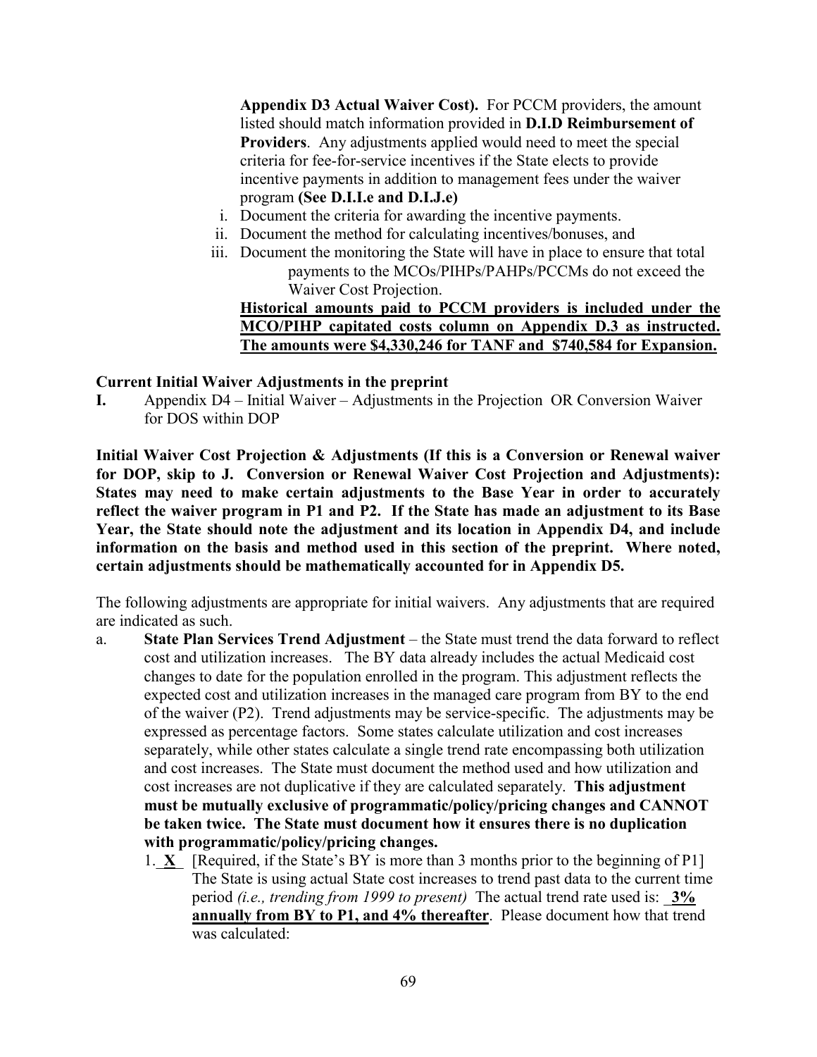**Appendix D3 Actual Waiver Cost).** For PCCM providers, the amount listed should match information provided in **D.I.D Reimbursement of Providers**. Any adjustments applied would need to meet the special criteria for fee-for-service incentives if the State elects to provide incentive payments in addition to management fees under the waiver program **(See D.I.I.e and D.I.J.e)**

i. Document the criteria for awarding the incentive payments.
ii. Document the method for calculating incentives/bonuses, and
iii. Document the monitoring the State will have in place to ensure that total payments to the MCOs/PIHPs/PAHPs/PCCMs do not exceed the Waiver Cost Projection.

<u>**Historical amounts paid to PCCM providers is included under the MCO/PIHP capitated costs column on Appendix D.3 as instructed. The amounts were $4,330,246 for TANF and $740,584 for Expansion.**</u>

**Current Initial Waiver Adjustments in the preprint**

**I.** Appendix D4 – Initial Waiver – Adjustments in the Projection OR Conversion Waiver for DOS within DOP

**Initial Waiver Cost Projection & Adjustments (If this is a Conversion or Renewal waiver for DOP, skip to J. Conversion or Renewal Waiver Cost Projection and Adjustments): States may need to make certain adjustments to the Base Year in order to accurately reflect the waiver program in P1 and P2. If the State has made an adjustment to its Base Year, the State should note the adjustment and its location in Appendix D4, and include information on the basis and method used in this section of the preprint. Where noted, certain adjustments should be mathematically accounted for in Appendix D5.**

The following adjustments are appropriate for initial waivers. Any adjustments that are required are indicated as such.

a. **State Plan Services Trend Adjustment** – the State must trend the data forward to reflect cost and utilization increases. The BY data already includes the actual Medicaid cost changes to date for the population enrolled in the program. This adjustment reflects the expected cost and utilization increases in the managed care program from BY to the end of the waiver (P2). Trend adjustments may be service-specific. The adjustments may be expressed as percentage factors. Some states calculate utilization and cost increases separately, while other states calculate a single trend rate encompassing both utilization and cost increases. The State must document the method used and how utilization and cost increases are not duplicative if they are calculated separately. **This adjustment must be mutually exclusive of programmatic/policy/pricing changes and CANNOT be taken twice. The State must document how it ensures there is no duplication with programmatic/policy/pricing changes.**

   1. <u>**X**</u> [Required, if the State's BY is more than 3 months prior to the beginning of P1] The State is using actual State cost increases to trend past data to the current time period *(i.e., trending from 1999 to present)* The actual trend rate used is: <u>**3% annually from BY to P1, and 4% thereafter**</u>. Please document how that trend was calculated: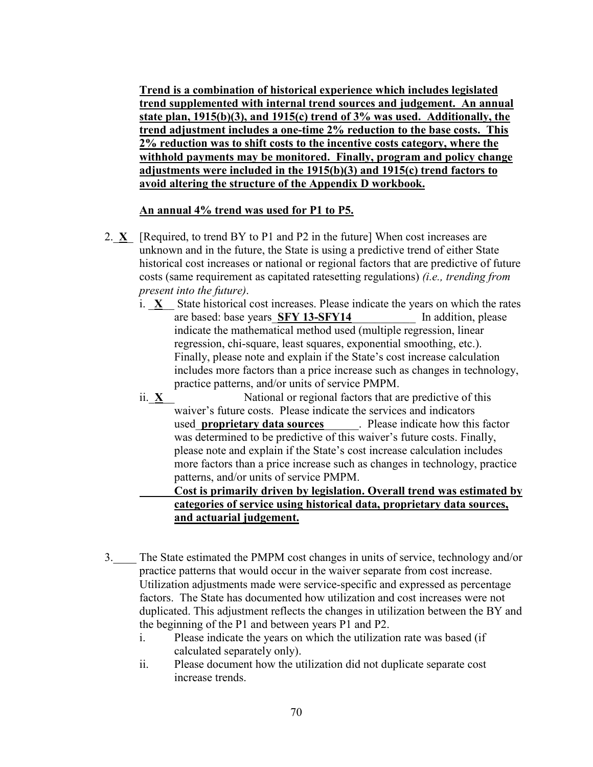**Trend is a combination of historical experience which includes legislated trend supplemented with internal trend sources and judgement. An annual state plan, 1915(b)(3), and 1915(c) trend of 3% was used. Additionally, the trend adjustment includes a one-time 2% reduction to the base costs. This 2% reduction was to shift costs to the incentive costs category, where the withhold payments may be monitored. Finally, program and policy change adjustments were included in the 1915(b)(3) and 1915(c) trend factors to avoid altering the structure of the Appendix D workbook.**

**An annual 4% trend was used for P1 to P5.**

2. __**X**__ [Required, to trend BY to P1 and P2 in the future] When cost increases are unknown and in the future, the State is using a predictive trend of either State historical cost increases or national or regional factors that are predictive of future costs (same requirement as capitated ratesetting regulations) *(i.e., trending from present into the future)*.
   i. __**X**__ State historical cost increases. Please indicate the years on which the rates are based: base years **SFY 13-SFY14** In addition, please indicate the mathematical method used (multiple regression, linear regression, chi-square, least squares, exponential smoothing, etc.). Finally, please note and explain if the State's cost increase calculation includes more factors than a price increase such as changes in technology, practice patterns, and/or units of service PMPM.
   ii. __**X**__ National or regional factors that are predictive of this waiver's future costs. Please indicate the services and indicators used **proprietary data sources**. Please indicate how this factor was determined to be predictive of this waiver's future costs. Finally, please note and explain if the State's cost increase calculation includes more factors than a price increase such as changes in technology, practice patterns, and/or units of service PMPM.
   **Cost is primarily driven by legislation. Overall trend was estimated by categories of service using historical data, proprietary data sources, and actuarial judgement.**

3. ____ The State estimated the PMPM cost changes in units of service, technology and/or practice patterns that would occur in the waiver separate from cost increase. Utilization adjustments made were service-specific and expressed as percentage factors. The State has documented how utilization and cost increases were not duplicated. This adjustment reflects the changes in utilization between the BY and the beginning of the P1 and between years P1 and P2.
   i. Please indicate the years on which the utilization rate was based (if calculated separately only).
   ii. Please document how the utilization did not duplicate separate cost increase trends.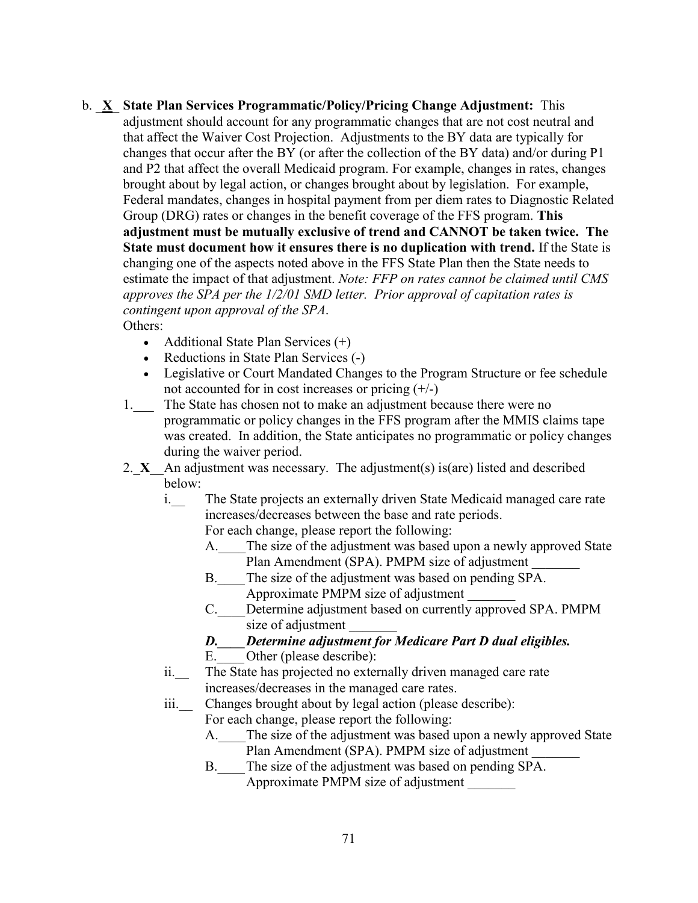b. _**X**_ **State Plan Services Programmatic/Policy/Pricing Change Adjustment:** This adjustment should account for any programmatic changes that are not cost neutral and that affect the Waiver Cost Projection. Adjustments to the BY data are typically for changes that occur after the BY (or after the collection of the BY data) and/or during P1 and P2 that affect the overall Medicaid program. For example, changes in rates, changes brought about by legal action, or changes brought about by legislation. For example, Federal mandates, changes in hospital payment from per diem rates to Diagnostic Related Group (DRG) rates or changes in the benefit coverage of the FFS program. **This adjustment must be mutually exclusive of trend and CANNOT be taken twice. The State must document how it ensures there is no duplication with trend.** If the State is changing one of the aspects noted above in the FFS State Plan then the State needs to estimate the impact of that adjustment. *Note: FFP on rates cannot be claimed until CMS approves the SPA per the 1/2/01 SMD letter. Prior approval of capitation rates is contingent upon approval of the SPA*.

Others:

- Additional State Plan Services (+)
- Reductions in State Plan Services (-)
- Legislative or Court Mandated Changes to the Program Structure or fee schedule not accounted for in cost increases or pricing (+/-)

1.___ The State has chosen not to make an adjustment because there were no programmatic or policy changes in the FFS program after the MMIS claims tape was created. In addition, the State anticipates no programmatic or policy changes during the waiver period.

2._**X**__An adjustment was necessary. The adjustment(s) is(are) listed and described below:

i.__ The State projects an externally driven State Medicaid managed care rate increases/decreases between the base and rate periods.
For each change, please report the following:

A.____The size of the adjustment was based upon a newly approved State Plan Amendment (SPA). PMPM size of adjustment _______

B.____The size of the adjustment was based on pending SPA. Approximate PMPM size of adjustment _______

C.____Determine adjustment based on currently approved SPA. PMPM size of adjustment _______

***D.____Determine adjustment for Medicare Part D dual eligibles.***

E.____Other (please describe):

ii.__ The State has projected no externally driven managed care rate increases/decreases in the managed care rates.

iii.__ Changes brought about by legal action (please describe):
For each change, please report the following:

A.____The size of the adjustment was based upon a newly approved State Plan Amendment (SPA). PMPM size of adjustment _______

B.____The size of the adjustment was based on pending SPA. Approximate PMPM size of adjustment _______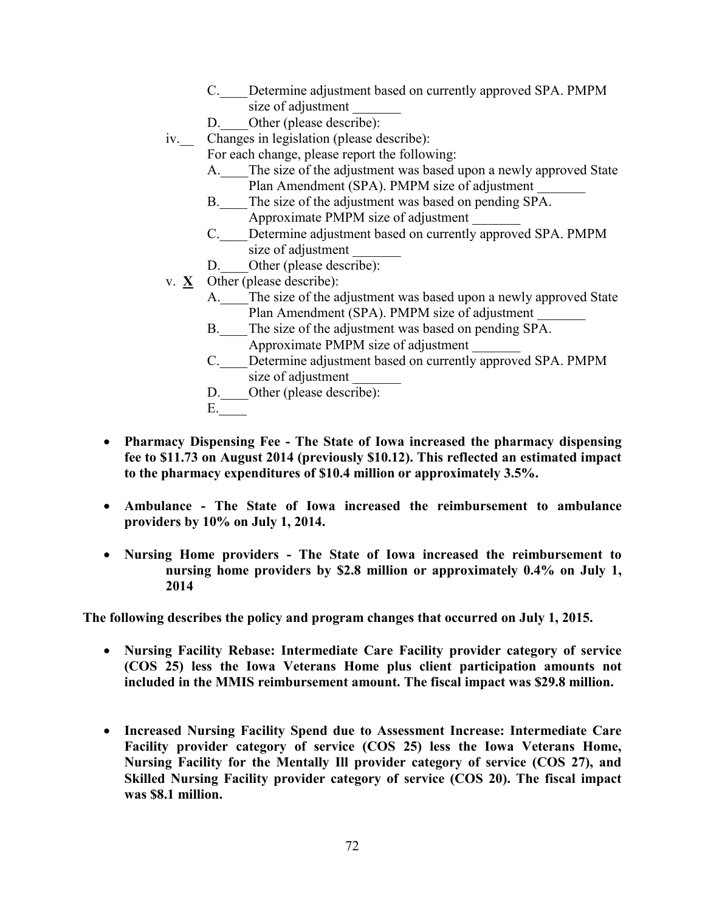C.____Determine adjustment based on currently approved SPA. PMPM size of adjustment _______

D.____Other (please describe):

iv.__ Changes in legislation (please describe):

For each change, please report the following:

A.____The size of the adjustment was based upon a newly approved State Plan Amendment (SPA). PMPM size of adjustment _______

B.____The size of the adjustment was based on pending SPA. Approximate PMPM size of adjustment _______

C.____Determine adjustment based on currently approved SPA. PMPM size of adjustment _______

D.____Other (please describe):

v. **X** Other (please describe):

A.____The size of the adjustment was based upon a newly approved State Plan Amendment (SPA). PMPM size of adjustment _______

B.____The size of the adjustment was based on pending SPA. Approximate PMPM size of adjustment _______

C.____Determine adjustment based on currently approved SPA. PMPM size of adjustment _______

D.____Other (please describe):

E.____

- **Pharmacy Dispensing Fee - The State of Iowa increased the pharmacy dispensing fee to $11.73 on August 2014 (previously $10.12). This reflected an estimated impact to the pharmacy expenditures of $10.4 million or approximately 3.5%.**

- **Ambulance - The State of Iowa increased the reimbursement to ambulance providers by 10% on July 1, 2014.**

- **Nursing Home providers - The State of Iowa increased the reimbursement to nursing home providers by $2.8 million or approximately 0.4% on July 1, 2014**

**The following describes the policy and program changes that occurred on July 1, 2015.**

- **Nursing Facility Rebase: Intermediate Care Facility provider category of service (COS 25) less the Iowa Veterans Home plus client participation amounts not included in the MMIS reimbursement amount. The fiscal impact was $29.8 million.**

- **Increased Nursing Facility Spend due to Assessment Increase: Intermediate Care Facility provider category of service (COS 25) less the Iowa Veterans Home, Nursing Facility for the Mentally Ill provider category of service (COS 27), and Skilled Nursing Facility provider category of service (COS 20). The fiscal impact was $8.1 million.**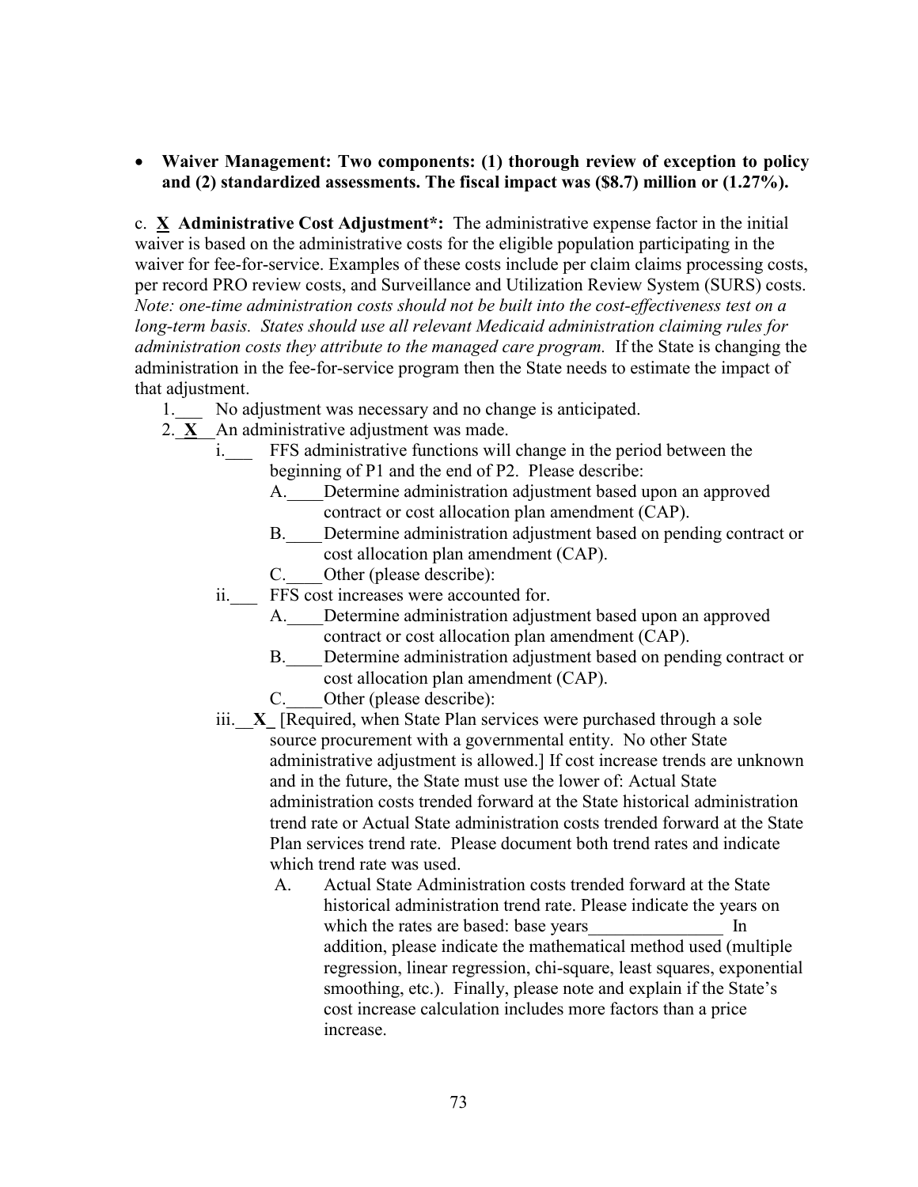- **Waiver Management: Two components: (1) thorough review of exception to policy and (2) standardized assessments. The fiscal impact was ($8.7) million or (1.27%).**

c. **X Administrative Cost Adjustment*:** The administrative expense factor in the initial waiver is based on the administrative costs for the eligible population participating in the waiver for fee-for-service. Examples of these costs include per claim claims processing costs, per record PRO review costs, and Surveillance and Utilization Review System (SURS) costs. *Note: one-time administration costs should not be built into the cost-effectiveness test on a long-term basis. States should use all relevant Medicaid administration claiming rules for administration costs they attribute to the managed care program.* If the State is changing the administration in the fee-for-service program then the State needs to estimate the impact of that adjustment.

1.___ No adjustment was necessary and no change is anticipated.

2.__**X**__ An administrative adjustment was made.

   i.___ FFS administrative functions will change in the period between the beginning of P1 and the end of P2. Please describe:

      A.____Determine administration adjustment based upon an approved contract or cost allocation plan amendment (CAP).

      B.____Determine administration adjustment based on pending contract or cost allocation plan amendment (CAP).

      C.____Other (please describe):

   ii.___ FFS cost increases were accounted for.

      A.____Determine administration adjustment based upon an approved contract or cost allocation plan amendment (CAP).

      B.____Determine administration adjustment based on pending contract or cost allocation plan amendment (CAP).

      C.____Other (please describe):

   iii.__**X**_ [Required, when State Plan services were purchased through a sole source procurement with a governmental entity. No other State administrative adjustment is allowed.] If cost increase trends are unknown and in the future, the State must use the lower of: Actual State administration costs trended forward at the State historical administration trend rate or Actual State administration costs trended forward at the State Plan services trend rate. Please document both trend rates and indicate which trend rate was used.

      A. Actual State Administration costs trended forward at the State historical administration trend rate. Please indicate the years on which the rates are based: base years_______________ In addition, please indicate the mathematical method used (multiple regression, linear regression, chi-square, least squares, exponential smoothing, etc.). Finally, please note and explain if the State's cost increase calculation includes more factors than a price increase.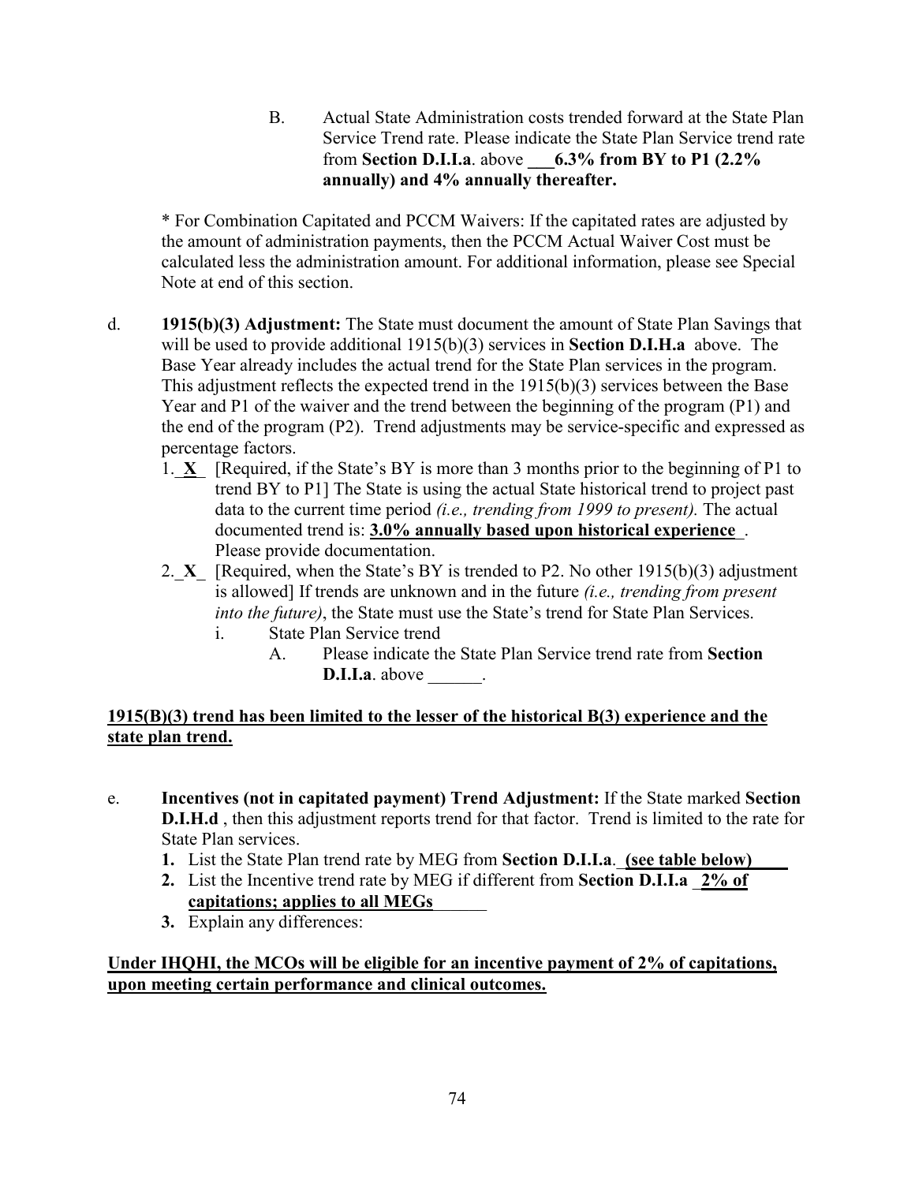B. Actual State Administration costs trended forward at the State Plan Service Trend rate. Please indicate the State Plan Service trend rate from **Section D.I.I.a**. above ___**6.3% from BY to P1 (2.2% annually) and 4% annually thereafter.**

\* For Combination Capitated and PCCM Waivers: If the capitated rates are adjusted by the amount of administration payments, then the PCCM Actual Waiver Cost must be calculated less the administration amount. For additional information, please see Special Note at end of this section.

d. **1915(b)(3) Adjustment:** The State must document the amount of State Plan Savings that will be used to provide additional 1915(b)(3) services in **Section D.I.H.a** above. The Base Year already includes the actual trend for the State Plan services in the program. This adjustment reflects the expected trend in the 1915(b)(3) services between the Base Year and P1 of the waiver and the trend between the beginning of the program (P1) and the end of the program (P2). Trend adjustments may be service-specific and expressed as percentage factors.

1. _**X**_ [Required, if the State's BY is more than 3 months prior to the beginning of P1 to trend BY to P1] The State is using the actual State historical trend to project past data to the current time period *(i.e., trending from 1999 to present).* The actual documented trend is: **3.0% annually based upon historical experience**_. Please provide documentation.
2. _**X**_ [Required, when the State's BY is trended to P2. No other 1915(b)(3) adjustment is allowed] If trends are unknown and in the future *(i.e., trending from present into the future)*, the State must use the State's trend for State Plan Services.
   i. State Plan Service trend
      A. Please indicate the State Plan Service trend rate from **Section D.I.I.a**. above ______.

**1915(B)(3) trend has been limited to the lesser of the historical B(3) experience and the state plan trend.**

e. **Incentives (not in capitated payment) Trend Adjustment:** If the State marked **Section D.I.H.d** , then this adjustment reports trend for that factor. Trend is limited to the rate for State Plan services.

1. List the State Plan trend rate by MEG from **Section D.I.I.a**._**(see table below)**____
2. List the Incentive trend rate by MEG if different from **Section D.I.I.a** _**2% of capitations; applies to all MEGs**______
3. Explain any differences:

**Under IHQHI, the MCOs will be eligible for an incentive payment of 2% of capitations, upon meeting certain performance and clinical outcomes.**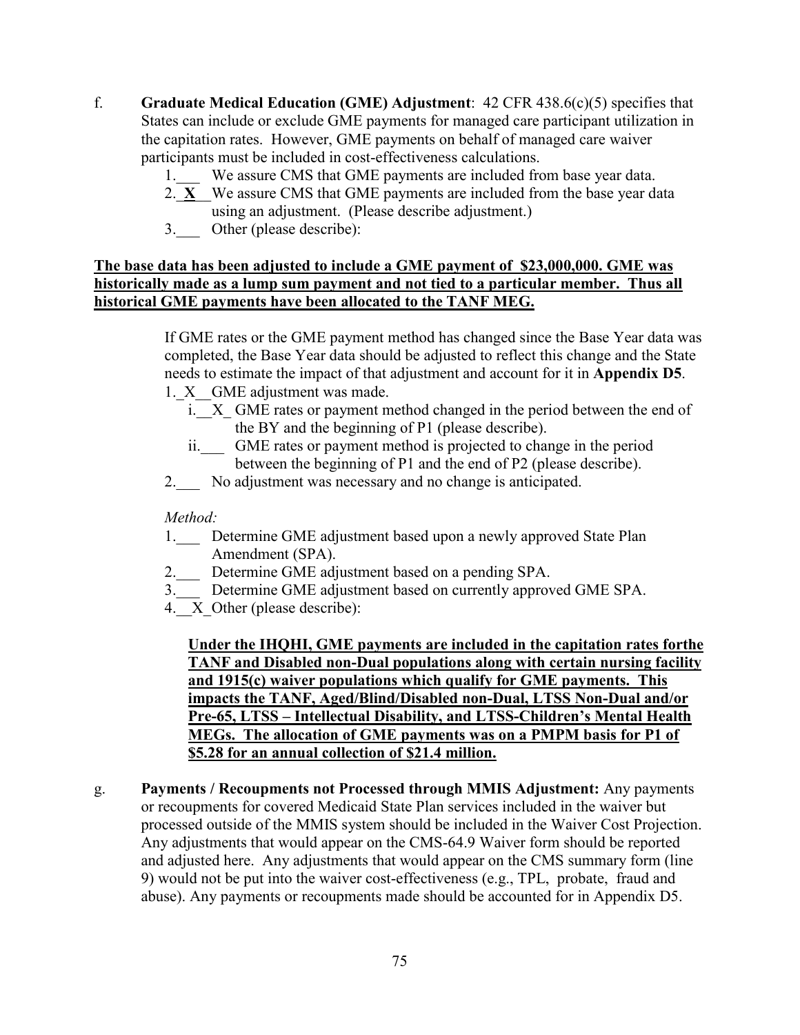f. **Graduate Medical Education (GME) Adjustment**: 42 CFR 438.6(c)(5) specifies that States can include or exclude GME payments for managed care participant utilization in the capitation rates. However, GME payments on behalf of managed care waiver participants must be included in cost-effectiveness calculations.

1.___ We assure CMS that GME payments are included from base year data.
2.\_**X**\_ We assure CMS that GME payments are included from the base year data using an adjustment. (Please describe adjustment.)
3.___ Other (please describe):

**<u>The base data has been adjusted to include a GME payment of $23,000,000. GME was historically made as a lump sum payment and not tied to a particular member. Thus all historical GME payments have been allocated to the TANF MEG.</u>**

If GME rates or the GME payment method has changed since the Base Year data was completed, the Base Year data should be adjusted to reflect this change and the State needs to estimate the impact of that adjustment and account for it in **Appendix D5**.

1.\_X\_ GME adjustment was made.
   - i.\_X\_ GME rates or payment method changed in the period between the end of the BY and the beginning of P1 (please describe).
   - ii.___ GME rates or payment method is projected to change in the period between the beginning of P1 and the end of P2 (please describe).

2.___ No adjustment was necessary and no change is anticipated.

*Method:*

1.___ Determine GME adjustment based upon a newly approved State Plan Amendment (SPA).
2.___ Determine GME adjustment based on a pending SPA.
3.___ Determine GME adjustment based on currently approved GME SPA.
4.\_X\_ Other (please describe):

**<u>Under the IHQHI, GME payments are included in the capitation rates forthe TANF and Disabled non-Dual populations along with certain nursing facility and 1915(c) waiver populations which qualify for GME payments. This impacts the TANF, Aged/Blind/Disabled non-Dual, LTSS Non-Dual and/or Pre-65, LTSS – Intellectual Disability, and LTSS-Children's Mental Health MEGs. The allocation of GME payments was on a PMPM basis for P1 of $5.28 for an annual collection of $21.4 million.</u>**

g. **Payments / Recoupments not Processed through MMIS Adjustment:** Any payments or recoupments for covered Medicaid State Plan services included in the waiver but processed outside of the MMIS system should be included in the Waiver Cost Projection. Any adjustments that would appear on the CMS-64.9 Waiver form should be reported and adjusted here. Any adjustments that would appear on the CMS summary form (line 9) would not be put into the waiver cost-effectiveness (e.g., TPL, probate, fraud and abuse). Any payments or recoupments made should be accounted for in Appendix D5.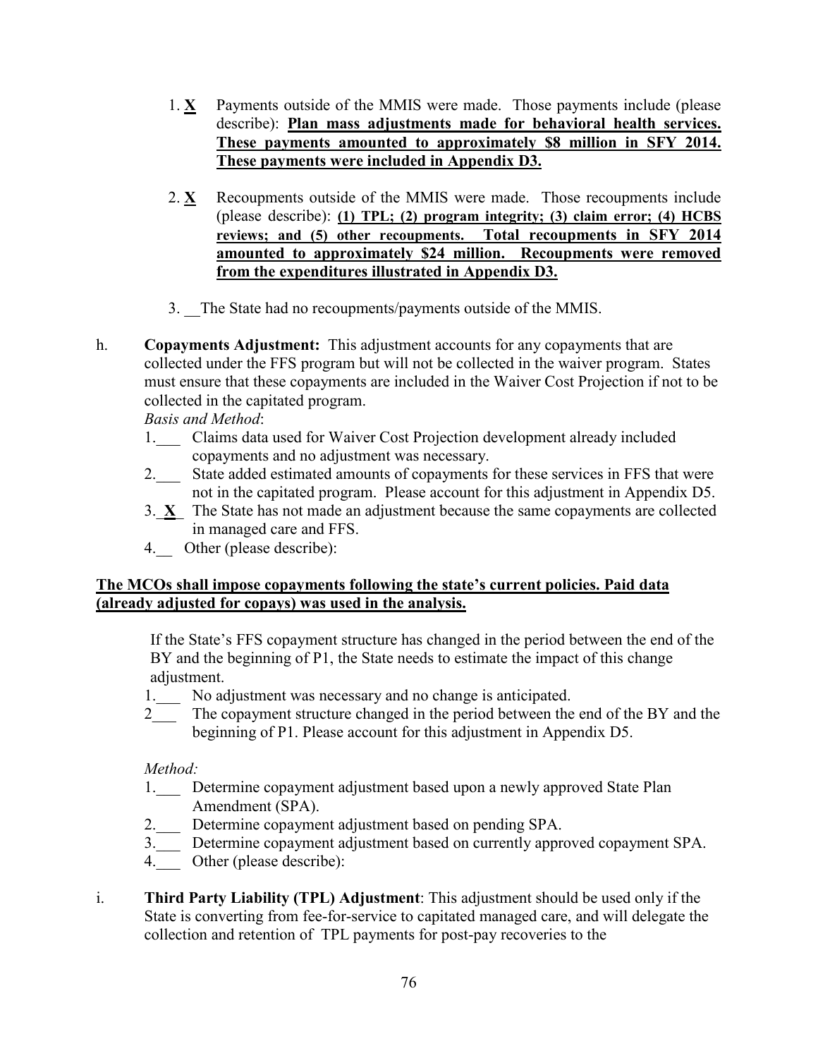1. **X** Payments outside of the MMIS were made. Those payments include (please describe): **Plan mass adjustments made for behavioral health services. These payments amounted to approximately $8 million in SFY 2014. These payments were included in Appendix D3.**

2. **X** Recoupments outside of the MMIS were made. Those recoupments include (please describe): **(1) TPL; (2) program integrity; (3) claim error; (4) HCBS reviews; and (5) other recoupments. Total recoupments in SFY 2014 amounted to approximately $24 million. Recoupments were removed from the expenditures illustrated in Appendix D3.**

3. __The State had no recoupments/payments outside of the MMIS.

h. **Copayments Adjustment:** This adjustment accounts for any copayments that are collected under the FFS program but will not be collected in the waiver program. States must ensure that these copayments are included in the Waiver Cost Projection if not to be collected in the capitated program.

*Basis and Method*:

1.___ Claims data used for Waiver Cost Projection development already included copayments and no adjustment was necessary.
2.___ State added estimated amounts of copayments for these services in FFS that were not in the capitated program. Please account for this adjustment in Appendix D5.
3. **X** The State has not made an adjustment because the same copayments are collected in managed care and FFS.
4.__ Other (please describe):

**The MCOs shall impose copayments following the state's current policies. Paid data (already adjusted for copays) was used in the analysis.**

If the State's FFS copayment structure has changed in the period between the end of the BY and the beginning of P1, the State needs to estimate the impact of this change adjustment.

1.___ No adjustment was necessary and no change is anticipated.
2___ The copayment structure changed in the period between the end of the BY and the beginning of P1. Please account for this adjustment in Appendix D5.

*Method:*

1.___ Determine copayment adjustment based upon a newly approved State Plan Amendment (SPA).
2.___ Determine copayment adjustment based on pending SPA.
3.___ Determine copayment adjustment based on currently approved copayment SPA.
4.___ Other (please describe):

i. **Third Party Liability (TPL) Adjustment**: This adjustment should be used only if the State is converting from fee-for-service to capitated managed care, and will delegate the collection and retention of TPL payments for post-pay recoveries to the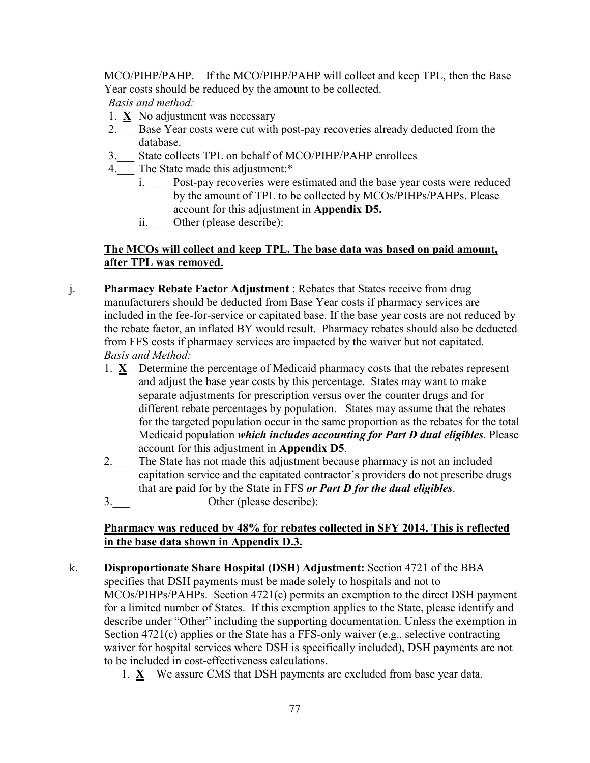MCO/PIHP/PAHP. If the MCO/PIHP/PAHP will collect and keep TPL, then the Base Year costs should be reduced by the amount to be collected.

*Basis and method:*

1. __**X**__ No adjustment was necessary
2. ___ Base Year costs were cut with post-pay recoveries already deducted from the database.
3. ___ State collects TPL on behalf of MCO/PIHP/PAHP enrollees
4. ___ The State made this adjustment:*
   - i.___ Post-pay recoveries were estimated and the base year costs were reduced by the amount of TPL to be collected by MCOs/PIHPs/PAHPs. Please account for this adjustment in **Appendix D5.**
   - ii.___ Other (please describe):

**<u>The MCOs will collect and keep TPL. The base data was based on paid amount, after TPL was removed.</u>**

j. **Pharmacy Rebate Factor Adjustment** : Rebates that States receive from drug manufacturers should be deducted from Base Year costs if pharmacy services are included in the fee-for-service or capitated base. If the base year costs are not reduced by the rebate factor, an inflated BY would result. Pharmacy rebates should also be deducted from FFS costs if pharmacy services are impacted by the waiver but not capitated.
*Basis and Method:*

1. __**X**__ Determine the percentage of Medicaid pharmacy costs that the rebates represent and adjust the base year costs by this percentage. States may want to make separate adjustments for prescription versus over the counter drugs and for different rebate percentages by population. States may assume that the rebates for the targeted population occur in the same proportion as the rebates for the total Medicaid population ***which includes accounting for Part D dual eligibles***. Please account for this adjustment in **Appendix D5**.
2. ___ The State has not made this adjustment because pharmacy is not an included capitation service and the capitated contractor's providers do not prescribe drugs that are paid for by the State in FFS ***or Part D for the dual eligibles***.
3. ___ Other (please describe):

**<u>Pharmacy was reduced by 48% for rebates collected in SFY 2014. This is reflected in the base data shown in Appendix D.3.</u>**

k. **Disproportionate Share Hospital (DSH) Adjustment:** Section 4721 of the BBA specifies that DSH payments must be made solely to hospitals and not to MCOs/PIHPs/PAHPs. Section 4721(c) permits an exemption to the direct DSH payment for a limited number of States. If this exemption applies to the State, please identify and describe under "Other" including the supporting documentation. Unless the exemption in Section 4721(c) applies or the State has a FFS-only waiver (e.g., selective contracting waiver for hospital services where DSH is specifically included), DSH payments are not to be included in cost-effectiveness calculations.

1. __**X**__ We assure CMS that DSH payments are excluded from base year data.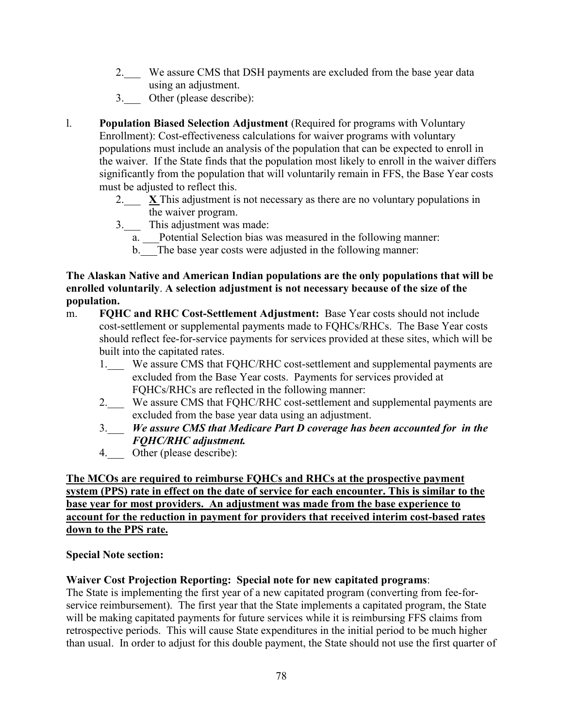2.___ We assure CMS that DSH payments are excluded from the base year data using an adjustment.

3.___ Other (please describe):

l. **Population Biased Selection Adjustment** (Required for programs with Voluntary Enrollment): Cost-effectiveness calculations for waiver programs with voluntary populations must include an analysis of the population that can be expected to enroll in the waiver. If the State finds that the population most likely to enroll in the waiver differs significantly from the population that will voluntarily remain in FFS, the Base Year costs must be adjusted to reflect this.

2.___ **X** This adjustment is not necessary as there are no voluntary populations in the waiver program.

3.___ This adjustment was made:

a. ___Potential Selection bias was measured in the following manner:

b.___The base year costs were adjusted in the following manner:

**The Alaskan Native and American Indian populations are the only populations that will be enrolled voluntarily**. **A selection adjustment is not necessary because of the size of the population.**

m. **FQHC and RHC Cost-Settlement Adjustment:** Base Year costs should not include cost-settlement or supplemental payments made to FQHCs/RHCs. The Base Year costs should reflect fee-for-service payments for services provided at these sites, which will be built into the capitated rates.

1.___ We assure CMS that FQHC/RHC cost-settlement and supplemental payments are excluded from the Base Year costs. Payments for services provided at FQHCs/RHCs are reflected in the following manner:

2.___ We assure CMS that FQHC/RHC cost-settlement and supplemental payments are excluded from the base year data using an adjustment.

3.___ ***We assure CMS that Medicare Part D coverage has been accounted for in the FQHC/RHC adjustment.***

4.___ Other (please describe):

**The MCOs are required to reimburse FQHCs and RHCs at the prospective payment system (PPS) rate in effect on the date of service for each encounter. This is similar to the base year for most providers. An adjustment was made from the base experience to account for the reduction in payment for providers that received interim cost-based rates down to the PPS rate.**

**Special Note section:**

**Waiver Cost Projection Reporting: Special note for new capitated programs**:

The State is implementing the first year of a new capitated program (converting from fee-for-service reimbursement). The first year that the State implements a capitated program, the State will be making capitated payments for future services while it is reimbursing FFS claims from retrospective periods. This will cause State expenditures in the initial period to be much higher than usual. In order to adjust for this double payment, the State should not use the first quarter of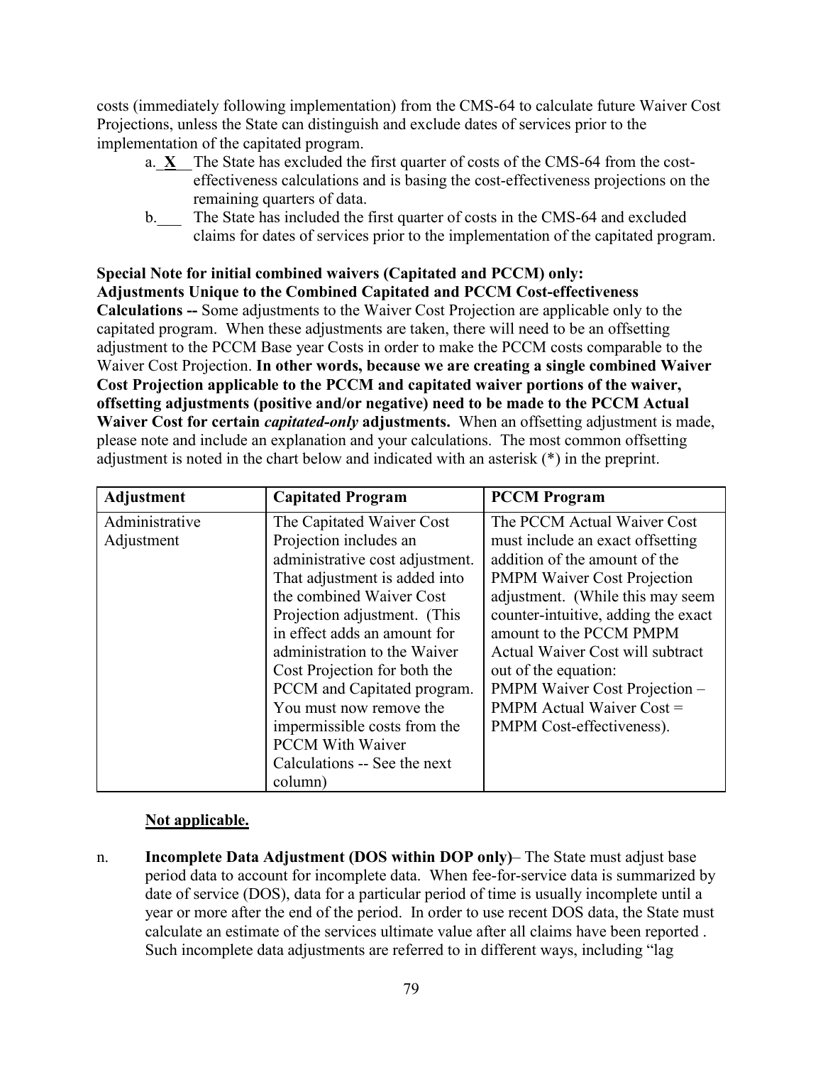costs (immediately following implementation) from the CMS-64 to calculate future Waiver Cost Projections, unless the State can distinguish and exclude dates of services prior to the implementation of the capitated program.

a. **X** The State has excluded the first quarter of costs of the CMS-64 from the cost-effectiveness calculations and is basing the cost-effectiveness projections on the remaining quarters of data.

b.___ The State has included the first quarter of costs in the CMS-64 and excluded claims for dates of services prior to the implementation of the capitated program.

**Special Note for initial combined waivers (Capitated and PCCM) only: Adjustments Unique to the Combined Capitated and PCCM Cost-effectiveness Calculations --** Some adjustments to the Waiver Cost Projection are applicable only to the capitated program. When these adjustments are taken, there will need to be an offsetting adjustment to the PCCM Base year Costs in order to make the PCCM costs comparable to the Waiver Cost Projection. **In other words, because we are creating a single combined Waiver Cost Projection applicable to the PCCM and capitated waiver portions of the waiver, offsetting adjustments (positive and/or negative) need to be made to the PCCM Actual Waiver Cost for certain *capitated-only* adjustments.** When an offsetting adjustment is made, please note and include an explanation and your calculations. The most common offsetting adjustment is noted in the chart below and indicated with an asterisk (*) in the preprint.

| Adjustment | Capitated Program | PCCM Program |
|---|---|---|
| Administrative Adjustment | The Capitated Waiver Cost Projection includes an administrative cost adjustment. That adjustment is added into the combined Waiver Cost Projection adjustment. (This in effect adds an amount for administration to the Waiver Cost Projection for both the PCCM and Capitated program. You must now remove the impermissible costs from the PCCM With Waiver Calculations -- See the next column) | The PCCM Actual Waiver Cost must include an exact offsetting addition of the amount of the PMPM Waiver Cost Projection adjustment. (While this may seem counter-intuitive, adding the exact amount to the PCCM PMPM Actual Waiver Cost will subtract out of the equation: PMPM Waiver Cost Projection – PMPM Actual Waiver Cost = PMPM Cost-effectiveness). |

**Not applicable.**

n. **Incomplete Data Adjustment (DOS within DOP only)**– The State must adjust base period data to account for incomplete data. When fee-for-service data is summarized by date of service (DOS), data for a particular period of time is usually incomplete until a year or more after the end of the period. In order to use recent DOS data, the State must calculate an estimate of the services ultimate value after all claims have been reported . Such incomplete data adjustments are referred to in different ways, including "lag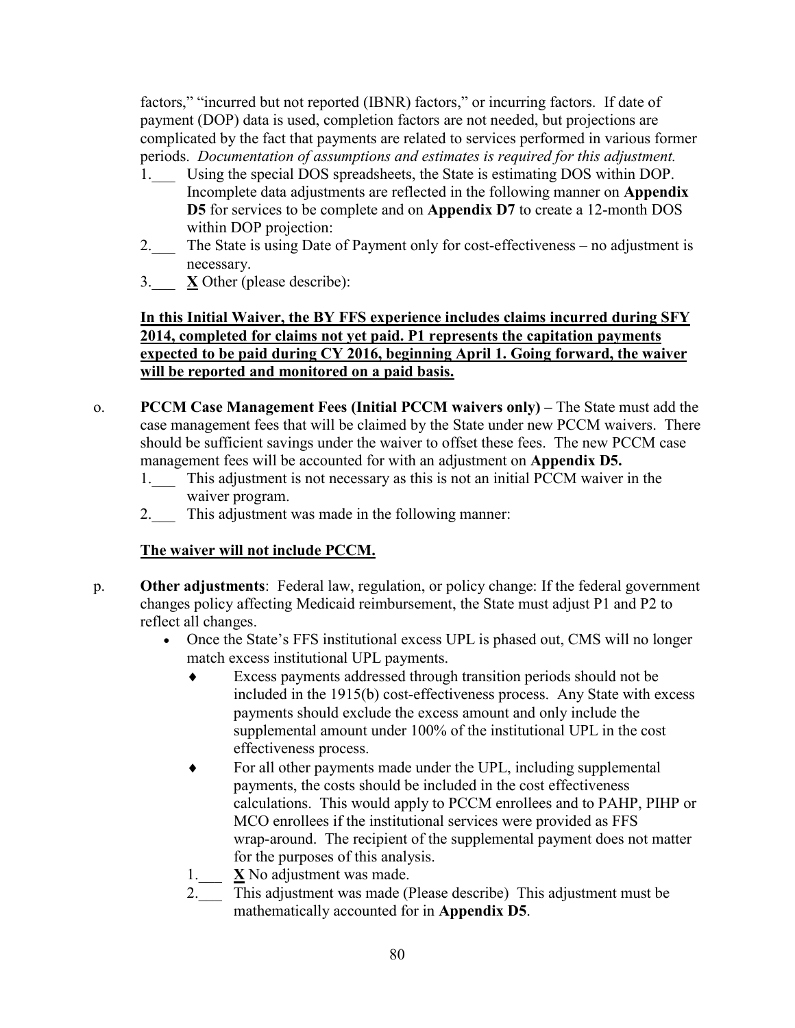factors," "incurred but not reported (IBNR) factors," or incurring factors. If date of payment (DOP) data is used, completion factors are not needed, but projections are complicated by the fact that payments are related to services performed in various former periods. *Documentation of assumptions and estimates is required for this adjustment.*

1.___ Using the special DOS spreadsheets, the State is estimating DOS within DOP. Incomplete data adjustments are reflected in the following manner on **Appendix D5** for services to be complete and on **Appendix D7** to create a 12-month DOS within DOP projection:
2.___ The State is using Date of Payment only for cost-effectiveness – no adjustment is necessary.
3.___ **X** Other (please describe):

**In this Initial Waiver, the BY FFS experience includes claims incurred during SFY 2014, completed for claims not yet paid. P1 represents the capitation payments expected to be paid during CY 2016, beginning April 1. Going forward, the waiver will be reported and monitored on a paid basis.**

o. **PCCM Case Management Fees (Initial PCCM waivers only) –** The State must add the case management fees that will be claimed by the State under new PCCM waivers. There should be sufficient savings under the waiver to offset these fees. The new PCCM case management fees will be accounted for with an adjustment on **Appendix D5.**

1.___ This adjustment is not necessary as this is not an initial PCCM waiver in the waiver program.
2.___ This adjustment was made in the following manner:

**The waiver will not include PCCM.**

p. **Other adjustments**: Federal law, regulation, or policy change: If the federal government changes policy affecting Medicaid reimbursement, the State must adjust P1 and P2 to reflect all changes.

- Once the State's FFS institutional excess UPL is phased out, CMS will no longer match excess institutional UPL payments.
  - Excess payments addressed through transition periods should not be included in the 1915(b) cost-effectiveness process. Any State with excess payments should exclude the excess amount and only include the supplemental amount under 100% of the institutional UPL in the cost effectiveness process.
  - For all other payments made under the UPL, including supplemental payments, the costs should be included in the cost effectiveness calculations. This would apply to PCCM enrollees and to PAHP, PIHP or MCO enrollees if the institutional services were provided as FFS wrap-around. The recipient of the supplemental payment does not matter for the purposes of this analysis.

1.___ **X** No adjustment was made.
2.___ This adjustment was made (Please describe) This adjustment must be mathematically accounted for in **Appendix D5**.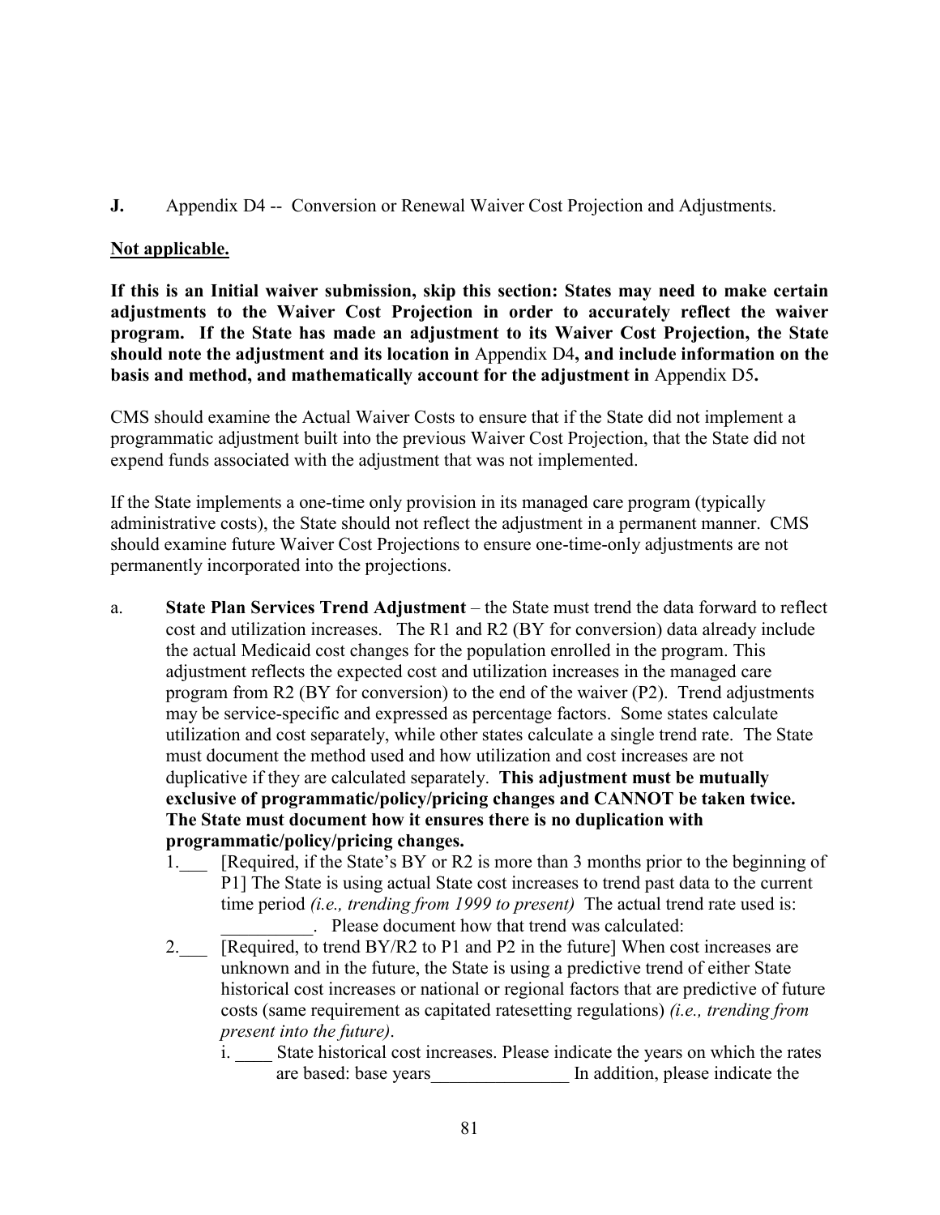**J.** Appendix D4 -- Conversion or Renewal Waiver Cost Projection and Adjustments.

**Not applicable.**

**If this is an Initial waiver submission, skip this section: States may need to make certain adjustments to the Waiver Cost Projection in order to accurately reflect the waiver program. If the State has made an adjustment to its Waiver Cost Projection, the State should note the adjustment and its location in** Appendix D4**, and include information on the basis and method, and mathematically account for the adjustment in** Appendix D5**.**

CMS should examine the Actual Waiver Costs to ensure that if the State did not implement a programmatic adjustment built into the previous Waiver Cost Projection, that the State did not expend funds associated with the adjustment that was not implemented.

If the State implements a one-time only provision in its managed care program (typically administrative costs), the State should not reflect the adjustment in a permanent manner. CMS should examine future Waiver Cost Projections to ensure one-time-only adjustments are not permanently incorporated into the projections.

a. **State Plan Services Trend Adjustment** – the State must trend the data forward to reflect cost and utilization increases. The R1 and R2 (BY for conversion) data already include the actual Medicaid cost changes for the population enrolled in the program. This adjustment reflects the expected cost and utilization increases in the managed care program from R2 (BY for conversion) to the end of the waiver (P2). Trend adjustments may be service-specific and expressed as percentage factors. Some states calculate utilization and cost separately, while other states calculate a single trend rate. The State must document the method used and how utilization and cost increases are not duplicative if they are calculated separately. **This adjustment must be mutually exclusive of programmatic/policy/pricing changes and CANNOT be taken twice. The State must document how it ensures there is no duplication with programmatic/policy/pricing changes.**

   1.___ [Required, if the State's BY or R2 is more than 3 months prior to the beginning of P1] The State is using actual State cost increases to trend past data to the current time period *(i.e., trending from 1999 to present)* The actual trend rate used is: __________. Please document how that trend was calculated:

   2.___ [Required, to trend BY/R2 to P1 and P2 in the future] When cost increases are unknown and in the future, the State is using a predictive trend of either State historical cost increases or national or regional factors that are predictive of future costs (same requirement as capitated ratesetting regulations) *(i.e., trending from present into the future)*.

      i. ____ State historical cost increases. Please indicate the years on which the rates are based: base years_______________ In addition, please indicate the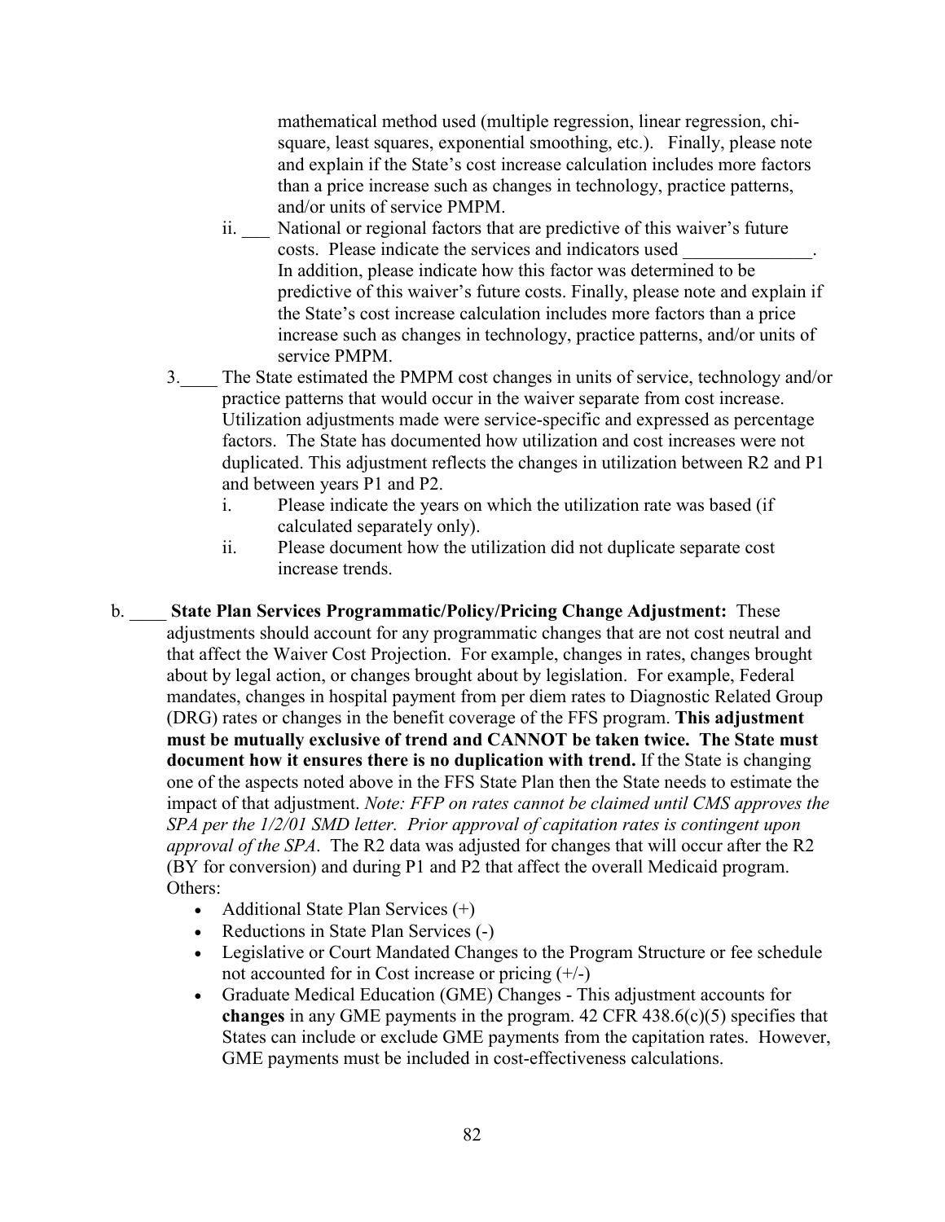mathematical method used (multiple regression, linear regression, chi-square, least squares, exponential smoothing, etc.). Finally, please note and explain if the State's cost increase calculation includes more factors than a price increase such as changes in technology, practice patterns, and/or units of service PMPM.

   ii. ___ National or regional factors that are predictive of this waiver's future costs. Please indicate the services and indicators used ______________. In addition, please indicate how this factor was determined to be predictive of this waiver's future costs. Finally, please note and explain if the State's cost increase calculation includes more factors than a price increase such as changes in technology, practice patterns, and/or units of service PMPM.

3.____ The State estimated the PMPM cost changes in units of service, technology and/or practice patterns that would occur in the waiver separate from cost increase. Utilization adjustments made were service-specific and expressed as percentage factors. The State has documented how utilization and cost increases were not duplicated. This adjustment reflects the changes in utilization between R2 and P1 and between years P1 and P2.

   i. Please indicate the years on which the utilization rate was based (if calculated separately only).
   ii. Please document how the utilization did not duplicate separate cost increase trends.

b. ____ **State Plan Services Programmatic/Policy/Pricing Change Adjustment:** These adjustments should account for any programmatic changes that are not cost neutral and that affect the Waiver Cost Projection. For example, changes in rates, changes brought about by legal action, or changes brought about by legislation. For example, Federal mandates, changes in hospital payment from per diem rates to Diagnostic Related Group (DRG) rates or changes in the benefit coverage of the FFS program. **This adjustment must be mutually exclusive of trend and CANNOT be taken twice. The State must document how it ensures there is no duplication with trend.** If the State is changing one of the aspects noted above in the FFS State Plan then the State needs to estimate the impact of that adjustment. *Note: FFP on rates cannot be claimed until CMS approves the SPA per the 1/2/01 SMD letter. Prior approval of capitation rates is contingent upon approval of the SPA*. The R2 data was adjusted for changes that will occur after the R2 (BY for conversion) and during P1 and P2 that affect the overall Medicaid program. Others:

   - Additional State Plan Services (+)
   - Reductions in State Plan Services (-)
   - Legislative or Court Mandated Changes to the Program Structure or fee schedule not accounted for in Cost increase or pricing (+/-)
   - Graduate Medical Education (GME) Changes - This adjustment accounts for **changes** in any GME payments in the program. 42 CFR 438.6(c)(5) specifies that States can include or exclude GME payments from the capitation rates. However, GME payments must be included in cost-effectiveness calculations.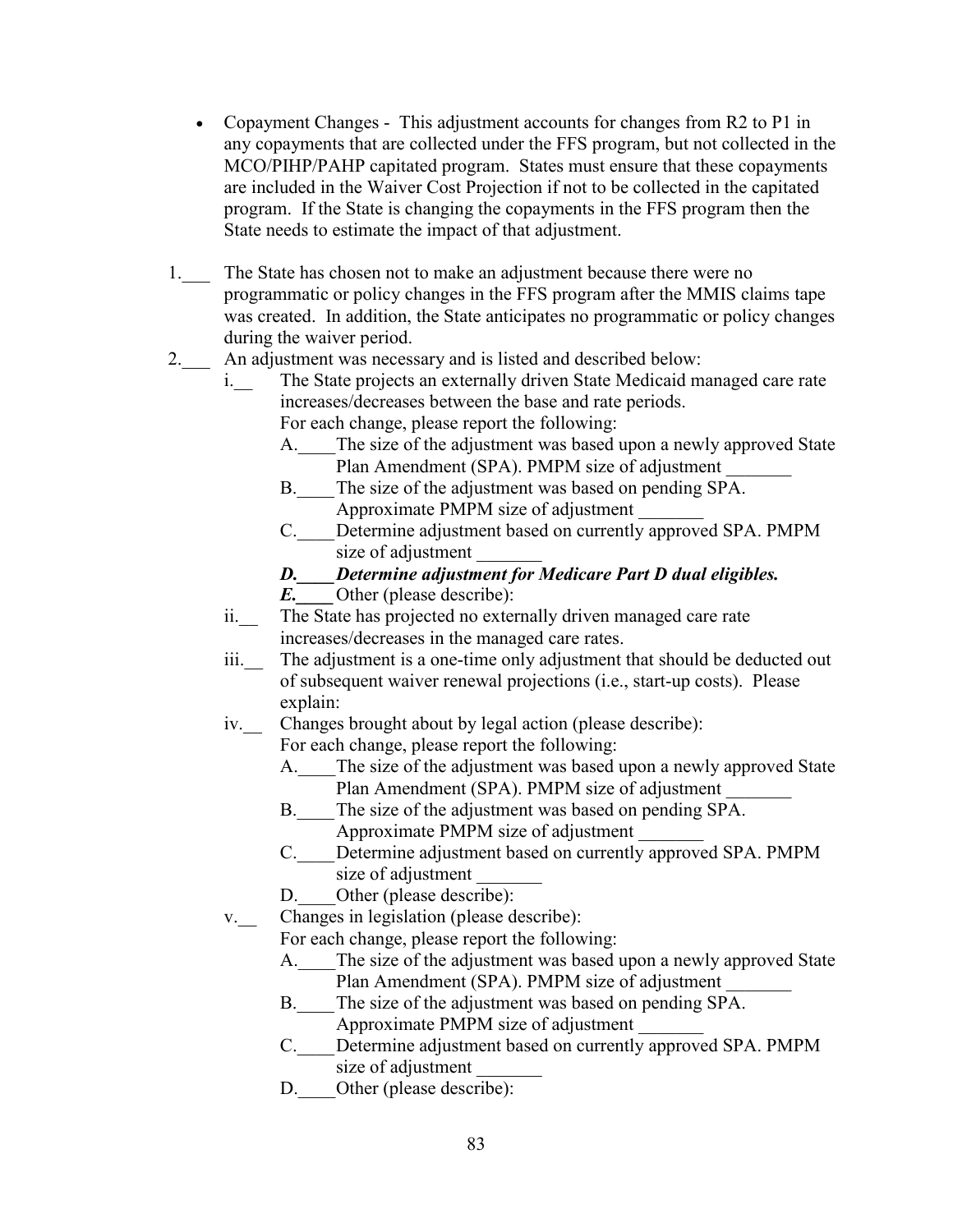- Copayment Changes - This adjustment accounts for changes from R2 to P1 in any copayments that are collected under the FFS program, but not collected in the MCO/PIHP/PAHP capitated program. States must ensure that these copayments are included in the Waiver Cost Projection if not to be collected in the capitated program. If the State is changing the copayments in the FFS program then the State needs to estimate the impact of that adjustment.

1.___ The State has chosen not to make an adjustment because there were no programmatic or policy changes in the FFS program after the MMIS claims tape was created. In addition, the State anticipates no programmatic or policy changes during the waiver period.

2.___ An adjustment was necessary and is listed and described below:

   i.__ The State projects an externally driven State Medicaid managed care rate increases/decreases between the base and rate periods.
   For each change, please report the following:
      A.____The size of the adjustment was based upon a newly approved State Plan Amendment (SPA). PMPM size of adjustment _______
      B.____The size of the adjustment was based on pending SPA. Approximate PMPM size of adjustment _______
      C.____Determine adjustment based on currently approved SPA. PMPM size of adjustment _______
      ***D.____Determine adjustment for Medicare Part D dual eligibles.***
      ***E.____*** Other (please describe):

   ii.__ The State has projected no externally driven managed care rate increases/decreases in the managed care rates.

   iii.__ The adjustment is a one-time only adjustment that should be deducted out of subsequent waiver renewal projections (i.e., start-up costs). Please explain:

   iv.__ Changes brought about by legal action (please describe):
   For each change, please report the following:
      A.____The size of the adjustment was based upon a newly approved State Plan Amendment (SPA). PMPM size of adjustment _______
      B.____The size of the adjustment was based on pending SPA. Approximate PMPM size of adjustment _______
      C.____Determine adjustment based on currently approved SPA. PMPM size of adjustment _______
      D.____Other (please describe):

   v.__ Changes in legislation (please describe):
   For each change, please report the following:
      A.____The size of the adjustment was based upon a newly approved State Plan Amendment (SPA). PMPM size of adjustment _______
      B.____The size of the adjustment was based on pending SPA. Approximate PMPM size of adjustment _______
      C.____Determine adjustment based on currently approved SPA. PMPM size of adjustment _______
      D.____Other (please describe):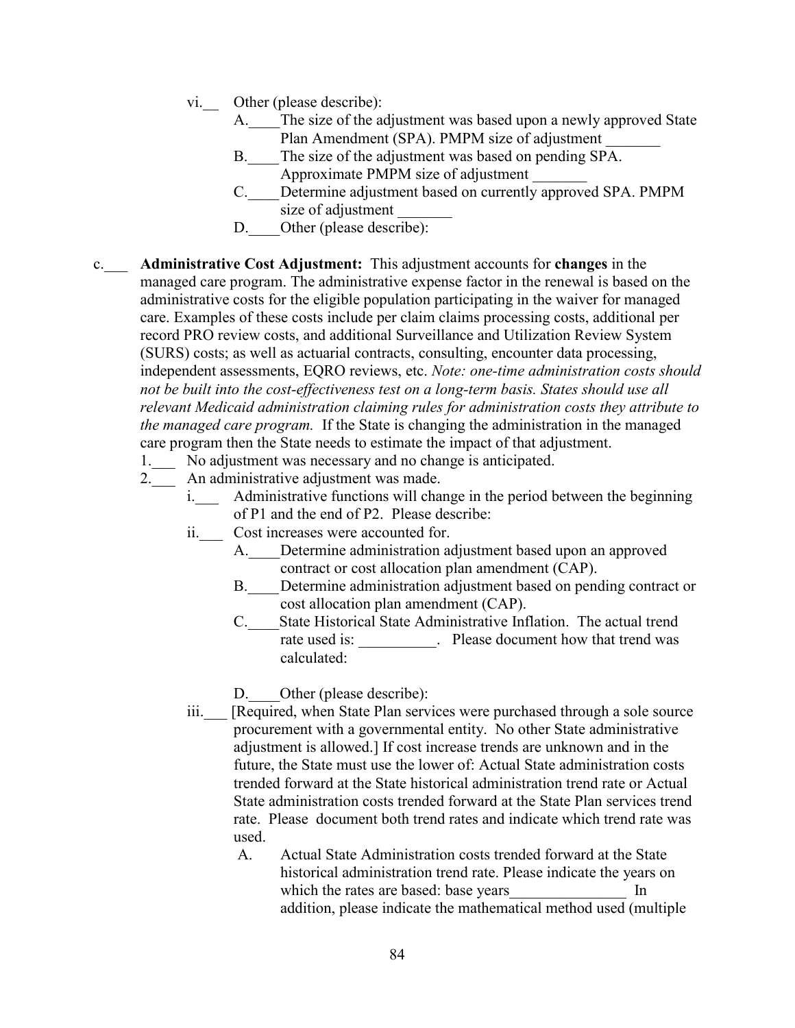vi.__ Other (please describe):

A.____The size of the adjustment was based upon a newly approved State Plan Amendment (SPA). PMPM size of adjustment _______

B.____The size of the adjustment was based on pending SPA. Approximate PMPM size of adjustment _______

C.____Determine adjustment based on currently approved SPA. PMPM size of adjustment _______

D.____Other (please describe):

c.___ **Administrative Cost Adjustment:** This adjustment accounts for **changes** in the managed care program. The administrative expense factor in the renewal is based on the administrative costs for the eligible population participating in the waiver for managed care. Examples of these costs include per claim claims processing costs, additional per record PRO review costs, and additional Surveillance and Utilization Review System (SURS) costs; as well as actuarial contracts, consulting, encounter data processing, independent assessments, EQRO reviews, etc. *Note: one-time administration costs should not be built into the cost-effectiveness test on a long-term basis. States should use all relevant Medicaid administration claiming rules for administration costs they attribute to the managed care program.* If the State is changing the administration in the managed care program then the State needs to estimate the impact of that adjustment.

1.___ No adjustment was necessary and no change is anticipated.

2.___ An administrative adjustment was made.

i.___ Administrative functions will change in the period between the beginning of P1 and the end of P2. Please describe:

ii.___ Cost increases were accounted for.

A.____Determine administration adjustment based upon an approved contract or cost allocation plan amendment (CAP).

B.____Determine administration adjustment based on pending contract or cost allocation plan amendment (CAP).

C.____State Historical State Administrative Inflation. The actual trend rate used is: __________. Please document how that trend was calculated:

D.____Other (please describe):

iii.___ [Required, when State Plan services were purchased through a sole source procurement with a governmental entity. No other State administrative adjustment is allowed.] If cost increase trends are unknown and in the future, the State must use the lower of: Actual State administration costs trended forward at the State historical administration trend rate or Actual State administration costs trended forward at the State Plan services trend rate. Please document both trend rates and indicate which trend rate was used.

A. Actual State Administration costs trended forward at the State historical administration trend rate. Please indicate the years on which the rates are based: base years_______________ In addition, please indicate the mathematical method used (multiple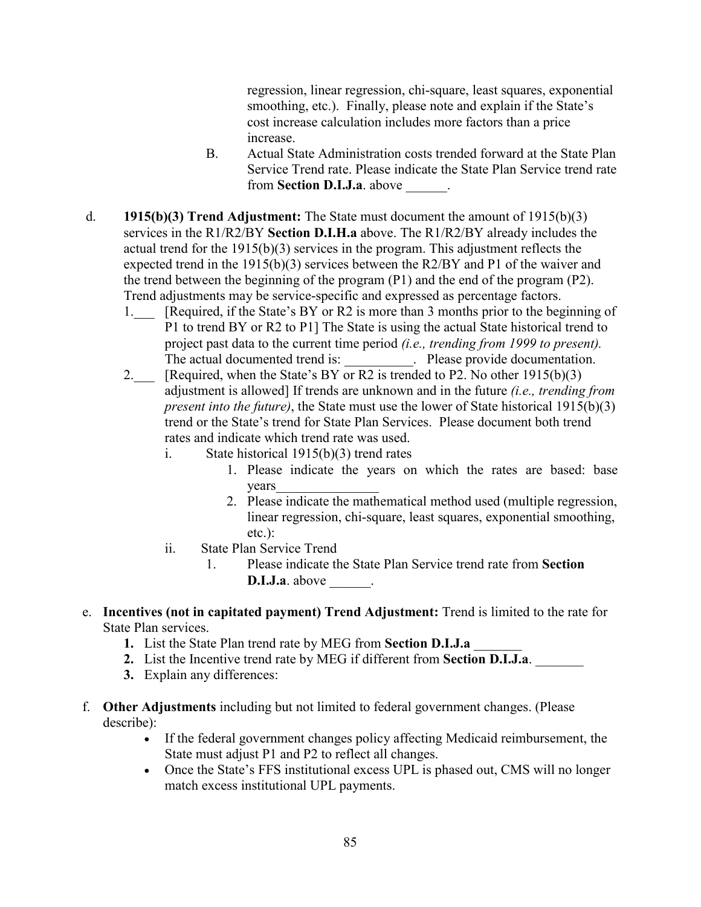regression, linear regression, chi-square, least squares, exponential smoothing, etc.). Finally, please note and explain if the State's cost increase calculation includes more factors than a price increase.

B. Actual State Administration costs trended forward at the State Plan Service Trend rate. Please indicate the State Plan Service trend rate from **Section D.I.J.a**. above ______.

d. **1915(b)(3) Trend Adjustment:** The State must document the amount of 1915(b)(3) services in the R1/R2/BY **Section D.I.H.a** above. The R1/R2/BY already includes the actual trend for the 1915(b)(3) services in the program. This adjustment reflects the expected trend in the 1915(b)(3) services between the R2/BY and P1 of the waiver and the trend between the beginning of the program (P1) and the end of the program (P2). Trend adjustments may be service-specific and expressed as percentage factors.

1.___ [Required, if the State's BY or R2 is more than 3 months prior to the beginning of P1 to trend BY or R2 to P1] The State is using the actual State historical trend to project past data to the current time period *(i.e., trending from 1999 to present).* The actual documented trend is: __________. Please provide documentation.

2.___ [Required, when the State's BY or R2 is trended to P2. No other 1915(b)(3) adjustment is allowed] If trends are unknown and in the future *(i.e., trending from present into the future)*, the State must use the lower of State historical 1915(b)(3) trend or the State's trend for State Plan Services. Please document both trend rates and indicate which trend rate was used.

i. State historical 1915(b)(3) trend rates
   1. Please indicate the years on which the rates are based: base years_______________
   2. Please indicate the mathematical method used (multiple regression, linear regression, chi-square, least squares, exponential smoothing, etc.):

ii. State Plan Service Trend
   1. Please indicate the State Plan Service trend rate from **Section D.I.J.a**. above ______.

e. **Incentives (not in capitated payment) Trend Adjustment:** Trend is limited to the rate for State Plan services.

1. List the State Plan trend rate by MEG from **Section D.I.J.a** _______
2. List the Incentive trend rate by MEG if different from **Section D.I.J.a**. _______
3. Explain any differences:

f. **Other Adjustments** including but not limited to federal government changes. (Please describe):

- If the federal government changes policy affecting Medicaid reimbursement, the State must adjust P1 and P2 to reflect all changes.
- Once the State's FFS institutional excess UPL is phased out, CMS will no longer match excess institutional UPL payments.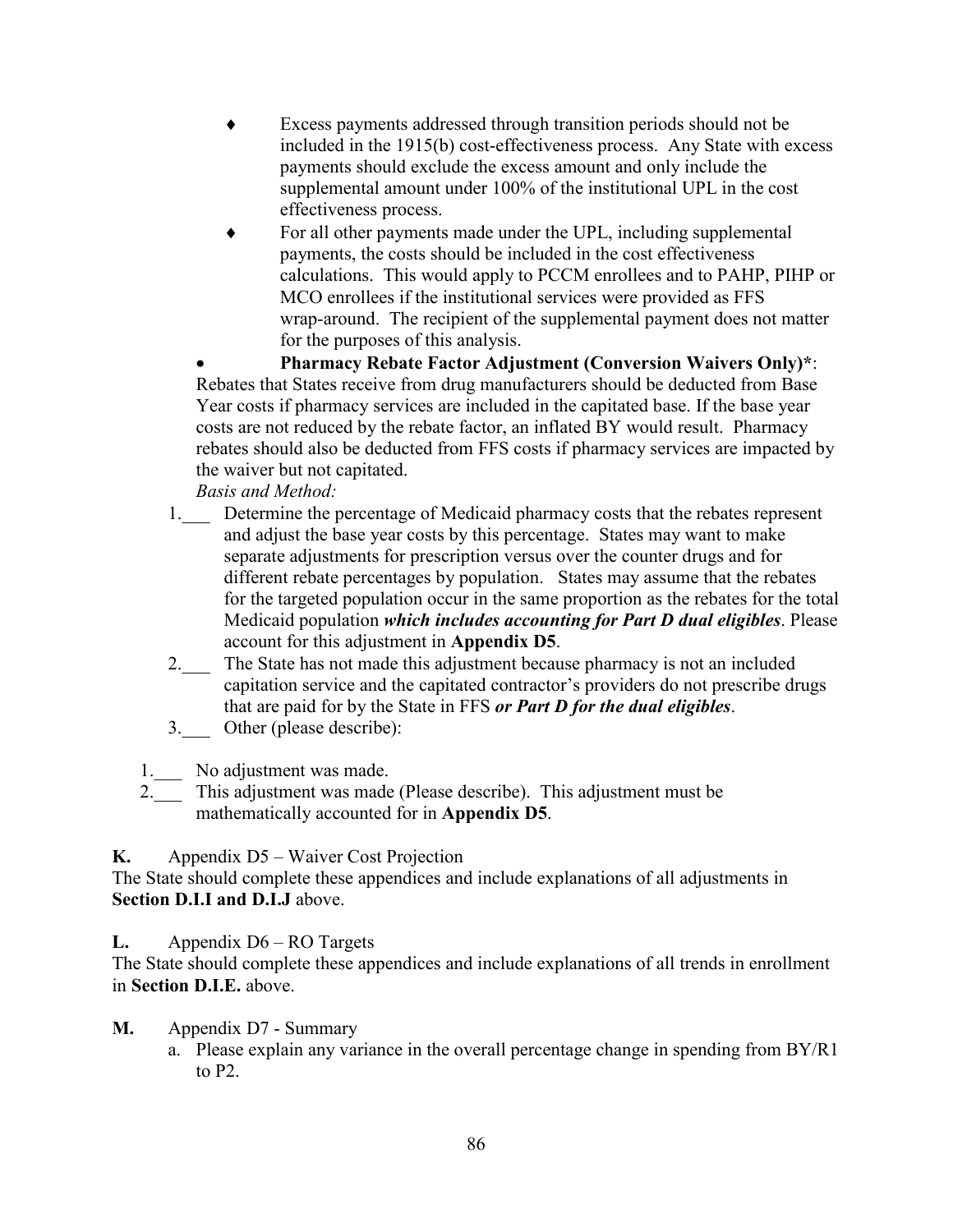- Excess payments addressed through transition periods should not be included in the 1915(b) cost-effectiveness process. Any State with excess payments should exclude the excess amount and only include the supplemental amount under 100% of the institutional UPL in the cost effectiveness process.
- For all other payments made under the UPL, including supplemental payments, the costs should be included in the cost effectiveness calculations. This would apply to PCCM enrollees and to PAHP, PIHP or MCO enrollees if the institutional services were provided as FFS wrap-around. The recipient of the supplemental payment does not matter for the purposes of this analysis.

- **Pharmacy Rebate Factor Adjustment (Conversion Waivers Only)\***: Rebates that States receive from drug manufacturers should be deducted from Base Year costs if pharmacy services are included in the capitated base. If the base year costs are not reduced by the rebate factor, an inflated BY would result. Pharmacy rebates should also be deducted from FFS costs if pharmacy services are impacted by the waiver but not capitated.

  *Basis and Method:*

  1.___ Determine the percentage of Medicaid pharmacy costs that the rebates represent and adjust the base year costs by this percentage. States may want to make separate adjustments for prescription versus over the counter drugs and for different rebate percentages by population. States may assume that the rebates for the targeted population occur in the same proportion as the rebates for the total Medicaid population ***which includes accounting for Part D dual eligibles***. Please account for this adjustment in **Appendix D5**.

  2.___ The State has not made this adjustment because pharmacy is not an included capitation service and the capitated contractor's providers do not prescribe drugs that are paid for by the State in FFS ***or Part D for the dual eligibles***.

  3.___ Other (please describe):

1.___ No adjustment was made.

2.___ This adjustment was made (Please describe). This adjustment must be mathematically accounted for in **Appendix D5**.

**K.** Appendix D5 – Waiver Cost Projection

The State should complete these appendices and include explanations of all adjustments in **Section D.I.I and D.I.J** above.

**L.** Appendix D6 – RO Targets

The State should complete these appendices and include explanations of all trends in enrollment in **Section D.I.E.** above.

**M.** Appendix D7 - Summary

a. Please explain any variance in the overall percentage change in spending from BY/R1 to P2.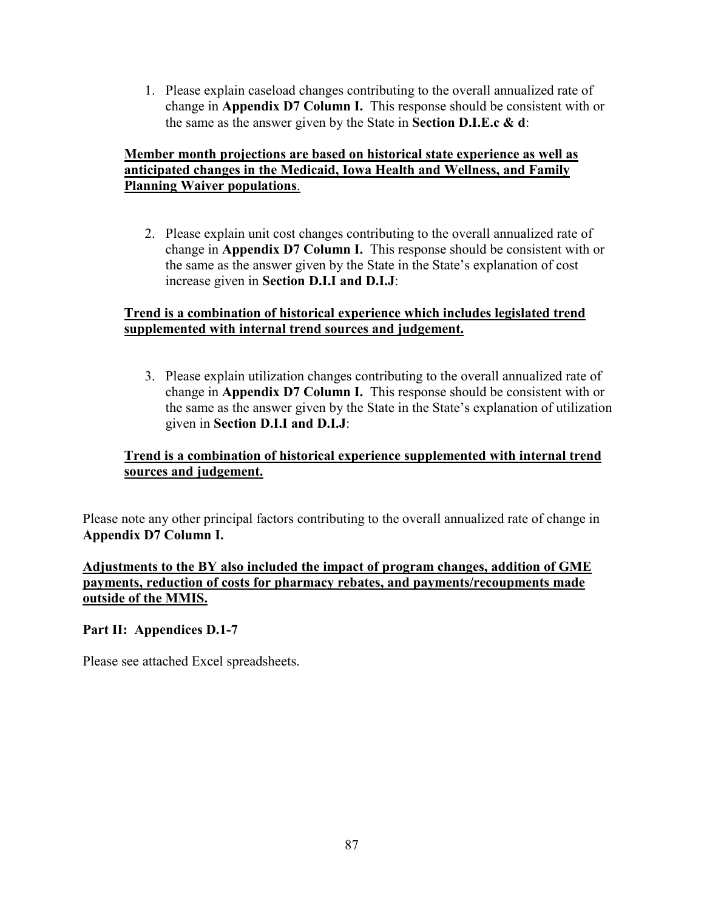1. Please explain caseload changes contributing to the overall annualized rate of change in **Appendix D7 Column I.** This response should be consistent with or the same as the answer given by the State in **Section D.I.E.c & d**:

**Member month projections are based on historical state experience as well as anticipated changes in the Medicaid, Iowa Health and Wellness, and Family Planning Waiver populations**.

2. Please explain unit cost changes contributing to the overall annualized rate of change in **Appendix D7 Column I.** This response should be consistent with or the same as the answer given by the State in the State's explanation of cost increase given in **Section D.I.I and D.I.J**:

**Trend is a combination of historical experience which includes legislated trend supplemented with internal trend sources and judgement.**

3. Please explain utilization changes contributing to the overall annualized rate of change in **Appendix D7 Column I.** This response should be consistent with or the same as the answer given by the State in the State's explanation of utilization given in **Section D.I.I and D.I.J**:

**Trend is a combination of historical experience supplemented with internal trend sources and judgement.**

Please note any other principal factors contributing to the overall annualized rate of change in **Appendix D7 Column I.**

**Adjustments to the BY also included the impact of program changes, addition of GME payments, reduction of costs for pharmacy rebates, and payments/recoupments made outside of the MMIS.**

**Part II: Appendices D.1-7**

Please see attached Excel spreadsheets.